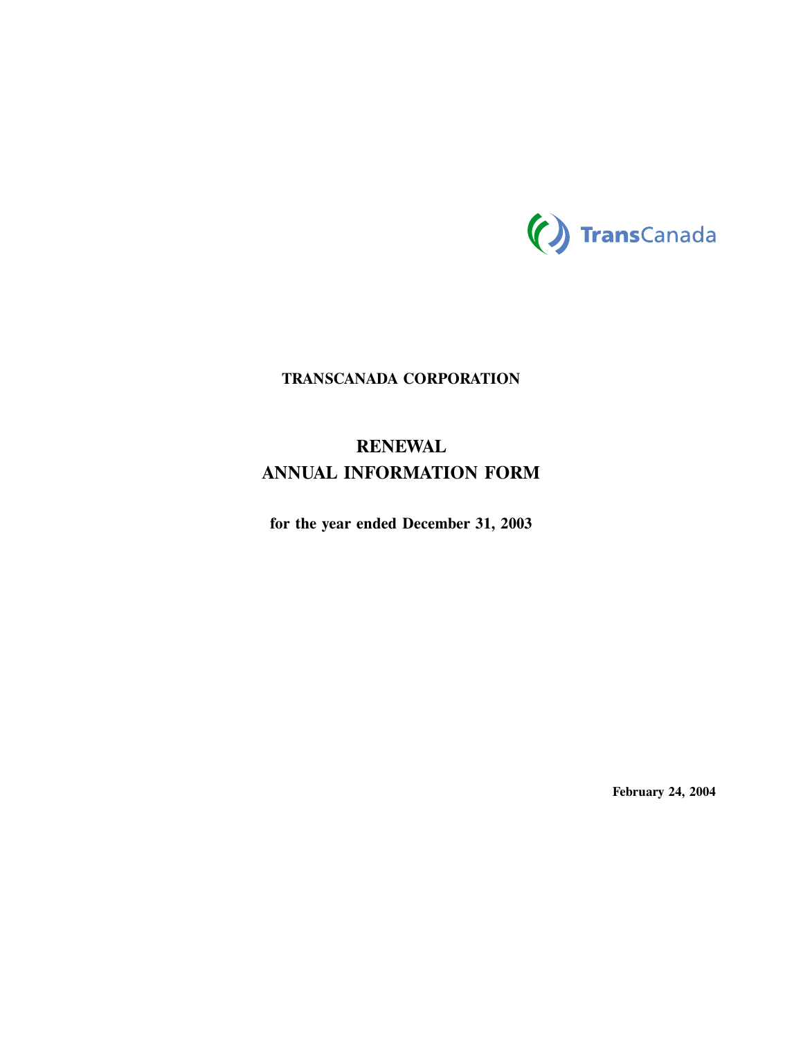TransCanada

**TRANSCANADA CORPORATION**

# RENEWAL
# ANNUAL INFORMATION FORM

**for the year ended December 31, 2003**

**February 24, 2004**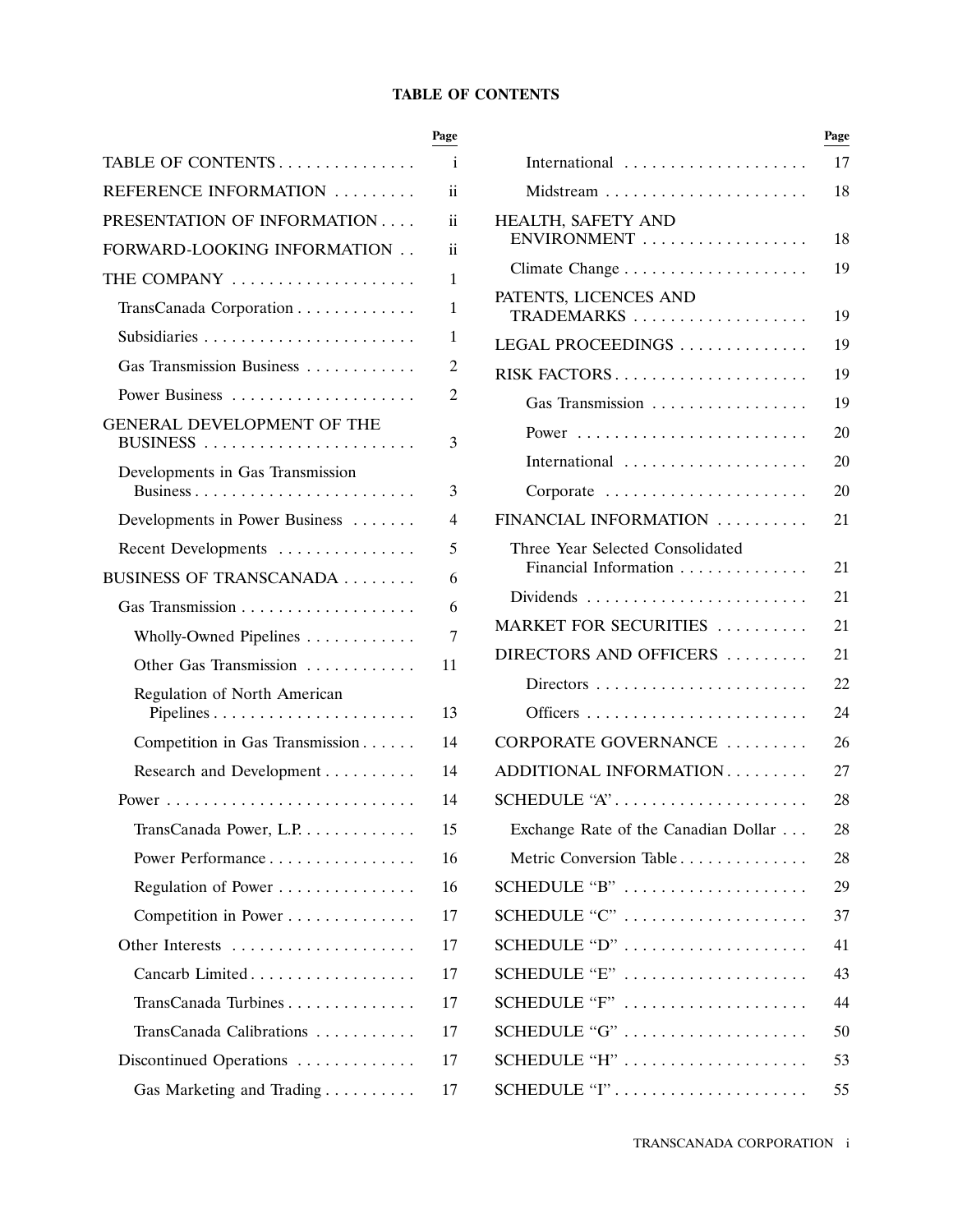# TABLE OF CONTENTS

| | Page |
|---|---|
| TABLE OF CONTENTS | i |
| REFERENCE INFORMATION | ii |
| PRESENTATION OF INFORMATION | ii |
| FORWARD-LOOKING INFORMATION | ii |
| THE COMPANY | 1 |
| TransCanada Corporation | 1 |
| Subsidiaries | 1 |
| Gas Transmission Business | 2 |
| Power Business | 2 |
| GENERAL DEVELOPMENT OF THE BUSINESS | 3 |
| Developments in Gas Transmission Business | 3 |
| Developments in Power Business | 4 |
| Recent Developments | 5 |
| BUSINESS OF TRANSCANADA | 6 |
| Gas Transmission | 6 |
| Wholly-Owned Pipelines | 7 |
| Other Gas Transmission | 11 |
| Regulation of North American Pipelines | 13 |
| Competition in Gas Transmission | 14 |
| Research and Development | 14 |
| Power | 14 |
| TransCanada Power, L.P. | 15 |
| Power Performance | 16 |
| Regulation of Power | 16 |
| Competition in Power | 17 |
| Other Interests | 17 |
| Cancarb Limited | 17 |
| TransCanada Turbines | 17 |
| TransCanada Calibrations | 17 |
| Discontinued Operations | 17 |
| Gas Marketing and Trading | 17 |
| International | 17 |
| Midstream | 18 |
| HEALTH, SAFETY AND ENVIRONMENT | 18 |
| Climate Change | 19 |
| PATENTS, LICENCES AND TRADEMARKS | 19 |
| LEGAL PROCEEDINGS | 19 |
| RISK FACTORS | 19 |
| Gas Transmission | 19 |
| Power | 20 |
| International | 20 |
| Corporate | 20 |
| FINANCIAL INFORMATION | 21 |
| Three Year Selected Consolidated Financial Information | 21 |
| Dividends | 21 |
| MARKET FOR SECURITIES | 21 |
| DIRECTORS AND OFFICERS | 21 |
| Directors | 22 |
| Officers | 24 |
| CORPORATE GOVERNANCE | 26 |
| ADDITIONAL INFORMATION | 27 |
| SCHEDULE "A" | 28 |
| Exchange Rate of the Canadian Dollar | 28 |
| Metric Conversion Table | 28 |
| SCHEDULE "B" | 29 |
| SCHEDULE "C" | 37 |
| SCHEDULE "D" | 41 |
| SCHEDULE "E" | 43 |
| SCHEDULE "F" | 44 |
| SCHEDULE "G" | 50 |
| SCHEDULE "H" | 53 |
| SCHEDULE "I" | 55 |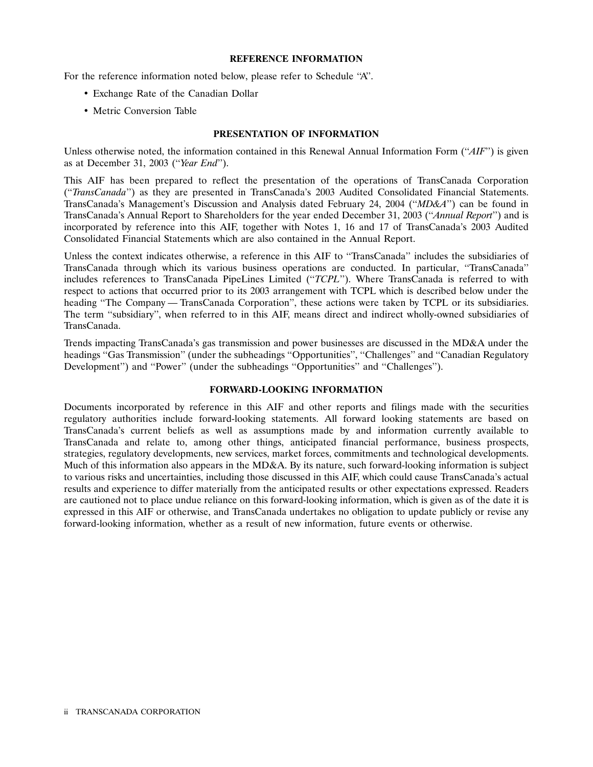## REFERENCE INFORMATION

For the reference information noted below, please refer to Schedule "A".

- Exchange Rate of the Canadian Dollar
- Metric Conversion Table

## PRESENTATION OF INFORMATION

Unless otherwise noted, the information contained in this Renewal Annual Information Form ("*AIF*") is given as at December 31, 2003 ("*Year End*").

This AIF has been prepared to reflect the presentation of the operations of TransCanada Corporation ("*TransCanada*") as they are presented in TransCanada's 2003 Audited Consolidated Financial Statements. TransCanada's Management's Discussion and Analysis dated February 24, 2004 ("*MD&A*") can be found in TransCanada's Annual Report to Shareholders for the year ended December 31, 2003 ("*Annual Report*") and is incorporated by reference into this AIF, together with Notes 1, 16 and 17 of TransCanada's 2003 Audited Consolidated Financial Statements which are also contained in the Annual Report.

Unless the context indicates otherwise, a reference in this AIF to "TransCanada" includes the subsidiaries of TransCanada through which its various business operations are conducted. In particular, "TransCanada" includes references to TransCanada PipeLines Limited ("*TCPL*"). Where TransCanada is referred to with respect to actions that occurred prior to its 2003 arrangement with TCPL which is described below under the heading "The Company — TransCanada Corporation", these actions were taken by TCPL or its subsidiaries. The term "subsidiary", when referred to in this AIF, means direct and indirect wholly-owned subsidiaries of TransCanada.

Trends impacting TransCanada's gas transmission and power businesses are discussed in the MD&A under the headings "Gas Transmission" (under the subheadings "Opportunities", "Challenges" and "Canadian Regulatory Development") and "Power" (under the subheadings "Opportunities" and "Challenges").

## FORWARD-LOOKING INFORMATION

Documents incorporated by reference in this AIF and other reports and filings made with the securities regulatory authorities include forward-looking statements. All forward looking statements are based on TransCanada's current beliefs as well as assumptions made by and information currently available to TransCanada and relate to, among other things, anticipated financial performance, business prospects, strategies, regulatory developments, new services, market forces, commitments and technological developments. Much of this information also appears in the MD&A. By its nature, such forward-looking information is subject to various risks and uncertainties, including those discussed in this AIF, which could cause TransCanada's actual results and experience to differ materially from the anticipated results or other expectations expressed. Readers are cautioned not to place undue reliance on this forward-looking information, which is given as of the date it is expressed in this AIF or otherwise, and TransCanada undertakes no obligation to update publicly or revise any forward-looking information, whether as a result of new information, future events or otherwise.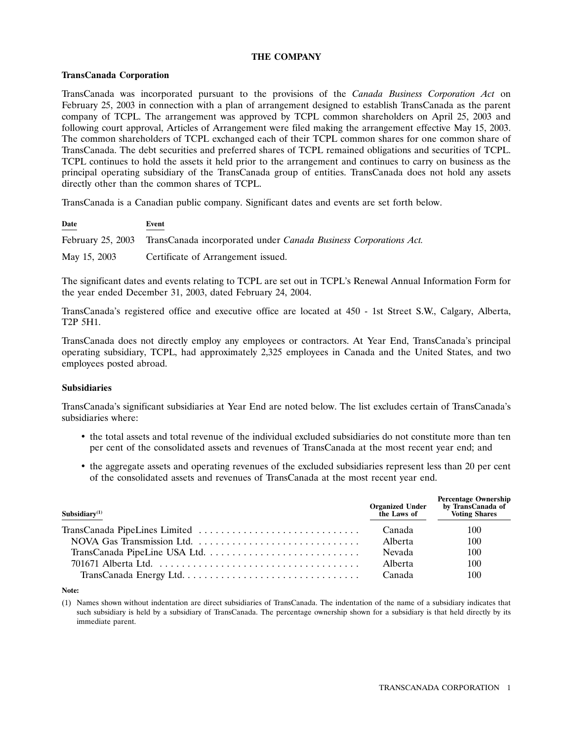# THE COMPANY

## TransCanada Corporation

TransCanada was incorporated pursuant to the provisions of the *Canada Business Corporation Act* on February 25, 2003 in connection with a plan of arrangement designed to establish TransCanada as the parent company of TCPL. The arrangement was approved by TCPL common shareholders on April 25, 2003 and following court approval, Articles of Arrangement were filed making the arrangement effective May 15, 2003. The common shareholders of TCPL exchanged each of their TCPL common shares for one common share of TransCanada. The debt securities and preferred shares of TCPL remained obligations and securities of TCPL. TCPL continues to hold the assets it held prior to the arrangement and continues to carry on business as the principal operating subsidiary of the TransCanada group of entities. TransCanada does not hold any assets directly other than the common shares of TCPL.

TransCanada is a Canadian public company. Significant dates and events are set forth below.

| Date | Event |
|---|---|
| February 25, 2003 | TransCanada incorporated under *Canada Business Corporations Act.* |
| May 15, 2003 | Certificate of Arrangement issued. |

The significant dates and events relating to TCPL are set out in TCPL's Renewal Annual Information Form for the year ended December 31, 2003, dated February 24, 2004.

TransCanada's registered office and executive office are located at 450 - 1st Street S.W., Calgary, Alberta, T2P 5H1.

TransCanada does not directly employ any employees or contractors. At Year End, TransCanada's principal operating subsidiary, TCPL, had approximately 2,325 employees in Canada and the United States, and two employees posted abroad.

## Subsidiaries

TransCanada's significant subsidiaries at Year End are noted below. The list excludes certain of TransCanada's subsidiaries where:

- the total assets and total revenue of the individual excluded subsidiaries do not constitute more than ten per cent of the consolidated assets and revenues of TransCanada at the most recent year end; and
- the aggregate assets and operating revenues of the excluded subsidiaries represent less than 20 per cent of the consolidated assets and revenues of TransCanada at the most recent year end.

| Subsidiary[(1)] | Organized Under the Laws of | Percentage Ownership by TransCanada of Voting Shares |
|---|---|---|
| TransCanada PipeLines Limited | Canada | 100 |
| &nbsp;&nbsp;NOVA Gas Transmission Ltd. | Alberta | 100 |
| &nbsp;&nbsp;TransCanada PipeLine USA Ltd. | Nevada | 100 |
| &nbsp;&nbsp;701671 Alberta Ltd. | Alberta | 100 |
| &nbsp;&nbsp;&nbsp;&nbsp;TransCanada Energy Ltd. | Canada | 100 |

**Note:**

(1) Names shown without indentation are direct subsidiaries of TransCanada. The indentation of the name of a subsidiary indicates that such subsidiary is held by a subsidiary of TransCanada. The percentage ownership shown for a subsidiary is that held directly by its immediate parent.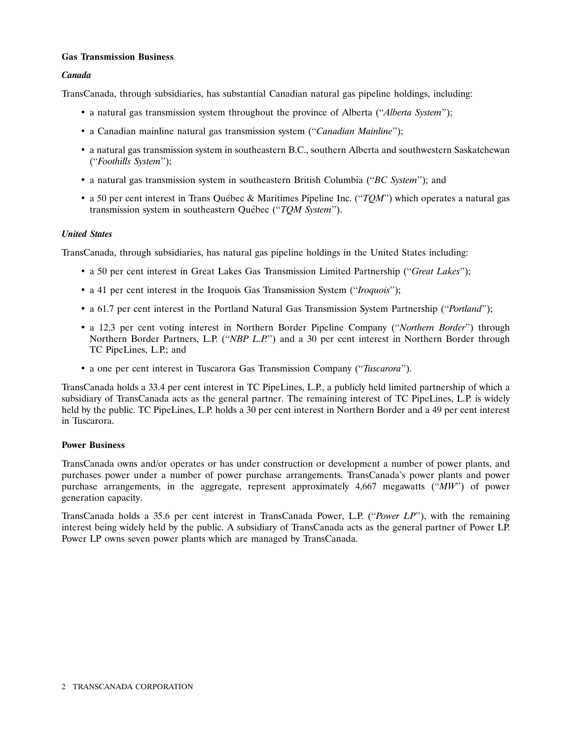**Gas Transmission Business**

***Canada***

TransCanada, through subsidiaries, has substantial Canadian natural gas pipeline holdings, including:

- a natural gas transmission system throughout the province of Alberta (''*Alberta System*'');
- a Canadian mainline natural gas transmission system (''*Canadian Mainline*'');
- a natural gas transmission system in southeastern B.C., southern Alberta and southwestern Saskatchewan (''*Foothills System*'');
- a natural gas transmission system in southeastern British Columbia (''*BC System*''); and
- a 50 per cent interest in Trans Québec & Maritimes Pipeline Inc. (''*TQM*'') which operates a natural gas transmission system in southeastern Québec (''*TQM System*'').

***United States***

TransCanada, through subsidiaries, has natural gas pipeline holdings in the United States including:

- a 50 per cent interest in Great Lakes Gas Transmission Limited Partnership (''*Great Lakes*'');
- a 41 per cent interest in the Iroquois Gas Transmission System (''*Iroquois*'');
- a 61.7 per cent interest in the Portland Natural Gas Transmission System Partnership (''*Portland*'');
- a 12.3 per cent voting interest in Northern Border Pipeline Company (''*Northern Border*'') through Northern Border Partners, L.P. (''*NBP L.P.*'') and a 30 per cent interest in Northern Border through TC PipeLines, L.P.; and
- a one per cent interest in Tuscarora Gas Transmission Company (''*Tuscarora*'').

TransCanada holds a 33.4 per cent interest in TC PipeLines, L.P., a publicly held limited partnership of which a subsidiary of TransCanada acts as the general partner. The remaining interest of TC PipeLines, L.P. is widely held by the public. TC PipeLines, L.P. holds a 30 per cent interest in Northern Border and a 49 per cent interest in Tuscarora.

**Power Business**

TransCanada owns and/or operates or has under construction or development a number of power plants, and purchases power under a number of power purchase arrangements. TransCanada's power plants and power purchase arrangements, in the aggregate, represent approximately 4,667 megawatts (''*MW*'') of power generation capacity.

TransCanada holds a 35.6 per cent interest in TransCanada Power, L.P. (''*Power LP*''), with the remaining interest being widely held by the public. A subsidiary of TransCanada acts as the general partner of Power LP. Power LP owns seven power plants which are managed by TransCanada.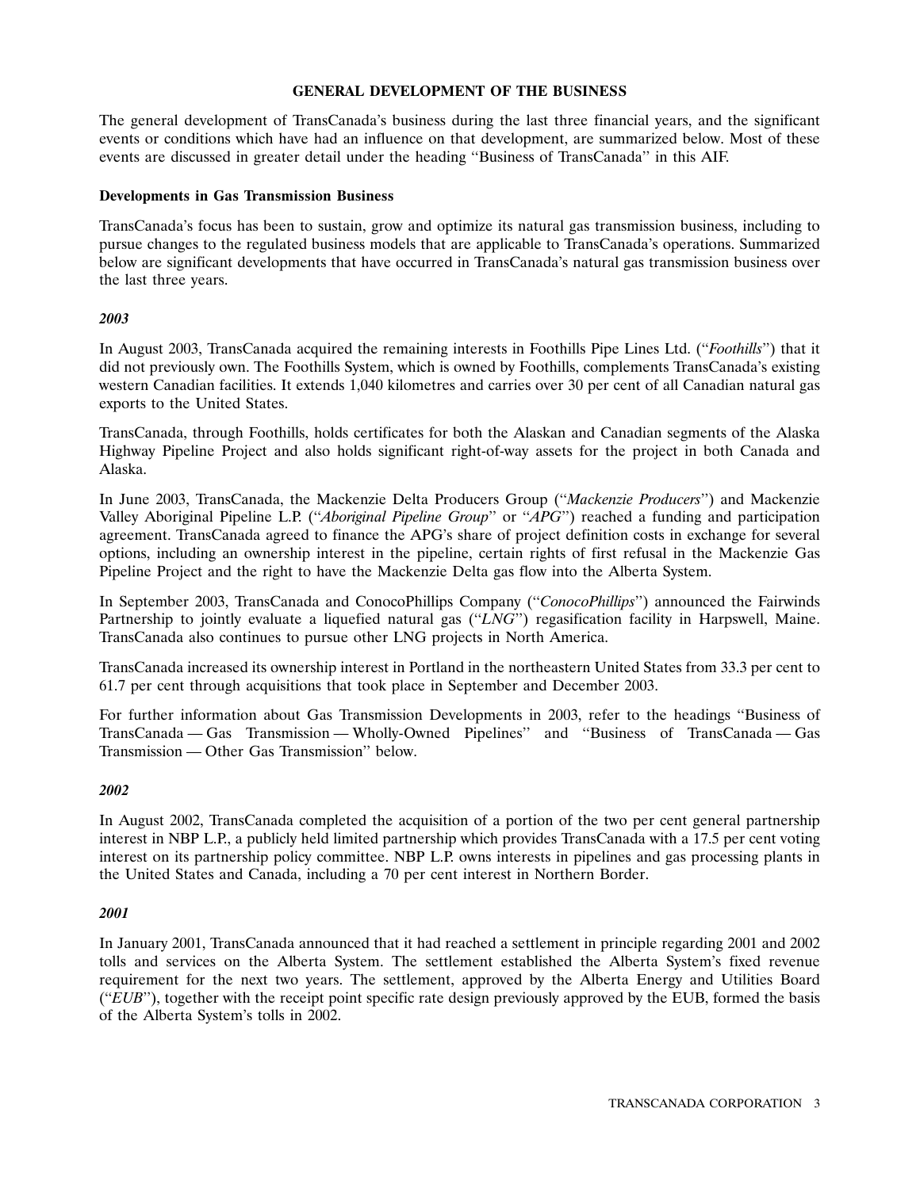## GENERAL DEVELOPMENT OF THE BUSINESS

The general development of TransCanada's business during the last three financial years, and the significant events or conditions which have had an influence on that development, are summarized below. Most of these events are discussed in greater detail under the heading ''Business of TransCanada'' in this AIF.

### Developments in Gas Transmission Business

TransCanada's focus has been to sustain, grow and optimize its natural gas transmission business, including to pursue changes to the regulated business models that are applicable to TransCanada's operations. Summarized below are significant developments that have occurred in TransCanada's natural gas transmission business over the last three years.

#### *2003*

In August 2003, TransCanada acquired the remaining interests in Foothills Pipe Lines Ltd. (''*Foothills*'') that it did not previously own. The Foothills System, which is owned by Foothills, complements TransCanada's existing western Canadian facilities. It extends 1,040 kilometres and carries over 30 per cent of all Canadian natural gas exports to the United States.

TransCanada, through Foothills, holds certificates for both the Alaskan and Canadian segments of the Alaska Highway Pipeline Project and also holds significant right-of-way assets for the project in both Canada and Alaska.

In June 2003, TransCanada, the Mackenzie Delta Producers Group (''*Mackenzie Producers*'') and Mackenzie Valley Aboriginal Pipeline L.P. (''*Aboriginal Pipeline Group*'' or ''*APG*'') reached a funding and participation agreement. TransCanada agreed to finance the APG's share of project definition costs in exchange for several options, including an ownership interest in the pipeline, certain rights of first refusal in the Mackenzie Gas Pipeline Project and the right to have the Mackenzie Delta gas flow into the Alberta System.

In September 2003, TransCanada and ConocoPhillips Company (''*ConocoPhillips*'') announced the Fairwinds Partnership to jointly evaluate a liquefied natural gas (''*LNG*'') regasification facility in Harpswell, Maine. TransCanada also continues to pursue other LNG projects in North America.

TransCanada increased its ownership interest in Portland in the northeastern United States from 33.3 per cent to 61.7 per cent through acquisitions that took place in September and December 2003.

For further information about Gas Transmission Developments in 2003, refer to the headings ''Business of TransCanada — Gas Transmission — Wholly-Owned Pipelines'' and ''Business of TransCanada — Gas Transmission — Other Gas Transmission'' below.

#### *2002*

In August 2002, TransCanada completed the acquisition of a portion of the two per cent general partnership interest in NBP L.P., a publicly held limited partnership which provides TransCanada with a 17.5 per cent voting interest on its partnership policy committee. NBP L.P. owns interests in pipelines and gas processing plants in the United States and Canada, including a 70 per cent interest in Northern Border.

#### *2001*

In January 2001, TransCanada announced that it had reached a settlement in principle regarding 2001 and 2002 tolls and services on the Alberta System. The settlement established the Alberta System's fixed revenue requirement for the next two years. The settlement, approved by the Alberta Energy and Utilities Board (''*EUB*''), together with the receipt point specific rate design previously approved by the EUB, formed the basis of the Alberta System's tolls in 2002.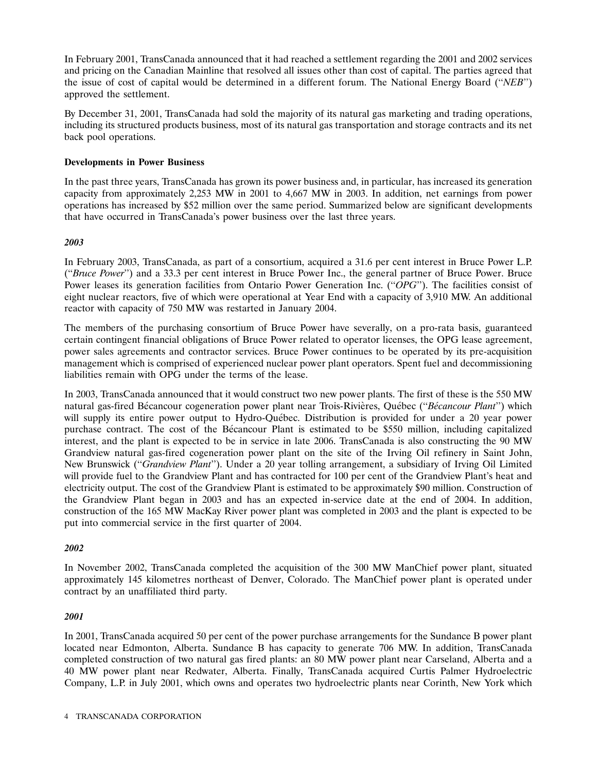In February 2001, TransCanada announced that it had reached a settlement regarding the 2001 and 2002 services and pricing on the Canadian Mainline that resolved all issues other than cost of capital. The parties agreed that the issue of cost of capital would be determined in a different forum. The National Energy Board (''*NEB*'') approved the settlement.

By December 31, 2001, TransCanada had sold the majority of its natural gas marketing and trading operations, including its structured products business, most of its natural gas transportation and storage contracts and its net back pool operations.

**Developments in Power Business**

In the past three years, TransCanada has grown its power business and, in particular, has increased its generation capacity from approximately 2,253 MW in 2001 to 4,667 MW in 2003. In addition, net earnings from power operations has increased by $52 million over the same period. Summarized below are significant developments that have occurred in TransCanada's power business over the last three years.

***2003***

In February 2003, TransCanada, as part of a consortium, acquired a 31.6 per cent interest in Bruce Power L.P. (''*Bruce Power*'') and a 33.3 per cent interest in Bruce Power Inc., the general partner of Bruce Power. Bruce Power leases its generation facilities from Ontario Power Generation Inc. (''*OPG*''). The facilities consist of eight nuclear reactors, five of which were operational at Year End with a capacity of 3,910 MW. An additional reactor with capacity of 750 MW was restarted in January 2004.

The members of the purchasing consortium of Bruce Power have severally, on a pro-rata basis, guaranteed certain contingent financial obligations of Bruce Power related to operator licenses, the OPG lease agreement, power sales agreements and contractor services. Bruce Power continues to be operated by its pre-acquisition management which is comprised of experienced nuclear power plant operators. Spent fuel and decommissioning liabilities remain with OPG under the terms of the lease.

In 2003, TransCanada announced that it would construct two new power plants. The first of these is the 550 MW natural gas-fired Bécancour cogeneration power plant near Trois-Rivières, Québec (''*Bécancour Plant*'') which will supply its entire power output to Hydro-Québec. Distribution is provided for under a 20 year power purchase contract. The cost of the Bécancour Plant is estimated to be $550 million, including capitalized interest, and the plant is expected to be in service in late 2006. TransCanada is also constructing the 90 MW Grandview natural gas-fired cogeneration power plant on the site of the Irving Oil refinery in Saint John, New Brunswick (''*Grandview Plant*''). Under a 20 year tolling arrangement, a subsidiary of Irving Oil Limited will provide fuel to the Grandview Plant and has contracted for 100 per cent of the Grandview Plant's heat and electricity output. The cost of the Grandview Plant is estimated to be approximately $90 million. Construction of the Grandview Plant began in 2003 and has an expected in-service date at the end of 2004. In addition, construction of the 165 MW MacKay River power plant was completed in 2003 and the plant is expected to be put into commercial service in the first quarter of 2004.

***2002***

In November 2002, TransCanada completed the acquisition of the 300 MW ManChief power plant, situated approximately 145 kilometres northeast of Denver, Colorado. The ManChief power plant is operated under contract by an unaffiliated third party.

***2001***

In 2001, TransCanada acquired 50 per cent of the power purchase arrangements for the Sundance B power plant located near Edmonton, Alberta. Sundance B has capacity to generate 706 MW. In addition, TransCanada completed construction of two natural gas fired plants: an 80 MW power plant near Carseland, Alberta and a 40 MW power plant near Redwater, Alberta. Finally, TransCanada acquired Curtis Palmer Hydroelectric Company, L.P. in July 2001, which owns and operates two hydroelectric plants near Corinth, New York which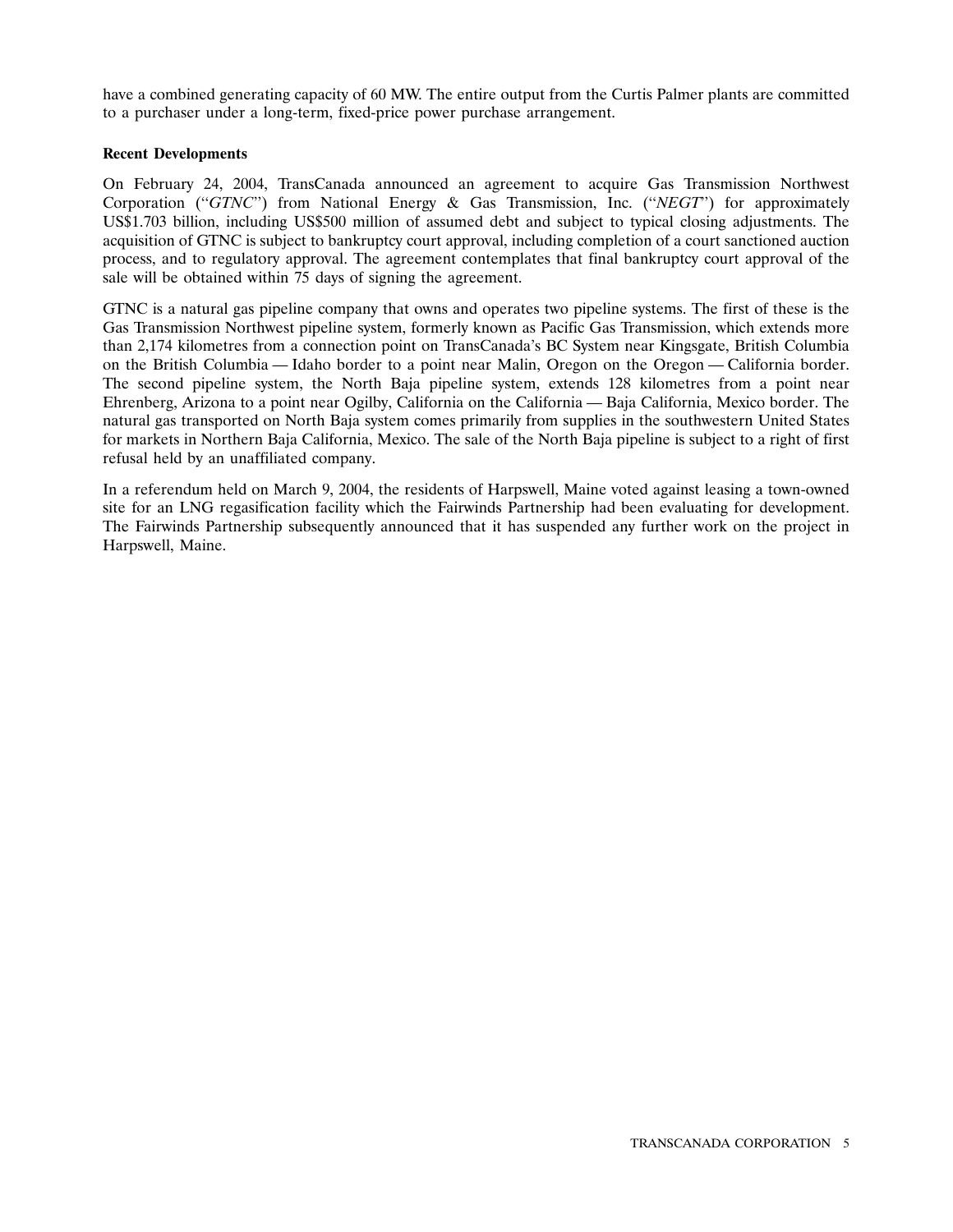have a combined generating capacity of 60 MW. The entire output from the Curtis Palmer plants are committed to a purchaser under a long-term, fixed-price power purchase arrangement.

**Recent Developments**

On February 24, 2004, TransCanada announced an agreement to acquire Gas Transmission Northwest Corporation (''*GTNC*'') from National Energy & Gas Transmission, Inc. (''*NEGT*'') for approximately US$1.703 billion, including US$500 million of assumed debt and subject to typical closing adjustments. The acquisition of GTNC is subject to bankruptcy court approval, including completion of a court sanctioned auction process, and to regulatory approval. The agreement contemplates that final bankruptcy court approval of the sale will be obtained within 75 days of signing the agreement.

GTNC is a natural gas pipeline company that owns and operates two pipeline systems. The first of these is the Gas Transmission Northwest pipeline system, formerly known as Pacific Gas Transmission, which extends more than 2,174 kilometres from a connection point on TransCanada's BC System near Kingsgate, British Columbia on the British Columbia — Idaho border to a point near Malin, Oregon on the Oregon — California border. The second pipeline system, the North Baja pipeline system, extends 128 kilometres from a point near Ehrenberg, Arizona to a point near Ogilby, California on the California — Baja California, Mexico border. The natural gas transported on North Baja system comes primarily from supplies in the southwestern United States for markets in Northern Baja California, Mexico. The sale of the North Baja pipeline is subject to a right of first refusal held by an unaffiliated company.

In a referendum held on March 9, 2004, the residents of Harpswell, Maine voted against leasing a town-owned site for an LNG regasification facility which the Fairwinds Partnership had been evaluating for development. The Fairwinds Partnership subsequently announced that it has suspended any further work on the project in Harpswell, Maine.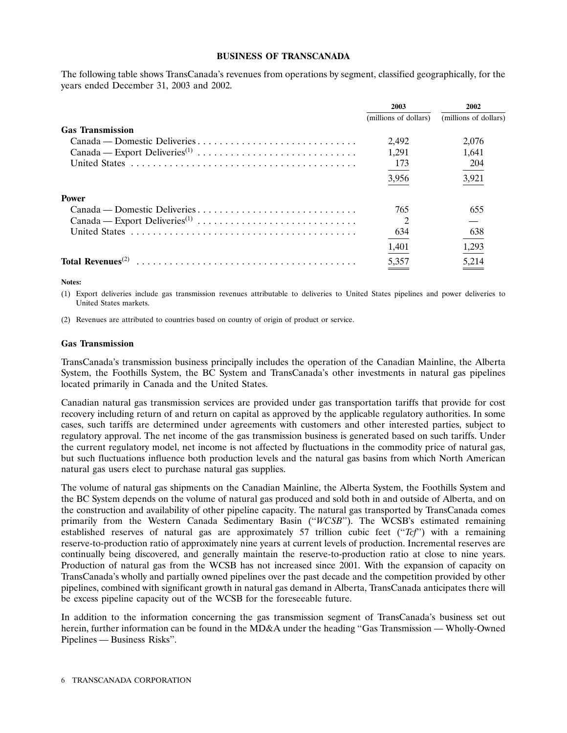## BUSINESS OF TRANSCANADA

The following table shows TransCanada's revenues from operations by segment, classified geographically, for the years ended December 31, 2003 and 2002.

| | 2003 | 2002 |
|---|---|---|
| | (millions of dollars) | (millions of dollars) |
| **Gas Transmission** | | |
| Canada — Domestic Deliveries | 2,492 | 2,076 |
| Canada — Export Deliveries[(1)] | 1,291 | 1,641 |
| United States | 173 | 204 |
| | 3,956 | 3,921 |
| **Power** | | |
| Canada — Domestic Deliveries | 765 | 655 |
| Canada — Export Deliveries[(1)] | 2 | — |
| United States | 634 | 638 |
| | 1,401 | 1,293 |
| **Total Revenues**[(2)] | 5,357 | 5,214 |

**Notes:**

(1) Export deliveries include gas transmission revenues attributable to deliveries to United States pipelines and power deliveries to United States markets.

(2) Revenues are attributed to countries based on country of origin of product or service.

### Gas Transmission

TransCanada's transmission business principally includes the operation of the Canadian Mainline, the Alberta System, the Foothills System, the BC System and TransCanada's other investments in natural gas pipelines located primarily in Canada and the United States.

Canadian natural gas transmission services are provided under gas transportation tariffs that provide for cost recovery including return of and return on capital as approved by the applicable regulatory authorities. In some cases, such tariffs are determined under agreements with customers and other interested parties, subject to regulatory approval. The net income of the gas transmission business is generated based on such tariffs. Under the current regulatory model, net income is not affected by fluctuations in the commodity price of natural gas, but such fluctuations influence both production levels and the natural gas basins from which North American natural gas users elect to purchase natural gas supplies.

The volume of natural gas shipments on the Canadian Mainline, the Alberta System, the Foothills System and the BC System depends on the volume of natural gas produced and sold both in and outside of Alberta, and on the construction and availability of other pipeline capacity. The natural gas transported by TransCanada comes primarily from the Western Canada Sedimentary Basin ("*WCSB*"). The WCSB's estimated remaining established reserves of natural gas are approximately 57 trillion cubic feet ("*Tcf*") with a remaining reserve-to-production ratio of approximately nine years at current levels of production. Incremental reserves are continually being discovered, and generally maintain the reserve-to-production ratio at close to nine years. Production of natural gas from the WCSB has not increased since 2001. With the expansion of capacity on TransCanada's wholly and partially owned pipelines over the past decade and the competition provided by other pipelines, combined with significant growth in natural gas demand in Alberta, TransCanada anticipates there will be excess pipeline capacity out of the WCSB for the foreseeable future.

In addition to the information concerning the gas transmission segment of TransCanada's business set out herein, further information can be found in the MD&A under the heading "Gas Transmission — Wholly-Owned Pipelines — Business Risks".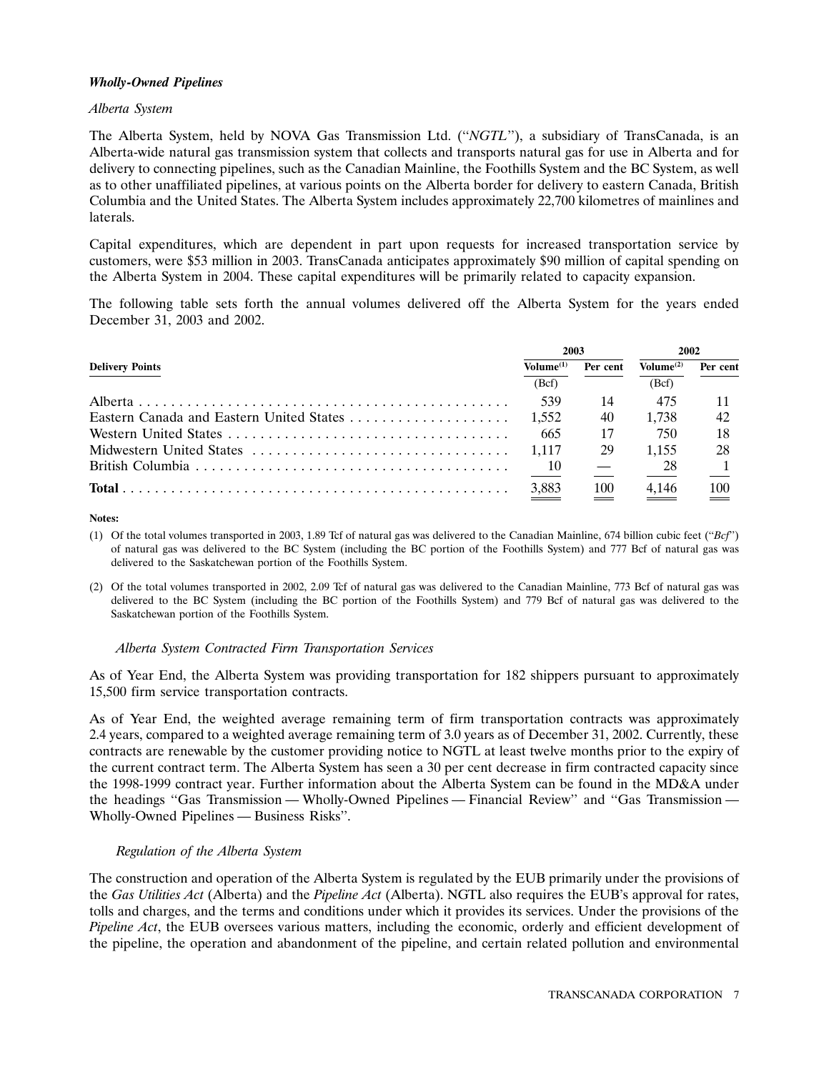### *Wholly-Owned Pipelines*

*Alberta System*

The Alberta System, held by NOVA Gas Transmission Ltd. ("*NGTL*"), a subsidiary of TransCanada, is an Alberta-wide natural gas transmission system that collects and transports natural gas for use in Alberta and for delivery to connecting pipelines, such as the Canadian Mainline, the Foothills System and the BC System, as well as to other unaffiliated pipelines, at various points on the Alberta border for delivery to eastern Canada, British Columbia and the United States. The Alberta System includes approximately 22,700 kilometres of mainlines and laterals.

Capital expenditures, which are dependent in part upon requests for increased transportation service by customers, were $53 million in 2003. TransCanada anticipates approximately $90 million of capital spending on the Alberta System in 2004. These capital expenditures will be primarily related to capacity expansion.

The following table sets forth the annual volumes delivered off the Alberta System for the years ended December 31, 2003 and 2002.

| | 2003 | | 2002 | |
|---|---|---|---|---|
| **Delivery Points** | **Volume[(1)]** (Bcf) | **Per cent** | **Volume[(2)]** (Bcf) | **Per cent** |
| Alberta | 539 | 14 | 475 | 11 |
| Eastern Canada and Eastern United States | 1,552 | 40 | 1,738 | 42 |
| Western United States | 665 | 17 | 750 | 18 |
| Midwestern United States | 1,117 | 29 | 1,155 | 28 |
| British Columbia | 10 | — | 28 | 1 |
| **Total** | 3,883 | 100 | 4,146 | 100 |

**Notes:**

(1) Of the total volumes transported in 2003, 1.89 Tcf of natural gas was delivered to the Canadian Mainline, 674 billion cubic feet ("*Bcf*") of natural gas was delivered to the BC System (including the BC portion of the Foothills System) and 777 Bcf of natural gas was delivered to the Saskatchewan portion of the Foothills System.

(2) Of the total volumes transported in 2002, 2.09 Tcf of natural gas was delivered to the Canadian Mainline, 773 Bcf of natural gas was delivered to the BC System (including the BC portion of the Foothills System) and 779 Bcf of natural gas was delivered to the Saskatchewan portion of the Foothills System.

*Alberta System Contracted Firm Transportation Services*

As of Year End, the Alberta System was providing transportation for 182 shippers pursuant to approximately 15,500 firm service transportation contracts.

As of Year End, the weighted average remaining term of firm transportation contracts was approximately 2.4 years, compared to a weighted average remaining term of 3.0 years as of December 31, 2002. Currently, these contracts are renewable by the customer providing notice to NGTL at least twelve months prior to the expiry of the current contract term. The Alberta System has seen a 30 per cent decrease in firm contracted capacity since the 1998-1999 contract year. Further information about the Alberta System can be found in the MD&A under the headings "Gas Transmission — Wholly-Owned Pipelines — Financial Review" and "Gas Transmission — Wholly-Owned Pipelines — Business Risks".

*Regulation of the Alberta System*

The construction and operation of the Alberta System is regulated by the EUB primarily under the provisions of the *Gas Utilities Act* (Alberta) and the *Pipeline Act* (Alberta). NGTL also requires the EUB's approval for rates, tolls and charges, and the terms and conditions under which it provides its services. Under the provisions of the *Pipeline Act*, the EUB oversees various matters, including the economic, orderly and efficient development of the pipeline, the operation and abandonment of the pipeline, and certain related pollution and environmental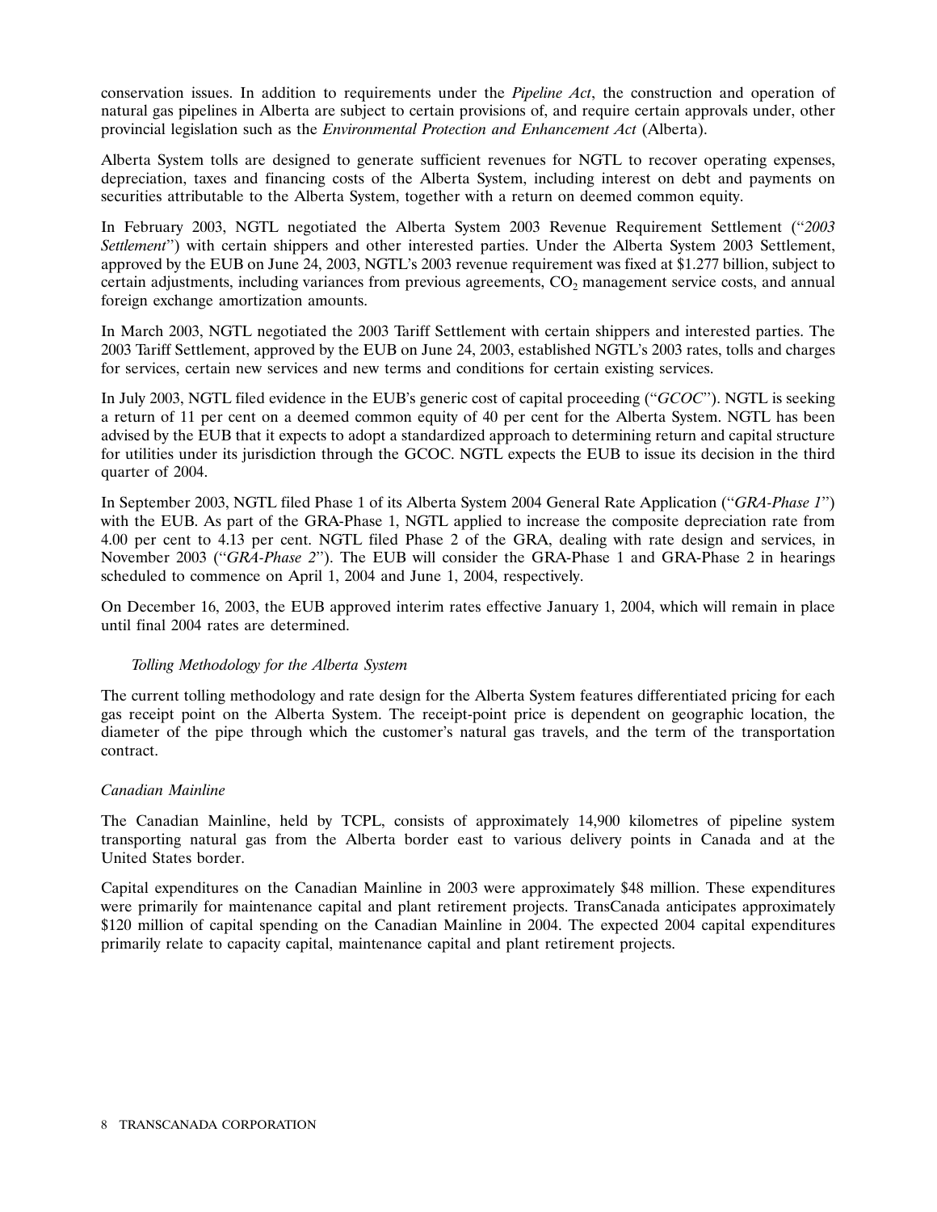conservation issues. In addition to requirements under the *Pipeline Act*, the construction and operation of natural gas pipelines in Alberta are subject to certain provisions of, and require certain approvals under, other provincial legislation such as the *Environmental Protection and Enhancement Act* (Alberta).

Alberta System tolls are designed to generate sufficient revenues for NGTL to recover operating expenses, depreciation, taxes and financing costs of the Alberta System, including interest on debt and payments on securities attributable to the Alberta System, together with a return on deemed common equity.

In February 2003, NGTL negotiated the Alberta System 2003 Revenue Requirement Settlement (''*2003 Settlement*'') with certain shippers and other interested parties. Under the Alberta System 2003 Settlement, approved by the EUB on June 24, 2003, NGTL's 2003 revenue requirement was fixed at $1.277 billion, subject to certain adjustments, including variances from previous agreements, $CO_2$ management service costs, and annual foreign exchange amortization amounts.

In March 2003, NGTL negotiated the 2003 Tariff Settlement with certain shippers and interested parties. The 2003 Tariff Settlement, approved by the EUB on June 24, 2003, established NGTL's 2003 rates, tolls and charges for services, certain new services and new terms and conditions for certain existing services.

In July 2003, NGTL filed evidence in the EUB's generic cost of capital proceeding (''*GCOC*''). NGTL is seeking a return of 11 per cent on a deemed common equity of 40 per cent for the Alberta System. NGTL has been advised by the EUB that it expects to adopt a standardized approach to determining return and capital structure for utilities under its jurisdiction through the GCOC. NGTL expects the EUB to issue its decision in the third quarter of 2004.

In September 2003, NGTL filed Phase 1 of its Alberta System 2004 General Rate Application (''*GRA-Phase 1*'') with the EUB. As part of the GRA-Phase 1, NGTL applied to increase the composite depreciation rate from 4.00 per cent to 4.13 per cent. NGTL filed Phase 2 of the GRA, dealing with rate design and services, in November 2003 (''*GRA-Phase 2*''). The EUB will consider the GRA-Phase 1 and GRA-Phase 2 in hearings scheduled to commence on April 1, 2004 and June 1, 2004, respectively.

On December 16, 2003, the EUB approved interim rates effective January 1, 2004, which will remain in place until final 2004 rates are determined.

#### *Tolling Methodology for the Alberta System*

The current tolling methodology and rate design for the Alberta System features differentiated pricing for each gas receipt point on the Alberta System. The receipt-point price is dependent on geographic location, the diameter of the pipe through which the customer's natural gas travels, and the term of the transportation contract.

### *Canadian Mainline*

The Canadian Mainline, held by TCPL, consists of approximately 14,900 kilometres of pipeline system transporting natural gas from the Alberta border east to various delivery points in Canada and at the United States border.

Capital expenditures on the Canadian Mainline in 2003 were approximately $48 million. These expenditures were primarily for maintenance capital and plant retirement projects. TransCanada anticipates approximately $120 million of capital spending on the Canadian Mainline in 2004. The expected 2004 capital expenditures primarily relate to capacity capital, maintenance capital and plant retirement projects.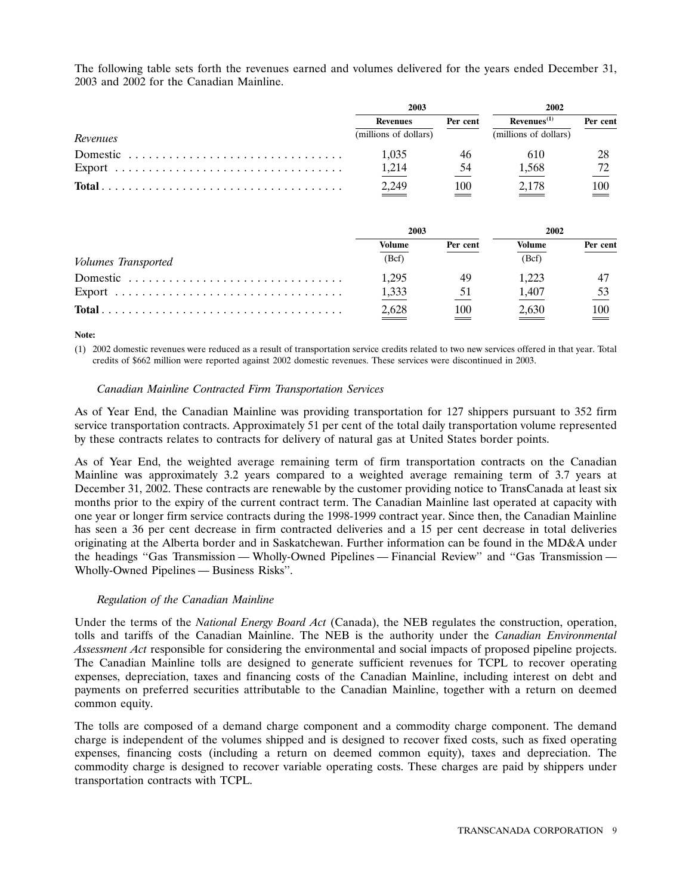The following table sets forth the revenues earned and volumes delivered for the years ended December 31, 2003 and 2002 for the Canadian Mainline.

| | 2003 | | 2002 | |
|---|---|---|---|---|
| | Revenues | Per cent | Revenues[(1)] | Per cent |
| *Revenues* | (millions of dollars) | | (millions of dollars) | |
| Domestic | 1,035 | 46 | 610 | 28 |
| Export | 1,214 | 54 | 1,568 | 72 |
| **Total** | 2,249 | 100 | 2,178 | 100 |

| | 2003 | | 2002 | |
|---|---|---|---|---|
| | Volume | Per cent | Volume | Per cent |
| *Volumes Transported* | (Bcf) | | (Bcf) | |
| Domestic | 1,295 | 49 | 1,223 | 47 |
| Export | 1,333 | 51 | 1,407 | 53 |
| **Total** | 2,628 | 100 | 2,630 | 100 |

**Note:**

(1) 2002 domestic revenues were reduced as a result of transportation service credits related to two new services offered in that year. Total credits of $662 million were reported against 2002 domestic revenues. These services were discontinued in 2003.

### *Canadian Mainline Contracted Firm Transportation Services*

As of Year End, the Canadian Mainline was providing transportation for 127 shippers pursuant to 352 firm service transportation contracts. Approximately 51 per cent of the total daily transportation volume represented by these contracts relates to contracts for delivery of natural gas at United States border points.

As of Year End, the weighted average remaining term of firm transportation contracts on the Canadian Mainline was approximately 3.2 years compared to a weighted average remaining term of 3.7 years at December 31, 2002. These contracts are renewable by the customer providing notice to TransCanada at least six months prior to the expiry of the current contract term. The Canadian Mainline last operated at capacity with one year or longer firm service contracts during the 1998-1999 contract year. Since then, the Canadian Mainline has seen a 36 per cent decrease in firm contracted deliveries and a 15 per cent decrease in total deliveries originating at the Alberta border and in Saskatchewan. Further information can be found in the MD&A under the headings "Gas Transmission — Wholly-Owned Pipelines — Financial Review" and "Gas Transmission — Wholly-Owned Pipelines — Business Risks".

### *Regulation of the Canadian Mainline*

Under the terms of the *National Energy Board Act* (Canada), the NEB regulates the construction, operation, tolls and tariffs of the Canadian Mainline. The NEB is the authority under the *Canadian Environmental Assessment Act* responsible for considering the environmental and social impacts of proposed pipeline projects. The Canadian Mainline tolls are designed to generate sufficient revenues for TCPL to recover operating expenses, depreciation, taxes and financing costs of the Canadian Mainline, including interest on debt and payments on preferred securities attributable to the Canadian Mainline, together with a return on deemed common equity.

The tolls are composed of a demand charge component and a commodity charge component. The demand charge is independent of the volumes shipped and is designed to recover fixed costs, such as fixed operating expenses, financing costs (including a return on deemed common equity), taxes and depreciation. The commodity charge is designed to recover variable operating costs. These charges are paid by shippers under transportation contracts with TCPL.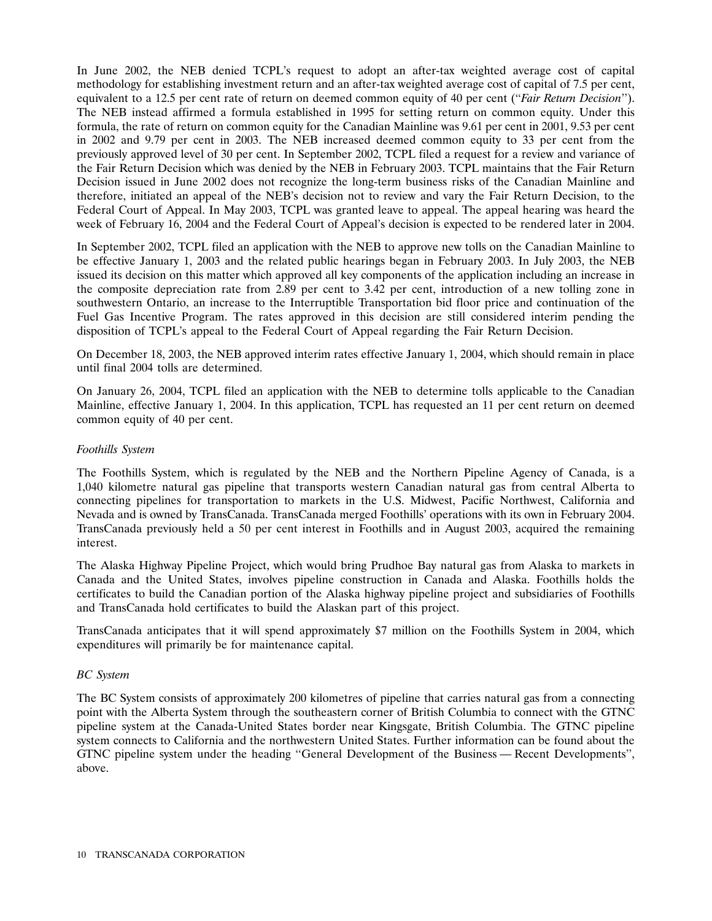In June 2002, the NEB denied TCPL's request to adopt an after-tax weighted average cost of capital methodology for establishing investment return and an after-tax weighted average cost of capital of 7.5 per cent, equivalent to a 12.5 per cent rate of return on deemed common equity of 40 per cent (''*Fair Return Decision*''). The NEB instead affirmed a formula established in 1995 for setting return on common equity. Under this formula, the rate of return on common equity for the Canadian Mainline was 9.61 per cent in 2001, 9.53 per cent in 2002 and 9.79 per cent in 2003. The NEB increased deemed common equity to 33 per cent from the previously approved level of 30 per cent. In September 2002, TCPL filed a request for a review and variance of the Fair Return Decision which was denied by the NEB in February 2003. TCPL maintains that the Fair Return Decision issued in June 2002 does not recognize the long-term business risks of the Canadian Mainline and therefore, initiated an appeal of the NEB's decision not to review and vary the Fair Return Decision, to the Federal Court of Appeal. In May 2003, TCPL was granted leave to appeal. The appeal hearing was heard the week of February 16, 2004 and the Federal Court of Appeal's decision is expected to be rendered later in 2004.

In September 2002, TCPL filed an application with the NEB to approve new tolls on the Canadian Mainline to be effective January 1, 2003 and the related public hearings began in February 2003. In July 2003, the NEB issued its decision on this matter which approved all key components of the application including an increase in the composite depreciation rate from 2.89 per cent to 3.42 per cent, introduction of a new tolling zone in southwestern Ontario, an increase to the Interruptible Transportation bid floor price and continuation of the Fuel Gas Incentive Program. The rates approved in this decision are still considered interim pending the disposition of TCPL's appeal to the Federal Court of Appeal regarding the Fair Return Decision.

On December 18, 2003, the NEB approved interim rates effective January 1, 2004, which should remain in place until final 2004 tolls are determined.

On January 26, 2004, TCPL filed an application with the NEB to determine tolls applicable to the Canadian Mainline, effective January 1, 2004. In this application, TCPL has requested an 11 per cent return on deemed common equity of 40 per cent.

*Foothills System*

The Foothills System, which is regulated by the NEB and the Northern Pipeline Agency of Canada, is a 1,040 kilometre natural gas pipeline that transports western Canadian natural gas from central Alberta to connecting pipelines for transportation to markets in the U.S. Midwest, Pacific Northwest, California and Nevada and is owned by TransCanada. TransCanada merged Foothills' operations with its own in February 2004. TransCanada previously held a 50 per cent interest in Foothills and in August 2003, acquired the remaining interest.

The Alaska Highway Pipeline Project, which would bring Prudhoe Bay natural gas from Alaska to markets in Canada and the United States, involves pipeline construction in Canada and Alaska. Foothills holds the certificates to build the Canadian portion of the Alaska highway pipeline project and subsidiaries of Foothills and TransCanada hold certificates to build the Alaskan part of this project.

TransCanada anticipates that it will spend approximately $7 million on the Foothills System in 2004, which expenditures will primarily be for maintenance capital.

*BC System*

The BC System consists of approximately 200 kilometres of pipeline that carries natural gas from a connecting point with the Alberta System through the southeastern corner of British Columbia to connect with the GTNC pipeline system at the Canada-United States border near Kingsgate, British Columbia. The GTNC pipeline system connects to California and the northwestern United States. Further information can be found about the GTNC pipeline system under the heading ''General Development of the Business — Recent Developments'', above.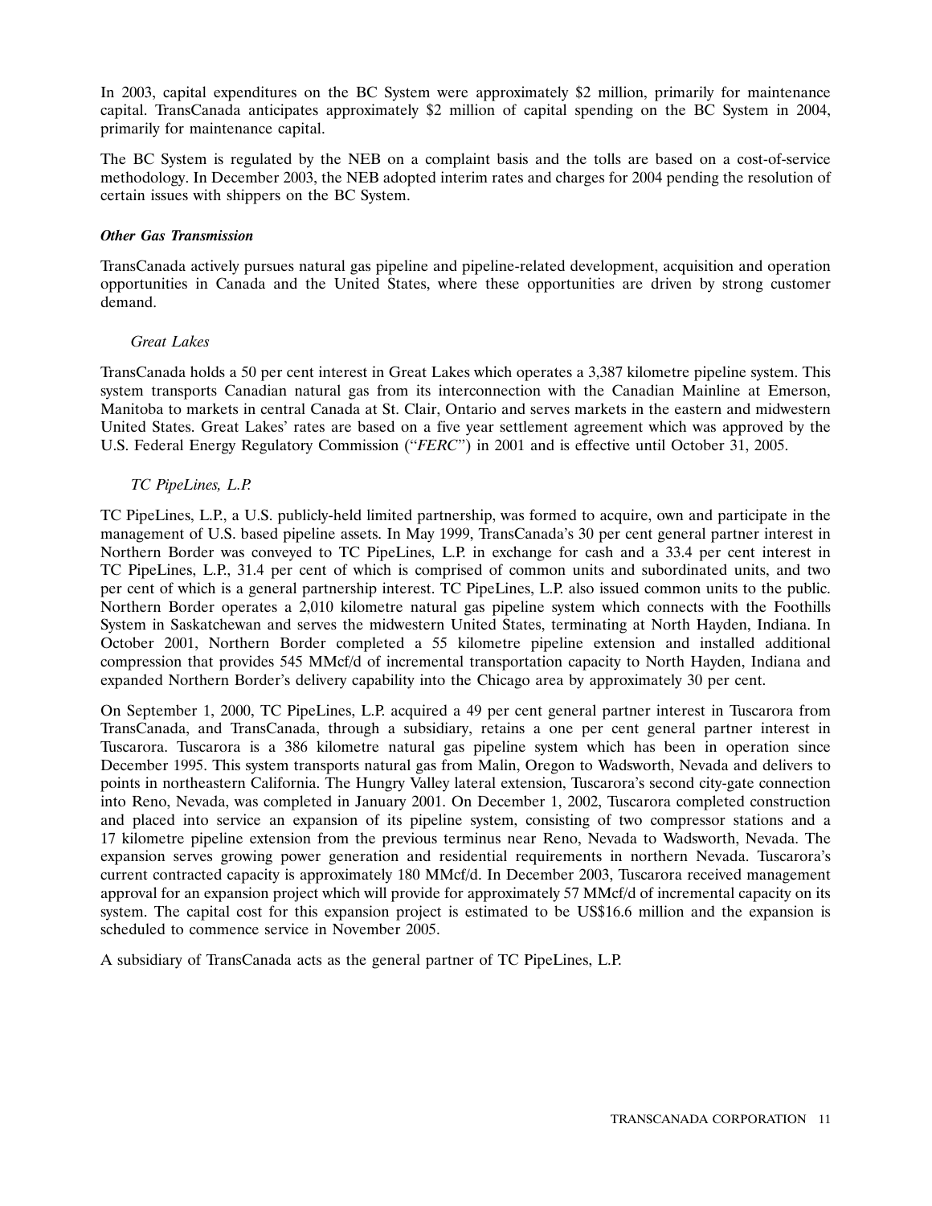In 2003, capital expenditures on the BC System were approximately $2 million, primarily for maintenance capital. TransCanada anticipates approximately $2 million of capital spending on the BC System in 2004, primarily for maintenance capital.

The BC System is regulated by the NEB on a complaint basis and the tolls are based on a cost-of-service methodology. In December 2003, the NEB adopted interim rates and charges for 2004 pending the resolution of certain issues with shippers on the BC System.

***Other Gas Transmission***

TransCanada actively pursues natural gas pipeline and pipeline-related development, acquisition and operation opportunities in Canada and the United States, where these opportunities are driven by strong customer demand.

*Great Lakes*

TransCanada holds a 50 per cent interest in Great Lakes which operates a 3,387 kilometre pipeline system. This system transports Canadian natural gas from its interconnection with the Canadian Mainline at Emerson, Manitoba to markets in central Canada at St. Clair, Ontario and serves markets in the eastern and midwestern United States. Great Lakes' rates are based on a five year settlement agreement which was approved by the U.S. Federal Energy Regulatory Commission ("*FERC*") in 2001 and is effective until October 31, 2005.

*TC PipeLines, L.P.*

TC PipeLines, L.P., a U.S. publicly-held limited partnership, was formed to acquire, own and participate in the management of U.S. based pipeline assets. In May 1999, TransCanada's 30 per cent general partner interest in Northern Border was conveyed to TC PipeLines, L.P. in exchange for cash and a 33.4 per cent interest in TC PipeLines, L.P., 31.4 per cent of which is comprised of common units and subordinated units, and two per cent of which is a general partnership interest. TC PipeLines, L.P. also issued common units to the public. Northern Border operates a 2,010 kilometre natural gas pipeline system which connects with the Foothills System in Saskatchewan and serves the midwestern United States, terminating at North Hayden, Indiana. In October 2001, Northern Border completed a 55 kilometre pipeline extension and installed additional compression that provides 545 MMcf/d of incremental transportation capacity to North Hayden, Indiana and expanded Northern Border's delivery capability into the Chicago area by approximately 30 per cent.

On September 1, 2000, TC PipeLines, L.P. acquired a 49 per cent general partner interest in Tuscarora from TransCanada, and TransCanada, through a subsidiary, retains a one per cent general partner interest in Tuscarora. Tuscarora is a 386 kilometre natural gas pipeline system which has been in operation since December 1995. This system transports natural gas from Malin, Oregon to Wadsworth, Nevada and delivers to points in northeastern California. The Hungry Valley lateral extension, Tuscarora's second city-gate connection into Reno, Nevada, was completed in January 2001. On December 1, 2002, Tuscarora completed construction and placed into service an expansion of its pipeline system, consisting of two compressor stations and a 17 kilometre pipeline extension from the previous terminus near Reno, Nevada to Wadsworth, Nevada. The expansion serves growing power generation and residential requirements in northern Nevada. Tuscarora's current contracted capacity is approximately 180 MMcf/d. In December 2003, Tuscarora received management approval for an expansion project which will provide for approximately 57 MMcf/d of incremental capacity on its system. The capital cost for this expansion project is estimated to be US$16.6 million and the expansion is scheduled to commence service in November 2005.

A subsidiary of TransCanada acts as the general partner of TC PipeLines, L.P.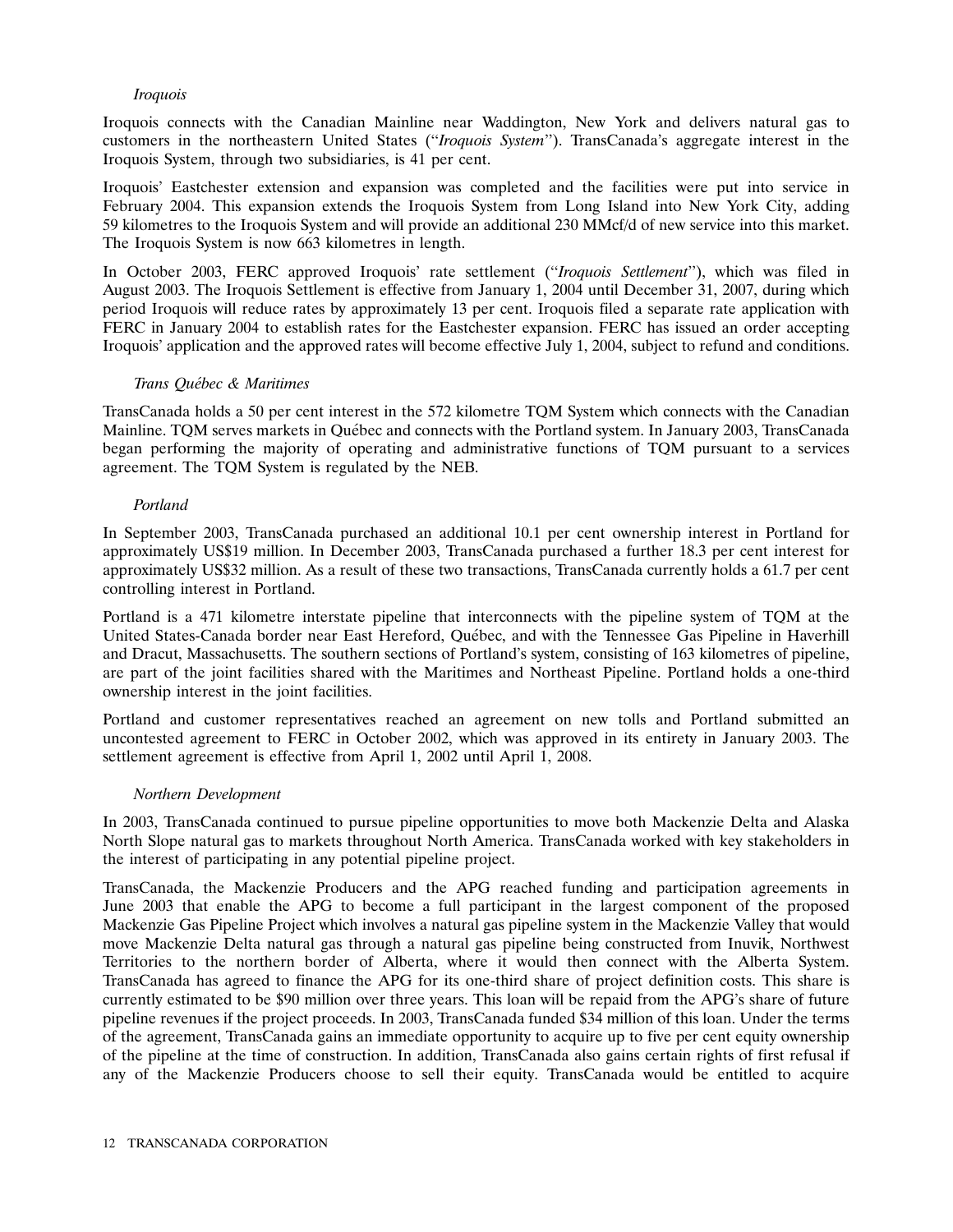*Iroquois*

Iroquois connects with the Canadian Mainline near Waddington, New York and delivers natural gas to customers in the northeastern United States ("*Iroquois System*"). TransCanada's aggregate interest in the Iroquois System, through two subsidiaries, is 41 per cent.

Iroquois' Eastchester extension and expansion was completed and the facilities were put into service in February 2004. This expansion extends the Iroquois System from Long Island into New York City, adding 59 kilometres to the Iroquois System and will provide an additional 230 MMcf/d of new service into this market. The Iroquois System is now 663 kilometres in length.

In October 2003, FERC approved Iroquois' rate settlement ("*Iroquois Settlement*"), which was filed in August 2003. The Iroquois Settlement is effective from January 1, 2004 until December 31, 2007, during which period Iroquois will reduce rates by approximately 13 per cent. Iroquois filed a separate rate application with FERC in January 2004 to establish rates for the Eastchester expansion. FERC has issued an order accepting Iroquois' application and the approved rates will become effective July 1, 2004, subject to refund and conditions.

*Trans Québec & Maritimes*

TransCanada holds a 50 per cent interest in the 572 kilometre TQM System which connects with the Canadian Mainline. TQM serves markets in Québec and connects with the Portland system. In January 2003, TransCanada began performing the majority of operating and administrative functions of TQM pursuant to a services agreement. The TQM System is regulated by the NEB.

*Portland*

In September 2003, TransCanada purchased an additional 10.1 per cent ownership interest in Portland for approximately US$19 million. In December 2003, TransCanada purchased a further 18.3 per cent interest for approximately US$32 million. As a result of these two transactions, TransCanada currently holds a 61.7 per cent controlling interest in Portland.

Portland is a 471 kilometre interstate pipeline that interconnects with the pipeline system of TQM at the United States-Canada border near East Hereford, Québec, and with the Tennessee Gas Pipeline in Haverhill and Dracut, Massachusetts. The southern sections of Portland's system, consisting of 163 kilometres of pipeline, are part of the joint facilities shared with the Maritimes and Northeast Pipeline. Portland holds a one-third ownership interest in the joint facilities.

Portland and customer representatives reached an agreement on new tolls and Portland submitted an uncontested agreement to FERC in October 2002, which was approved in its entirety in January 2003. The settlement agreement is effective from April 1, 2002 until April 1, 2008.

*Northern Development*

In 2003, TransCanada continued to pursue pipeline opportunities to move both Mackenzie Delta and Alaska North Slope natural gas to markets throughout North America. TransCanada worked with key stakeholders in the interest of participating in any potential pipeline project.

TransCanada, the Mackenzie Producers and the APG reached funding and participation agreements in June 2003 that enable the APG to become a full participant in the largest component of the proposed Mackenzie Gas Pipeline Project which involves a natural gas pipeline system in the Mackenzie Valley that would move Mackenzie Delta natural gas through a natural gas pipeline being constructed from Inuvik, Northwest Territories to the northern border of Alberta, where it would then connect with the Alberta System. TransCanada has agreed to finance the APG for its one-third share of project definition costs. This share is currently estimated to be $90 million over three years. This loan will be repaid from the APG's share of future pipeline revenues if the project proceeds. In 2003, TransCanada funded $34 million of this loan. Under the terms of the agreement, TransCanada gains an immediate opportunity to acquire up to five per cent equity ownership of the pipeline at the time of construction. In addition, TransCanada also gains certain rights of first refusal if any of the Mackenzie Producers choose to sell their equity. TransCanada would be entitled to acquire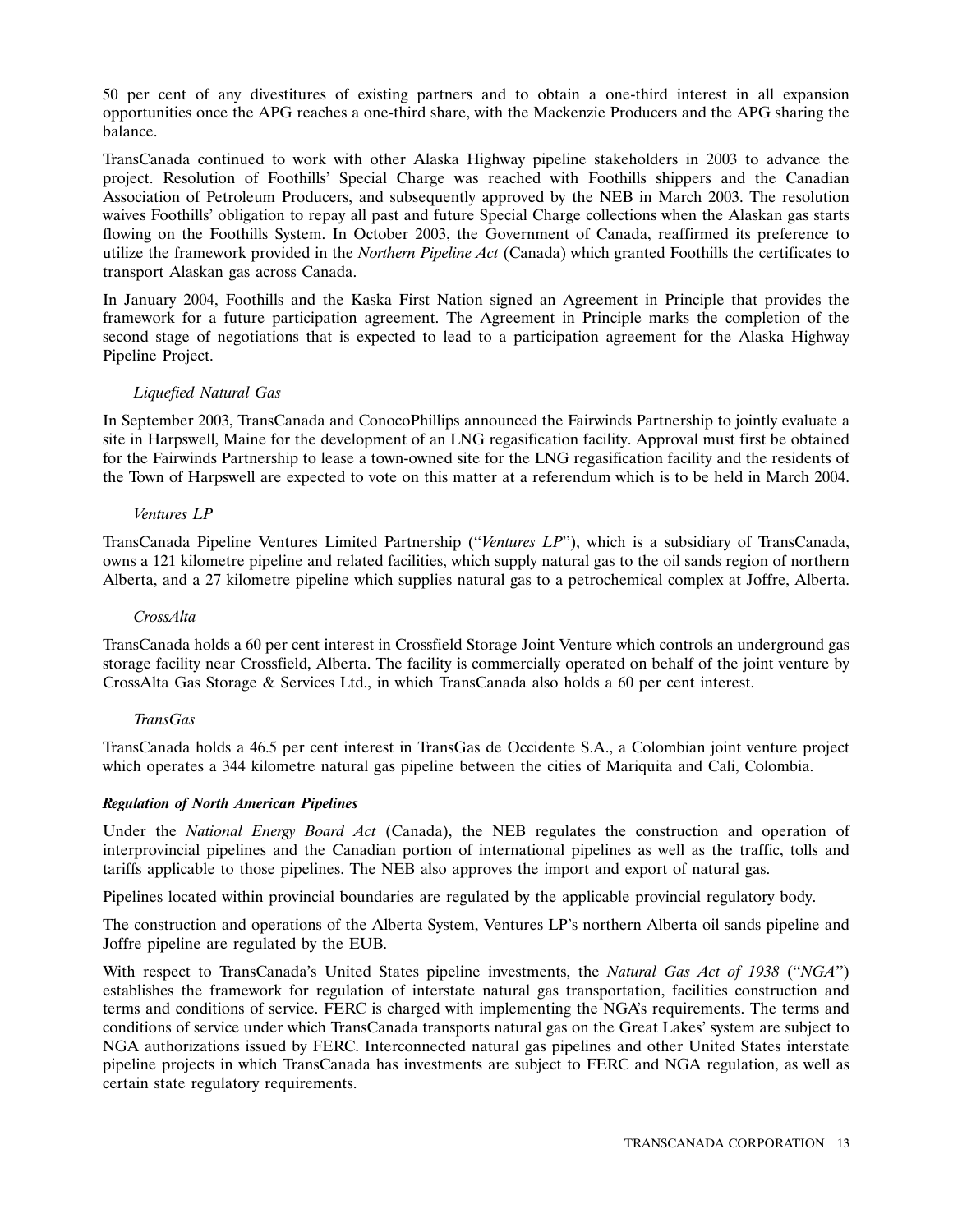50 per cent of any divestitures of existing partners and to obtain a one-third interest in all expansion opportunities once the APG reaches a one-third share, with the Mackenzie Producers and the APG sharing the balance.

TransCanada continued to work with other Alaska Highway pipeline stakeholders in 2003 to advance the project. Resolution of Foothills' Special Charge was reached with Foothills shippers and the Canadian Association of Petroleum Producers, and subsequently approved by the NEB in March 2003. The resolution waives Foothills' obligation to repay all past and future Special Charge collections when the Alaskan gas starts flowing on the Foothills System. In October 2003, the Government of Canada, reaffirmed its preference to utilize the framework provided in the *Northern Pipeline Act* (Canada) which granted Foothills the certificates to transport Alaskan gas across Canada.

In January 2004, Foothills and the Kaska First Nation signed an Agreement in Principle that provides the framework for a future participation agreement. The Agreement in Principle marks the completion of the second stage of negotiations that is expected to lead to a participation agreement for the Alaska Highway Pipeline Project.

*Liquefied Natural Gas*

In September 2003, TransCanada and ConocoPhillips announced the Fairwinds Partnership to jointly evaluate a site in Harpswell, Maine for the development of an LNG regasification facility. Approval must first be obtained for the Fairwinds Partnership to lease a town-owned site for the LNG regasification facility and the residents of the Town of Harpswell are expected to vote on this matter at a referendum which is to be held in March 2004.

*Ventures LP*

TransCanada Pipeline Ventures Limited Partnership (''*Ventures LP*''), which is a subsidiary of TransCanada, owns a 121 kilometre pipeline and related facilities, which supply natural gas to the oil sands region of northern Alberta, and a 27 kilometre pipeline which supplies natural gas to a petrochemical complex at Joffre, Alberta.

*CrossAlta*

TransCanada holds a 60 per cent interest in Crossfield Storage Joint Venture which controls an underground gas storage facility near Crossfield, Alberta. The facility is commercially operated on behalf of the joint venture by CrossAlta Gas Storage & Services Ltd., in which TransCanada also holds a 60 per cent interest.

*TransGas*

TransCanada holds a 46.5 per cent interest in TransGas de Occidente S.A., a Colombian joint venture project which operates a 344 kilometre natural gas pipeline between the cities of Mariquita and Cali, Colombia.

***Regulation of North American Pipelines***

Under the *National Energy Board Act* (Canada), the NEB regulates the construction and operation of interprovincial pipelines and the Canadian portion of international pipelines as well as the traffic, tolls and tariffs applicable to those pipelines. The NEB also approves the import and export of natural gas.

Pipelines located within provincial boundaries are regulated by the applicable provincial regulatory body.

The construction and operations of the Alberta System, Ventures LP's northern Alberta oil sands pipeline and Joffre pipeline are regulated by the EUB.

With respect to TransCanada's United States pipeline investments, the *Natural Gas Act of 1938* (''*NGA*'') establishes the framework for regulation of interstate natural gas transportation, facilities construction and terms and conditions of service. FERC is charged with implementing the NGA's requirements. The terms and conditions of service under which TransCanada transports natural gas on the Great Lakes' system are subject to NGA authorizations issued by FERC. Interconnected natural gas pipelines and other United States interstate pipeline projects in which TransCanada has investments are subject to FERC and NGA regulation, as well as certain state regulatory requirements.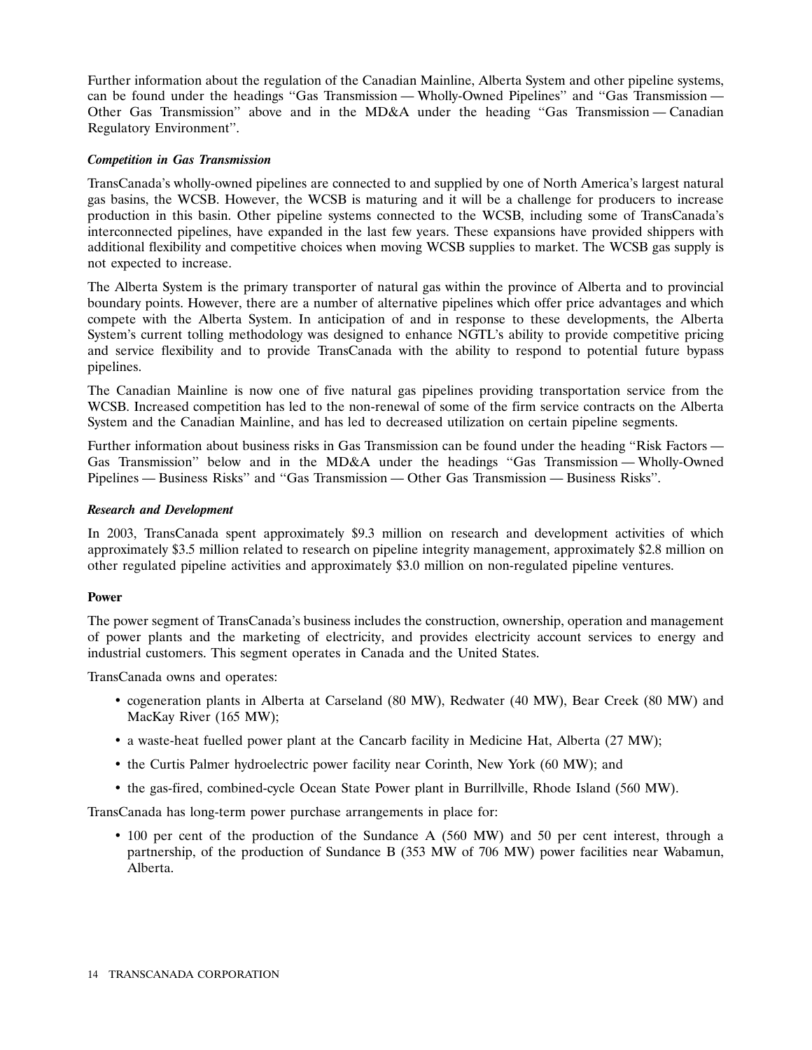Further information about the regulation of the Canadian Mainline, Alberta System and other pipeline systems, can be found under the headings "Gas Transmission — Wholly-Owned Pipelines" and "Gas Transmission — Other Gas Transmission" above and in the MD&A under the heading "Gas Transmission — Canadian Regulatory Environment".

### *Competition in Gas Transmission*

TransCanada's wholly-owned pipelines are connected to and supplied by one of North America's largest natural gas basins, the WCSB. However, the WCSB is maturing and it will be a challenge for producers to increase production in this basin. Other pipeline systems connected to the WCSB, including some of TransCanada's interconnected pipelines, have expanded in the last few years. These expansions have provided shippers with additional flexibility and competitive choices when moving WCSB supplies to market. The WCSB gas supply is not expected to increase.

The Alberta System is the primary transporter of natural gas within the province of Alberta and to provincial boundary points. However, there are a number of alternative pipelines which offer price advantages and which compete with the Alberta System. In anticipation of and in response to these developments, the Alberta System's current tolling methodology was designed to enhance NGTL's ability to provide competitive pricing and service flexibility and to provide TransCanada with the ability to respond to potential future bypass pipelines.

The Canadian Mainline is now one of five natural gas pipelines providing transportation service from the WCSB. Increased competition has led to the non-renewal of some of the firm service contracts on the Alberta System and the Canadian Mainline, and has led to decreased utilization on certain pipeline segments.

Further information about business risks in Gas Transmission can be found under the heading "Risk Factors — Gas Transmission" below and in the MD&A under the headings "Gas Transmission — Wholly-Owned Pipelines — Business Risks" and "Gas Transmission — Other Gas Transmission — Business Risks".

### *Research and Development*

In 2003, TransCanada spent approximately $9.3 million on research and development activities of which approximately $3.5 million related to research on pipeline integrity management, approximately $2.8 million on other regulated pipeline activities and approximately $3.0 million on non-regulated pipeline ventures.

## Power

The power segment of TransCanada's business includes the construction, ownership, operation and management of power plants and the marketing of electricity, and provides electricity account services to energy and industrial customers. This segment operates in Canada and the United States.

TransCanada owns and operates:

- cogeneration plants in Alberta at Carseland (80 MW), Redwater (40 MW), Bear Creek (80 MW) and MacKay River (165 MW);
- a waste-heat fuelled power plant at the Cancarb facility in Medicine Hat, Alberta (27 MW);
- the Curtis Palmer hydroelectric power facility near Corinth, New York (60 MW); and
- the gas-fired, combined-cycle Ocean State Power plant in Burrillville, Rhode Island (560 MW).

TransCanada has long-term power purchase arrangements in place for:

- 100 per cent of the production of the Sundance A (560 MW) and 50 per cent interest, through a partnership, of the production of Sundance B (353 MW of 706 MW) power facilities near Wabamun, Alberta.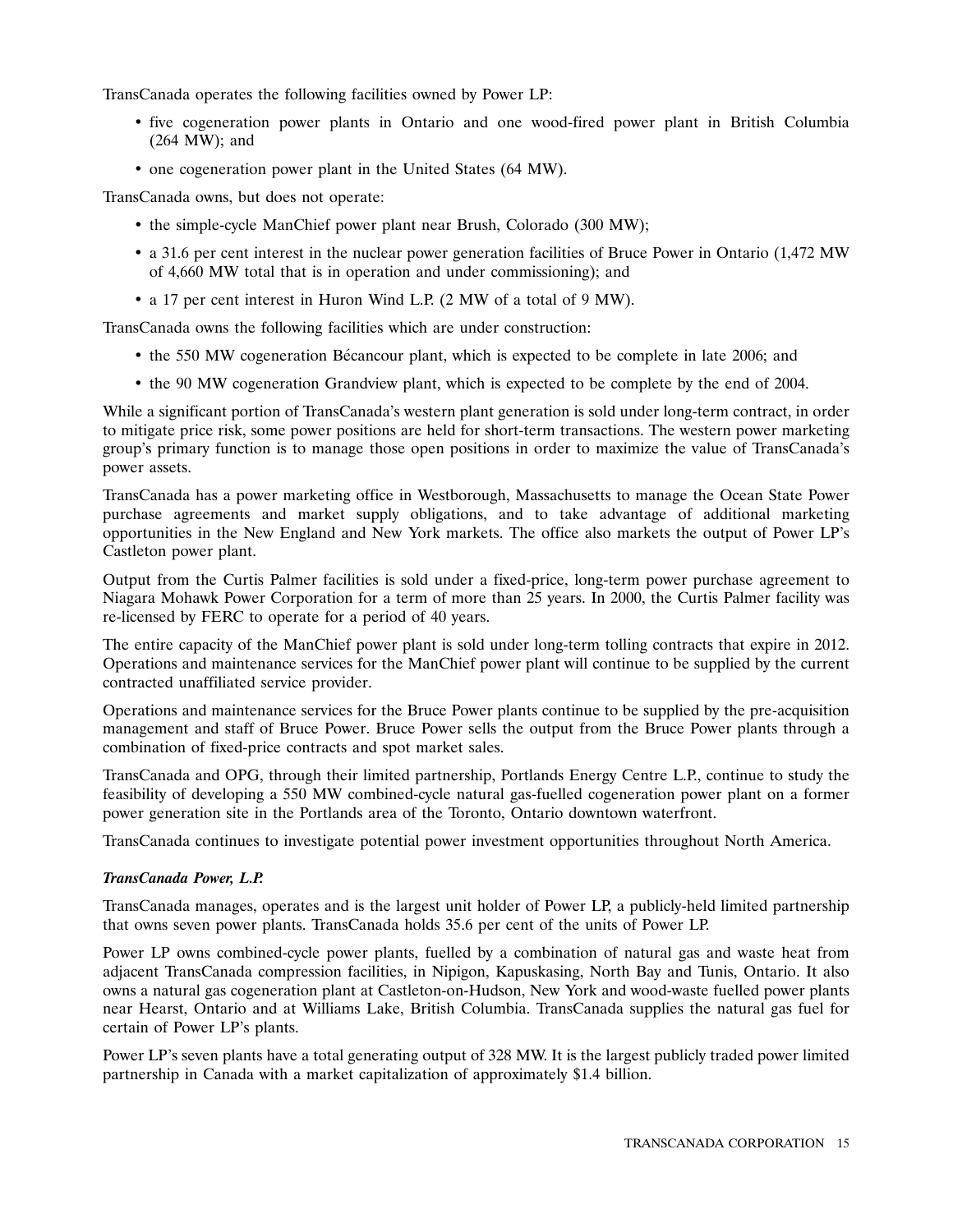TransCanada operates the following facilities owned by Power LP:

- five cogeneration power plants in Ontario and one wood-fired power plant in British Columbia (264 MW); and
- one cogeneration power plant in the United States (64 MW).

TransCanada owns, but does not operate:

- the simple-cycle ManChief power plant near Brush, Colorado (300 MW);
- a 31.6 per cent interest in the nuclear power generation facilities of Bruce Power in Ontario (1,472 MW of 4,660 MW total that is in operation and under commissioning); and
- a 17 per cent interest in Huron Wind L.P. (2 MW of a total of 9 MW).

TransCanada owns the following facilities which are under construction:

- the 550 MW cogeneration Bécancour plant, which is expected to be complete in late 2006; and
- the 90 MW cogeneration Grandview plant, which is expected to be complete by the end of 2004.

While a significant portion of TransCanada's western plant generation is sold under long-term contract, in order to mitigate price risk, some power positions are held for short-term transactions. The western power marketing group's primary function is to manage those open positions in order to maximize the value of TransCanada's power assets.

TransCanada has a power marketing office in Westborough, Massachusetts to manage the Ocean State Power purchase agreements and market supply obligations, and to take advantage of additional marketing opportunities in the New England and New York markets. The office also markets the output of Power LP's Castleton power plant.

Output from the Curtis Palmer facilities is sold under a fixed-price, long-term power purchase agreement to Niagara Mohawk Power Corporation for a term of more than 25 years. In 2000, the Curtis Palmer facility was re-licensed by FERC to operate for a period of 40 years.

The entire capacity of the ManChief power plant is sold under long-term tolling contracts that expire in 2012. Operations and maintenance services for the ManChief power plant will continue to be supplied by the current contracted unaffiliated service provider.

Operations and maintenance services for the Bruce Power plants continue to be supplied by the pre-acquisition management and staff of Bruce Power. Bruce Power sells the output from the Bruce Power plants through a combination of fixed-price contracts and spot market sales.

TransCanada and OPG, through their limited partnership, Portlands Energy Centre L.P., continue to study the feasibility of developing a 550 MW combined-cycle natural gas-fuelled cogeneration power plant on a former power generation site in the Portlands area of the Toronto, Ontario downtown waterfront.

TransCanada continues to investigate potential power investment opportunities throughout North America.

***TransCanada Power, L.P.***

TransCanada manages, operates and is the largest unit holder of Power LP, a publicly-held limited partnership that owns seven power plants. TransCanada holds 35.6 per cent of the units of Power LP.

Power LP owns combined-cycle power plants, fuelled by a combination of natural gas and waste heat from adjacent TransCanada compression facilities, in Nipigon, Kapuskasing, North Bay and Tunis, Ontario. It also owns a natural gas cogeneration plant at Castleton-on-Hudson, New York and wood-waste fuelled power plants near Hearst, Ontario and at Williams Lake, British Columbia. TransCanada supplies the natural gas fuel for certain of Power LP's plants.

Power LP's seven plants have a total generating output of 328 MW. It is the largest publicly traded power limited partnership in Canada with a market capitalization of approximately $1.4 billion.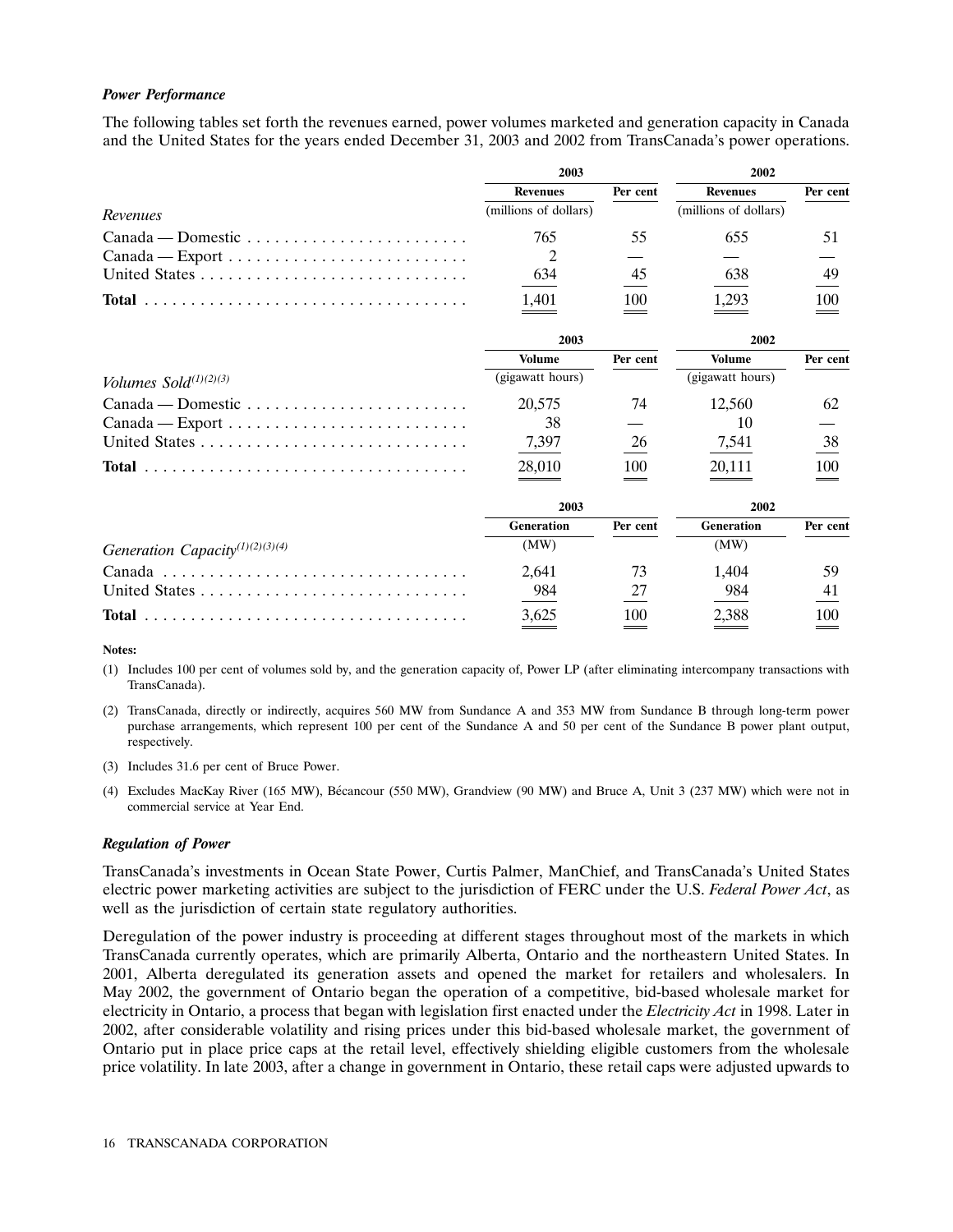***Power Performance***

The following tables set forth the revenues earned, power volumes marketed and generation capacity in Canada and the United States for the years ended December 31, 2003 and 2002 from TransCanada's power operations.

| | 2003 | | 2002 | |
|---|---|---|---|---|
| | **Revenues** | **Per cent** | **Revenues** | **Per cent** |
| *Revenues* | (millions of dollars) | | (millions of dollars) | |
| Canada — Domestic | 765 | 55 | 655 | 51 |
| Canada — Export | 2 | — | — | — |
| United States | 634 | 45 | 638 | 49 |
| **Total** | 1,401 | 100 | 1,293 | 100 |

| | 2003 | | 2002 | |
|---|---|---|---|---|
| | **Volume** | **Per cent** | **Volume** | **Per cent** |
| *Volumes Sold*[(1)(2)(3)] | (gigawatt hours) | | (gigawatt hours) | |
| Canada — Domestic | 20,575 | 74 | 12,560 | 62 |
| Canada — Export | 38 | — | 10 | — |
| United States | 7,397 | 26 | 7,541 | 38 |
| **Total** | 28,010 | 100 | 20,111 | 100 |

| | 2003 | | 2002 | |
|---|---|---|---|---|
| | **Generation** | **Per cent** | **Generation** | **Per cent** |
| *Generation Capacity*[(1)(2)(3)(4)] | (MW) | | (MW) | |
| Canada | 2,641 | 73 | 1,404 | 59 |
| United States | 984 | 27 | 984 | 41 |
| **Total** | 3,625 | 100 | 2,388 | 100 |

**Notes:**

(1) Includes 100 per cent of volumes sold by, and the generation capacity of, Power LP (after eliminating intercompany transactions with TransCanada).

(2) TransCanada, directly or indirectly, acquires 560 MW from Sundance A and 353 MW from Sundance B through long-term power purchase arrangements, which represent 100 per cent of the Sundance A and 50 per cent of the Sundance B power plant output, respectively.

(3) Includes 31.6 per cent of Bruce Power.

(4) Excludes MacKay River (165 MW), Bécancour (550 MW), Grandview (90 MW) and Bruce A, Unit 3 (237 MW) which were not in commercial service at Year End.

***Regulation of Power***

TransCanada's investments in Ocean State Power, Curtis Palmer, ManChief, and TransCanada's United States electric power marketing activities are subject to the jurisdiction of FERC under the U.S. *Federal Power Act*, as well as the jurisdiction of certain state regulatory authorities.

Deregulation of the power industry is proceeding at different stages throughout most of the markets in which TransCanada currently operates, which are primarily Alberta, Ontario and the northeastern United States. In 2001, Alberta deregulated its generation assets and opened the market for retailers and wholesalers. In May 2002, the government of Ontario began the operation of a competitive, bid-based wholesale market for electricity in Ontario, a process that began with legislation first enacted under the *Electricity Act* in 1998. Later in 2002, after considerable volatility and rising prices under this bid-based wholesale market, the government of Ontario put in place price caps at the retail level, effectively shielding eligible customers from the wholesale price volatility. In late 2003, after a change in government in Ontario, these retail caps were adjusted upwards to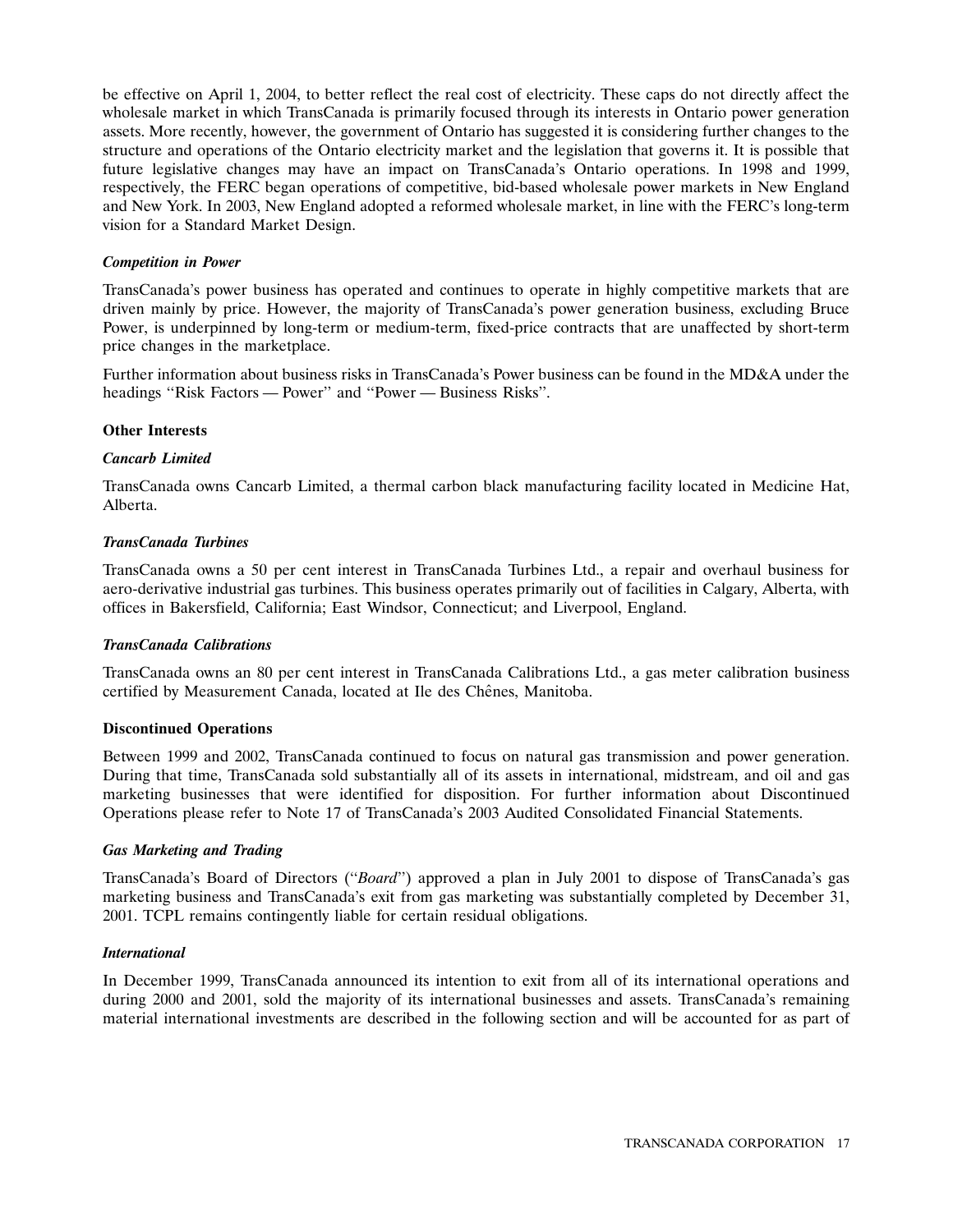be effective on April 1, 2004, to better reflect the real cost of electricity. These caps do not directly affect the wholesale market in which TransCanada is primarily focused through its interests in Ontario power generation assets. More recently, however, the government of Ontario has suggested it is considering further changes to the structure and operations of the Ontario electricity market and the legislation that governs it. It is possible that future legislative changes may have an impact on TransCanada's Ontario operations. In 1998 and 1999, respectively, the FERC began operations of competitive, bid-based wholesale power markets in New England and New York. In 2003, New England adopted a reformed wholesale market, in line with the FERC's long-term vision for a Standard Market Design.

#### *Competition in Power*

TransCanada's power business has operated and continues to operate in highly competitive markets that are driven mainly by price. However, the majority of TransCanada's power generation business, excluding Bruce Power, is underpinned by long-term or medium-term, fixed-price contracts that are unaffected by short-term price changes in the marketplace.

Further information about business risks in TransCanada's Power business can be found in the MD&A under the headings "Risk Factors — Power" and "Power — Business Risks".

### Other Interests

#### *Cancarb Limited*

TransCanada owns Cancarb Limited, a thermal carbon black manufacturing facility located in Medicine Hat, Alberta.

#### *TransCanada Turbines*

TransCanada owns a 50 per cent interest in TransCanada Turbines Ltd., a repair and overhaul business for aero-derivative industrial gas turbines. This business operates primarily out of facilities in Calgary, Alberta, with offices in Bakersfield, California; East Windsor, Connecticut; and Liverpool, England.

#### *TransCanada Calibrations*

TransCanada owns an 80 per cent interest in TransCanada Calibrations Ltd., a gas meter calibration business certified by Measurement Canada, located at Ile des Chênes, Manitoba.

### Discontinued Operations

Between 1999 and 2002, TransCanada continued to focus on natural gas transmission and power generation. During that time, TransCanada sold substantially all of its assets in international, midstream, and oil and gas marketing businesses that were identified for disposition. For further information about Discontinued Operations please refer to Note 17 of TransCanada's 2003 Audited Consolidated Financial Statements.

#### *Gas Marketing and Trading*

TransCanada's Board of Directors ("*Board*") approved a plan in July 2001 to dispose of TransCanada's gas marketing business and TransCanada's exit from gas marketing was substantially completed by December 31, 2001. TCPL remains contingently liable for certain residual obligations.

#### *International*

In December 1999, TransCanada announced its intention to exit from all of its international operations and during 2000 and 2001, sold the majority of its international businesses and assets. TransCanada's remaining material international investments are described in the following section and will be accounted for as part of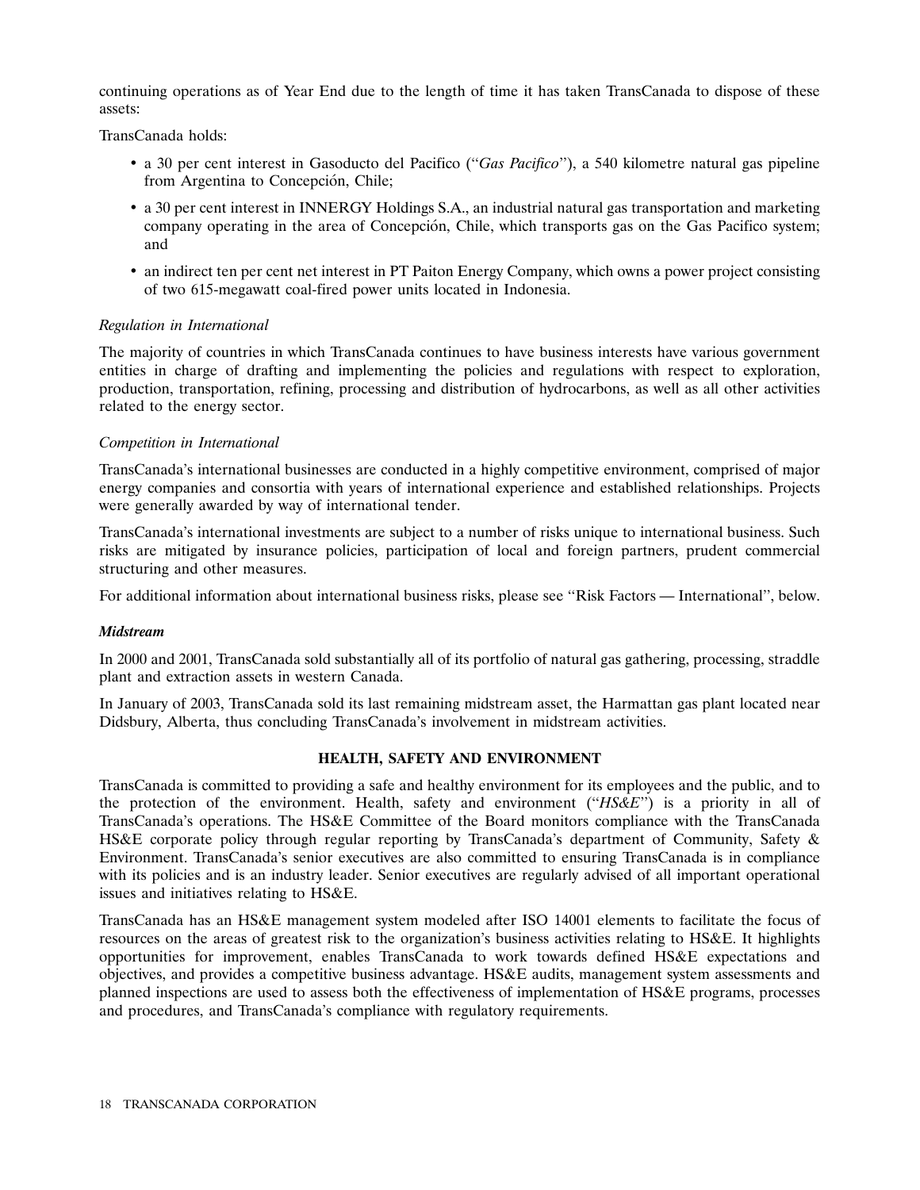continuing operations as of Year End due to the length of time it has taken TransCanada to dispose of these assets:

TransCanada holds:

- a 30 per cent interest in Gasoducto del Pacifico (''*Gas Pacifico*''), a 540 kilometre natural gas pipeline from Argentina to Concepción, Chile;
- a 30 per cent interest in INNERGY Holdings S.A., an industrial natural gas transportation and marketing company operating in the area of Concepción, Chile, which transports gas on the Gas Pacifico system; and
- an indirect ten per cent net interest in PT Paiton Energy Company, which owns a power project consisting of two 615-megawatt coal-fired power units located in Indonesia.

*Regulation in International*

The majority of countries in which TransCanada continues to have business interests have various government entities in charge of drafting and implementing the policies and regulations with respect to exploration, production, transportation, refining, processing and distribution of hydrocarbons, as well as all other activities related to the energy sector.

*Competition in International*

TransCanada's international businesses are conducted in a highly competitive environment, comprised of major energy companies and consortia with years of international experience and established relationships. Projects were generally awarded by way of international tender.

TransCanada's international investments are subject to a number of risks unique to international business. Such risks are mitigated by insurance policies, participation of local and foreign partners, prudent commercial structuring and other measures.

For additional information about international business risks, please see ''Risk Factors — International'', below.

***Midstream***

In 2000 and 2001, TransCanada sold substantially all of its portfolio of natural gas gathering, processing, straddle plant and extraction assets in western Canada.

In January of 2003, TransCanada sold its last remaining midstream asset, the Harmattan gas plant located near Didsbury, Alberta, thus concluding TransCanada's involvement in midstream activities.

## HEALTH, SAFETY AND ENVIRONMENT

TransCanada is committed to providing a safe and healthy environment for its employees and the public, and to the protection of the environment. Health, safety and environment (''*HS&E*'') is a priority in all of TransCanada's operations. The HS&E Committee of the Board monitors compliance with the TransCanada HS&E corporate policy through regular reporting by TransCanada's department of Community, Safety & Environment. TransCanada's senior executives are also committed to ensuring TransCanada is in compliance with its policies and is an industry leader. Senior executives are regularly advised of all important operational issues and initiatives relating to HS&E.

TransCanada has an HS&E management system modeled after ISO 14001 elements to facilitate the focus of resources on the areas of greatest risk to the organization's business activities relating to HS&E. It highlights opportunities for improvement, enables TransCanada to work towards defined HS&E expectations and objectives, and provides a competitive business advantage. HS&E audits, management system assessments and planned inspections are used to assess both the effectiveness of implementation of HS&E programs, processes and procedures, and TransCanada's compliance with regulatory requirements.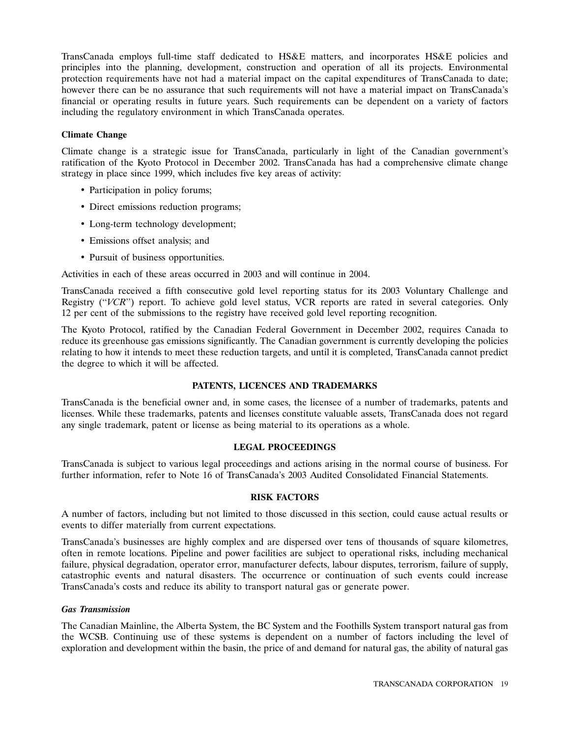TransCanada employs full-time staff dedicated to HS&E matters, and incorporates HS&E policies and principles into the planning, development, construction and operation of all its projects. Environmental protection requirements have not had a material impact on the capital expenditures of TransCanada to date; however there can be no assurance that such requirements will not have a material impact on TransCanada's financial or operating results in future years. Such requirements can be dependent on a variety of factors including the regulatory environment in which TransCanada operates.

**Climate Change**

Climate change is a strategic issue for TransCanada, particularly in light of the Canadian government's ratification of the Kyoto Protocol in December 2002. TransCanada has had a comprehensive climate change strategy in place since 1999, which includes five key areas of activity:

- Participation in policy forums;
- Direct emissions reduction programs;
- Long-term technology development;
- Emissions offset analysis; and
- Pursuit of business opportunities.

Activities in each of these areas occurred in 2003 and will continue in 2004.

TransCanada received a fifth consecutive gold level reporting status for its 2003 Voluntary Challenge and Registry ("*VCR*") report. To achieve gold level status, VCR reports are rated in several categories. Only 12 per cent of the submissions to the registry have received gold level reporting recognition.

The Kyoto Protocol, ratified by the Canadian Federal Government in December 2002, requires Canada to reduce its greenhouse gas emissions significantly. The Canadian government is currently developing the policies relating to how it intends to meet these reduction targets, and until it is completed, TransCanada cannot predict the degree to which it will be affected.

## PATENTS, LICENCES AND TRADEMARKS

TransCanada is the beneficial owner and, in some cases, the licensee of a number of trademarks, patents and licenses. While these trademarks, patents and licenses constitute valuable assets, TransCanada does not regard any single trademark, patent or license as being material to its operations as a whole.

## LEGAL PROCEEDINGS

TransCanada is subject to various legal proceedings and actions arising in the normal course of business. For further information, refer to Note 16 of TransCanada's 2003 Audited Consolidated Financial Statements.

## RISK FACTORS

A number of factors, including but not limited to those discussed in this section, could cause actual results or events to differ materially from current expectations.

TransCanada's businesses are highly complex and are dispersed over tens of thousands of square kilometres, often in remote locations. Pipeline and power facilities are subject to operational risks, including mechanical failure, physical degradation, operator error, manufacturer defects, labour disputes, terrorism, failure of supply, catastrophic events and natural disasters. The occurrence or continuation of such events could increase TransCanada's costs and reduce its ability to transport natural gas or generate power.

***Gas Transmission***

The Canadian Mainline, the Alberta System, the BC System and the Foothills System transport natural gas from the WCSB. Continuing use of these systems is dependent on a number of factors including the level of exploration and development within the basin, the price of and demand for natural gas, the ability of natural gas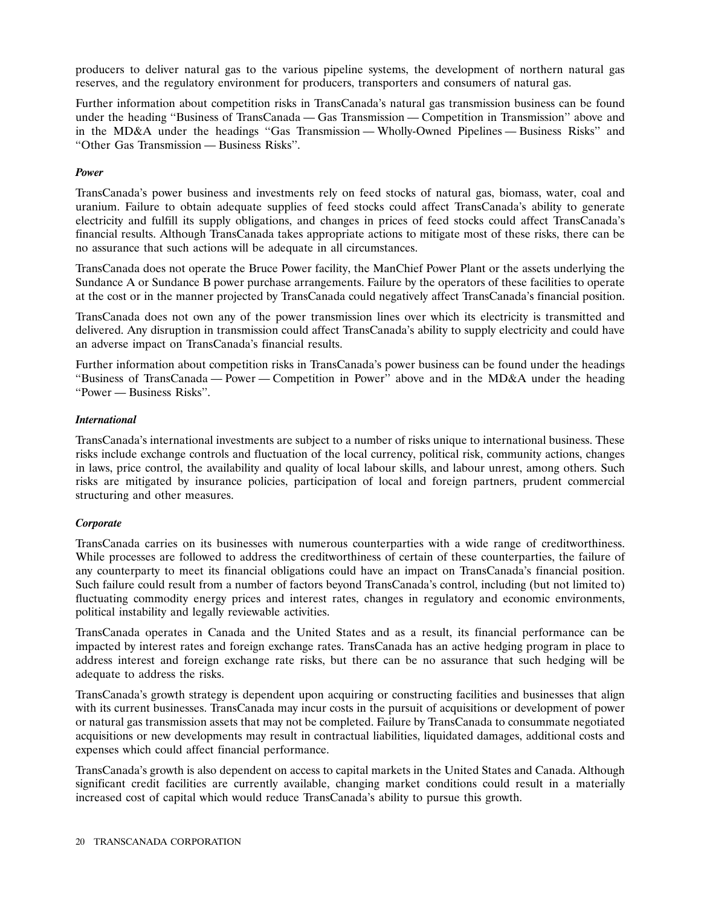producers to deliver natural gas to the various pipeline systems, the development of northern natural gas reserves, and the regulatory environment for producers, transporters and consumers of natural gas.

Further information about competition risks in TransCanada's natural gas transmission business can be found under the heading ''Business of TransCanada — Gas Transmission — Competition in Transmission'' above and in the MD&A under the headings ''Gas Transmission — Wholly-Owned Pipelines — Business Risks'' and ''Other Gas Transmission — Business Risks''.

***Power***

TransCanada's power business and investments rely on feed stocks of natural gas, biomass, water, coal and uranium. Failure to obtain adequate supplies of feed stocks could affect TransCanada's ability to generate electricity and fulfill its supply obligations, and changes in prices of feed stocks could affect TransCanada's financial results. Although TransCanada takes appropriate actions to mitigate most of these risks, there can be no assurance that such actions will be adequate in all circumstances.

TransCanada does not operate the Bruce Power facility, the ManChief Power Plant or the assets underlying the Sundance A or Sundance B power purchase arrangements. Failure by the operators of these facilities to operate at the cost or in the manner projected by TransCanada could negatively affect TransCanada's financial position.

TransCanada does not own any of the power transmission lines over which its electricity is transmitted and delivered. Any disruption in transmission could affect TransCanada's ability to supply electricity and could have an adverse impact on TransCanada's financial results.

Further information about competition risks in TransCanada's power business can be found under the headings ''Business of TransCanada — Power — Competition in Power'' above and in the MD&A under the heading ''Power — Business Risks''.

***International***

TransCanada's international investments are subject to a number of risks unique to international business. These risks include exchange controls and fluctuation of the local currency, political risk, community actions, changes in laws, price control, the availability and quality of local labour skills, and labour unrest, among others. Such risks are mitigated by insurance policies, participation of local and foreign partners, prudent commercial structuring and other measures.

***Corporate***

TransCanada carries on its businesses with numerous counterparties with a wide range of creditworthiness. While processes are followed to address the creditworthiness of certain of these counterparties, the failure of any counterparty to meet its financial obligations could have an impact on TransCanada's financial position. Such failure could result from a number of factors beyond TransCanada's control, including (but not limited to) fluctuating commodity energy prices and interest rates, changes in regulatory and economic environments, political instability and legally reviewable activities.

TransCanada operates in Canada and the United States and as a result, its financial performance can be impacted by interest rates and foreign exchange rates. TransCanada has an active hedging program in place to address interest and foreign exchange rate risks, but there can be no assurance that such hedging will be adequate to address the risks.

TransCanada's growth strategy is dependent upon acquiring or constructing facilities and businesses that align with its current businesses. TransCanada may incur costs in the pursuit of acquisitions or development of power or natural gas transmission assets that may not be completed. Failure by TransCanada to consummate negotiated acquisitions or new developments may result in contractual liabilities, liquidated damages, additional costs and expenses which could affect financial performance.

TransCanada's growth is also dependent on access to capital markets in the United States and Canada. Although significant credit facilities are currently available, changing market conditions could result in a materially increased cost of capital which would reduce TransCanada's ability to pursue this growth.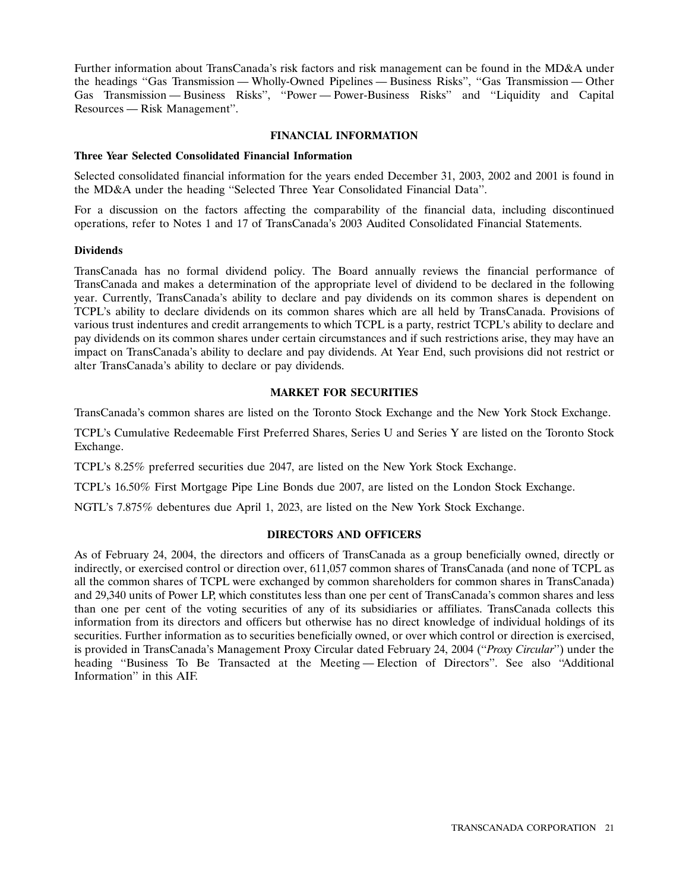Further information about TransCanada's risk factors and risk management can be found in the MD&A under the headings "Gas Transmission — Wholly-Owned Pipelines — Business Risks", "Gas Transmission — Other Gas Transmission — Business Risks", "Power — Power-Business Risks" and "Liquidity and Capital Resources — Risk Management".

## FINANCIAL INFORMATION

### Three Year Selected Consolidated Financial Information

Selected consolidated financial information for the years ended December 31, 2003, 2002 and 2001 is found in the MD&A under the heading "Selected Three Year Consolidated Financial Data".

For a discussion on the factors affecting the comparability of the financial data, including discontinued operations, refer to Notes 1 and 17 of TransCanada's 2003 Audited Consolidated Financial Statements.

### Dividends

TransCanada has no formal dividend policy. The Board annually reviews the financial performance of TransCanada and makes a determination of the appropriate level of dividend to be declared in the following year. Currently, TransCanada's ability to declare and pay dividends on its common shares is dependent on TCPL's ability to declare dividends on its common shares which are all held by TransCanada. Provisions of various trust indentures and credit arrangements to which TCPL is a party, restrict TCPL's ability to declare and pay dividends on its common shares under certain circumstances and if such restrictions arise, they may have an impact on TransCanada's ability to declare and pay dividends. At Year End, such provisions did not restrict or alter TransCanada's ability to declare or pay dividends.

## MARKET FOR SECURITIES

TransCanada's common shares are listed on the Toronto Stock Exchange and the New York Stock Exchange.

TCPL's Cumulative Redeemable First Preferred Shares, Series U and Series Y are listed on the Toronto Stock Exchange.

TCPL's 8.25% preferred securities due 2047, are listed on the New York Stock Exchange.

TCPL's 16.50% First Mortgage Pipe Line Bonds due 2007, are listed on the London Stock Exchange.

NGTL's 7.875% debentures due April 1, 2023, are listed on the New York Stock Exchange.

## DIRECTORS AND OFFICERS

As of February 24, 2004, the directors and officers of TransCanada as a group beneficially owned, directly or indirectly, or exercised control or direction over, 611,057 common shares of TransCanada (and none of TCPL as all the common shares of TCPL were exchanged by common shareholders for common shares in TransCanada) and 29,340 units of Power LP, which constitutes less than one per cent of TransCanada's common shares and less than one per cent of the voting securities of any of its subsidiaries or affiliates. TransCanada collects this information from its directors and officers but otherwise has no direct knowledge of individual holdings of its securities. Further information as to securities beneficially owned, or over which control or direction is exercised, is provided in TransCanada's Management Proxy Circular dated February 24, 2004 ("*Proxy Circular*") under the heading "Business To Be Transacted at the Meeting — Election of Directors". See also "Additional Information" in this AIF.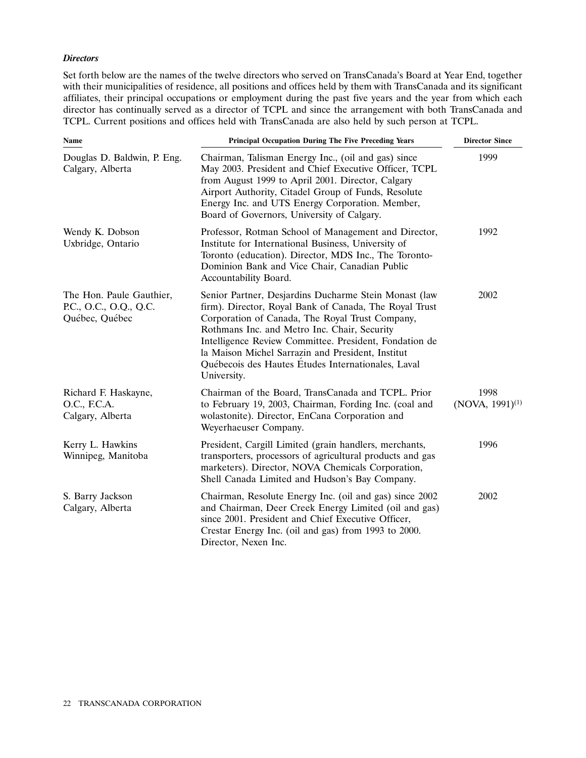***Directors***

Set forth below are the names of the twelve directors who served on TransCanada's Board at Year End, together with their municipalities of residence, all positions and offices held by them with TransCanada and its significant affiliates, their principal occupations or employment during the past five years and the year from which each director has continually served as a director of TCPL and since the arrangement with both TransCanada and TCPL. Current positions and offices held with TransCanada are also held by such person at TCPL.

| Name | Principal Occupation During The Five Preceding Years | Director Since |
|---|---|---|
| Douglas D. Baldwin, P. Eng.<br>Calgary, Alberta | Chairman, Talisman Energy Inc., (oil and gas) since May 2003. President and Chief Executive Officer, TCPL from August 1999 to April 2001. Director, Calgary Airport Authority, Citadel Group of Funds, Resolute Energy Inc. and UTS Energy Corporation. Member, Board of Governors, University of Calgary. | 1999 |
| Wendy K. Dobson<br>Uxbridge, Ontario | Professor, Rotman School of Management and Director, Institute for International Business, University of Toronto (education). Director, MDS Inc., The Toronto-Dominion Bank and Vice Chair, Canadian Public Accountability Board. | 1992 |
| The Hon. Paule Gauthier, P.C., O.C., O.Q., Q.C.<br>Québec, Québec | Senior Partner, Desjardins Ducharme Stein Monast (law firm). Director, Royal Bank of Canada, The Royal Trust Corporation of Canada, The Royal Trust Company, Rothmans Inc. and Metro Inc. Chair, Security Intelligence Review Committee. President, Fondation de la Maison Michel Sarrazin and President, Institut Québecois des Hautes Études Internationales, Laval University. | 2002 |
| Richard F. Haskayne, O.C., F.C.A.<br>Calgary, Alberta | Chairman of the Board, TransCanada and TCPL. Prior to February 19, 2003, Chairman, Fording Inc. (coal and wolastonite). Director, EnCana Corporation and Weyerhaeuser Company. | 1998<br>(NOVA, 1991)[1] |
| Kerry L. Hawkins<br>Winnipeg, Manitoba | President, Cargill Limited (grain handlers, merchants, transporters, processors of agricultural products and gas marketers). Director, NOVA Chemicals Corporation, Shell Canada Limited and Hudson's Bay Company. | 1996 |
| S. Barry Jackson<br>Calgary, Alberta | Chairman, Resolute Energy Inc. (oil and gas) since 2002 and Chairman, Deer Creek Energy Limited (oil and gas) since 2001. President and Chief Executive Officer, Crestar Energy Inc. (oil and gas) from 1993 to 2000. Director, Nexen Inc. | 2002 |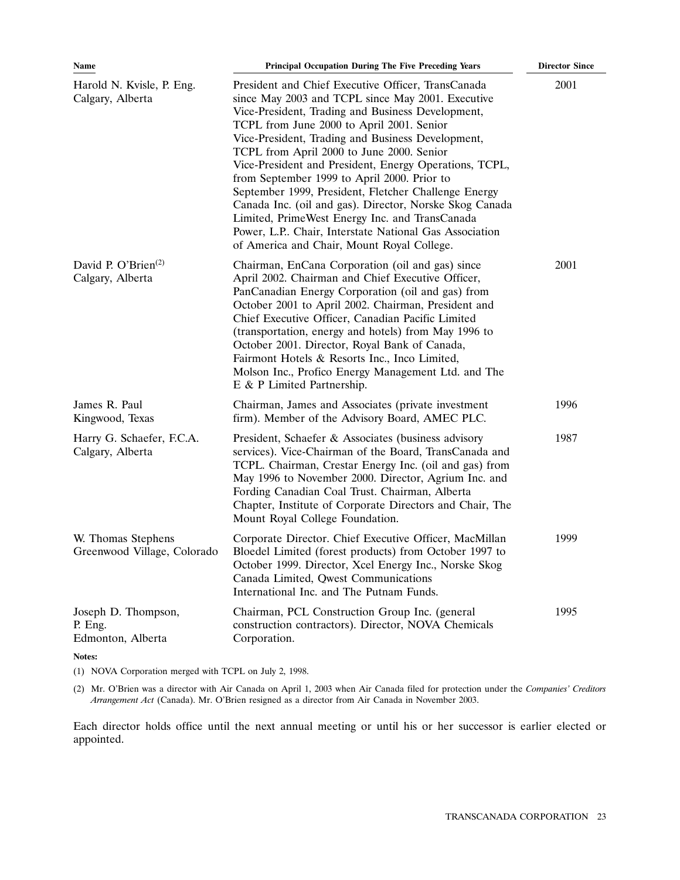| Name | Principal Occupation During The Five Preceding Years | Director Since |
|---|---|---|
| Harold N. Kvisle, P. Eng.<br>Calgary, Alberta | President and Chief Executive Officer, TransCanada since May 2003 and TCPL since May 2001. Executive Vice-President, Trading and Business Development, TCPL from June 2000 to April 2001. Senior Vice-President, Trading and Business Development, TCPL from April 2000 to June 2000. Senior Vice-President and President, Energy Operations, TCPL, from September 1999 to April 2000. Prior to September 1999, President, Fletcher Challenge Energy Canada Inc. (oil and gas). Director, Norske Skog Canada Limited, PrimeWest Energy Inc. and TransCanada Power, L.P.. Chair, Interstate National Gas Association of America and Chair, Mount Royal College. | 2001 |
| David P. O'Brien[(2)]<br>Calgary, Alberta | Chairman, EnCana Corporation (oil and gas) since April 2002. Chairman and Chief Executive Officer, PanCanadian Energy Corporation (oil and gas) from October 2001 to April 2002. Chairman, President and Chief Executive Officer, Canadian Pacific Limited (transportation, energy and hotels) from May 1996 to October 2001. Director, Royal Bank of Canada, Fairmont Hotels & Resorts Inc., Inco Limited, Molson Inc., Profico Energy Management Ltd. and The E & P Limited Partnership. | 2001 |
| James R. Paul<br>Kingwood, Texas | Chairman, James and Associates (private investment firm). Member of the Advisory Board, AMEC PLC. | 1996 |
| Harry G. Schaefer, F.C.A.<br>Calgary, Alberta | President, Schaefer & Associates (business advisory services). Vice-Chairman of the Board, TransCanada and TCPL. Chairman, Crestar Energy Inc. (oil and gas) from May 1996 to November 2000. Director, Agrium Inc. and Fording Canadian Coal Trust. Chairman, Alberta Chapter, Institute of Corporate Directors and Chair, The Mount Royal College Foundation. | 1987 |
| W. Thomas Stephens<br>Greenwood Village, Colorado | Corporate Director. Chief Executive Officer, MacMillan Bloedel Limited (forest products) from October 1997 to October 1999. Director, Xcel Energy Inc., Norske Skog Canada Limited, Qwest Communications International Inc. and The Putnam Funds. | 1999 |
| Joseph D. Thompson, P. Eng.<br>Edmonton, Alberta | Chairman, PCL Construction Group Inc. (general construction contractors). Director, NOVA Chemicals Corporation. | 1995 |

**Notes:**

(1) NOVA Corporation merged with TCPL on July 2, 1998.

(2) Mr. O'Brien was a director with Air Canada on April 1, 2003 when Air Canada filed for protection under the *Companies' Creditors Arrangement Act* (Canada). Mr. O'Brien resigned as a director from Air Canada in November 2003.

Each director holds office until the next annual meeting or until his or her successor is earlier elected or appointed.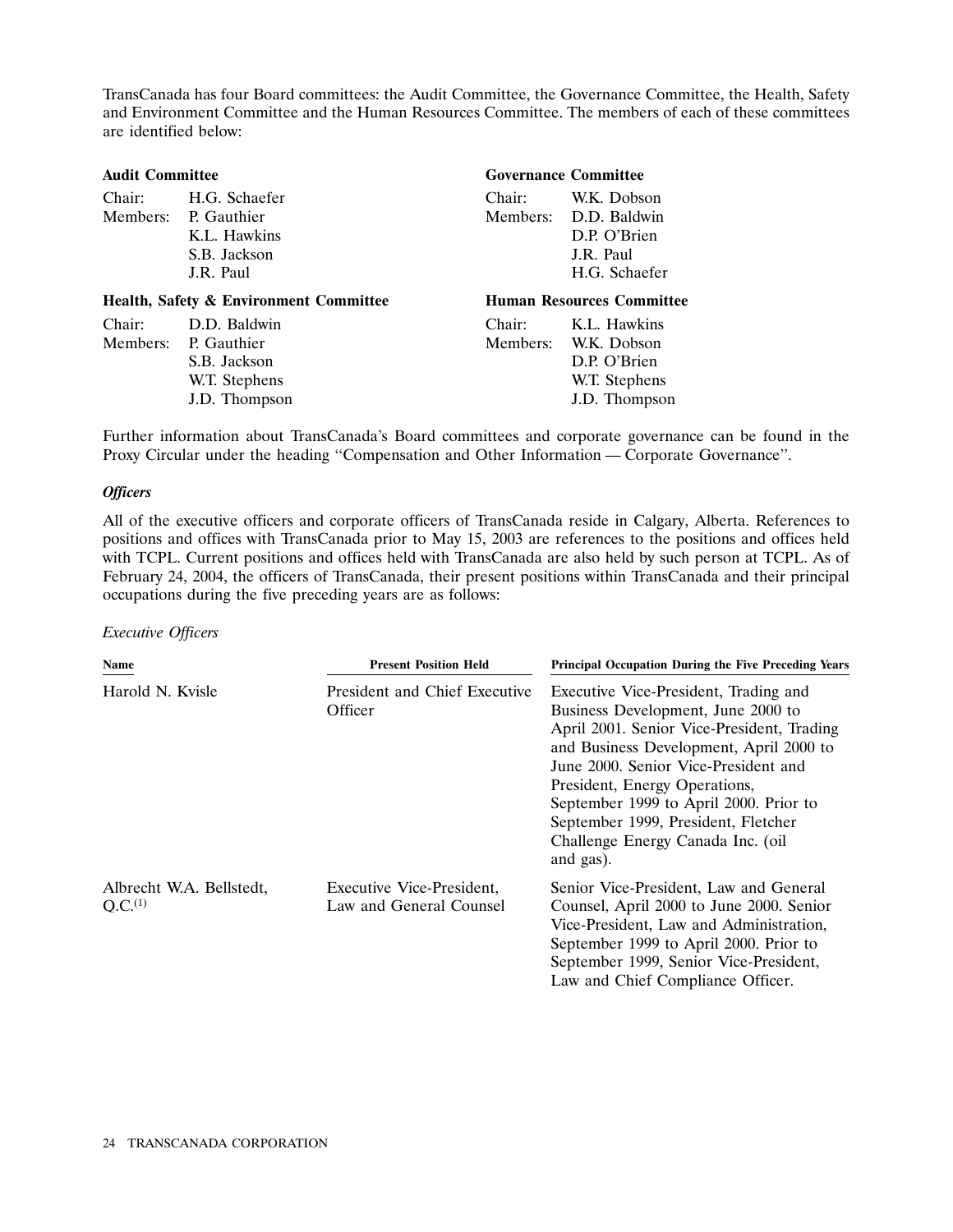TransCanada has four Board committees: the Audit Committee, the Governance Committee, the Health, Safety and Environment Committee and the Human Resources Committee. The members of each of these committees are identified below:

**Audit Committee**

| | |
|---|---|
| Chair: | H.G. Schaefer |
| Members: | P. Gauthier |
| | K.L. Hawkins |
| | S.B. Jackson |
| | J.R. Paul |

**Governance Committee**

| | |
|---|---|
| Chair: | W.K. Dobson |
| Members: | D.D. Baldwin |
| | D.P. O'Brien |
| | J.R. Paul |
| | H.G. Schaefer |

**Health, Safety & Environment Committee**

| | |
|---|---|
| Chair: | D.D. Baldwin |
| Members: | P. Gauthier |
| | S.B. Jackson |
| | W.T. Stephens |
| | J.D. Thompson |

**Human Resources Committee**

| | |
|---|---|
| Chair: | K.L. Hawkins |
| Members: | W.K. Dobson |
| | D.P. O'Brien |
| | W.T. Stephens |
| | J.D. Thompson |

Further information about TransCanada's Board committees and corporate governance can be found in the Proxy Circular under the heading "Compensation and Other Information — Corporate Governance".

### *Officers*

All of the executive officers and corporate officers of TransCanada reside in Calgary, Alberta. References to positions and offices with TransCanada prior to May 15, 2003 are references to the positions and offices held with TCPL. Current positions and offices held with TransCanada are also held by such person at TCPL. As of February 24, 2004, the officers of TransCanada, their present positions within TransCanada and their principal occupations during the five preceding years are as follows:

*Executive Officers*

| Name | Present Position Held | Principal Occupation During the Five Preceding Years |
|---|---|---|
| Harold N. Kvisle | President and Chief Executive Officer | Executive Vice-President, Trading and Business Development, June 2000 to April 2001. Senior Vice-President, Trading and Business Development, April 2000 to June 2000. Senior Vice-President and President, Energy Operations, September 1999 to April 2000. Prior to September 1999, President, Fletcher Challenge Energy Canada Inc. (oil and gas). |
| Albrecht W.A. Bellstedt, Q.C.[1] | Executive Vice-President, Law and General Counsel | Senior Vice-President, Law and General Counsel, April 2000 to June 2000. Senior Vice-President, Law and Administration, September 1999 to April 2000. Prior to September 1999, Senior Vice-President, Law and Chief Compliance Officer. |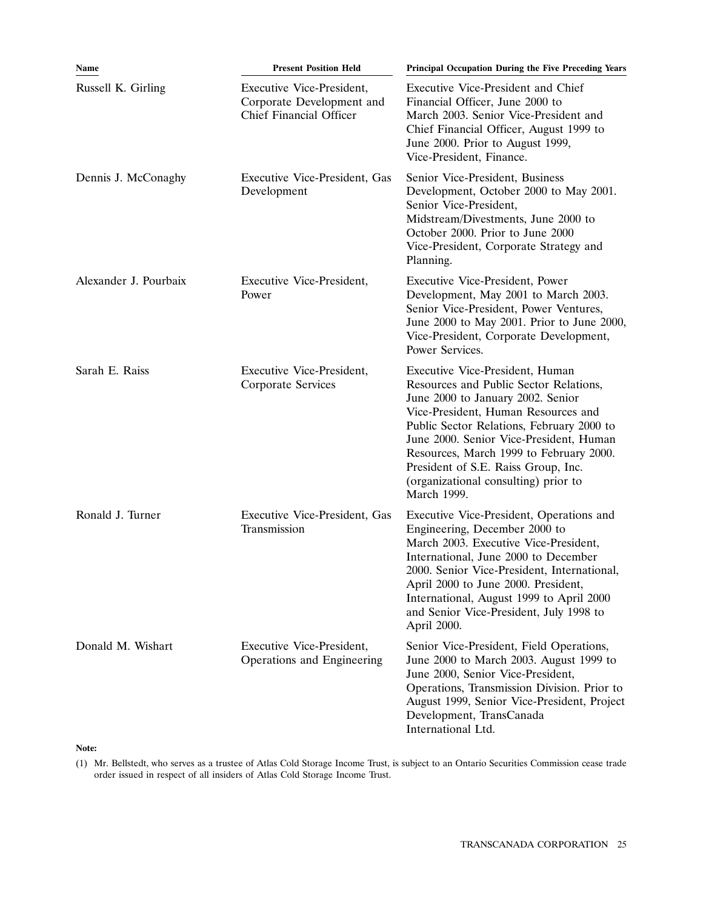| Name | Present Position Held | Principal Occupation During the Five Preceding Years |
| --- | --- | --- |
| Russell K. Girling | Executive Vice-President, Corporate Development and Chief Financial Officer | Executive Vice-President and Chief Financial Officer, June 2000 to March 2003. Senior Vice-President and Chief Financial Officer, August 1999 to June 2000. Prior to August 1999, Vice-President, Finance. |
| Dennis J. McConaghy | Executive Vice-President, Gas Development | Senior Vice-President, Business Development, October 2000 to May 2001. Senior Vice-President, Midstream/Divestments, June 2000 to October 2000. Prior to June 2000 Vice-President, Corporate Strategy and Planning. |
| Alexander J. Pourbaix | Executive Vice-President, Power | Executive Vice-President, Power Development, May 2001 to March 2003. Senior Vice-President, Power Ventures, June 2000 to May 2001. Prior to June 2000, Vice-President, Corporate Development, Power Services. |
| Sarah E. Raiss | Executive Vice-President, Corporate Services | Executive Vice-President, Human Resources and Public Sector Relations, June 2000 to January 2002. Senior Vice-President, Human Resources and Public Sector Relations, February 2000 to June 2000. Senior Vice-President, Human Resources, March 1999 to February 2000. President of S.E. Raiss Group, Inc. (organizational consulting) prior to March 1999. |
| Ronald J. Turner | Executive Vice-President, Gas Transmission | Executive Vice-President, Operations and Engineering, December 2000 to March 2003. Executive Vice-President, International, June 2000 to December 2000. Senior Vice-President, International, April 2000 to June 2000. President, International, August 1999 to April 2000 and Senior Vice-President, July 1998 to April 2000. |
| Donald M. Wishart | Executive Vice-President, Operations and Engineering | Senior Vice-President, Field Operations, June 2000 to March 2003. August 1999 to June 2000, Senior Vice-President, Operations, Transmission Division. Prior to August 1999, Senior Vice-President, Project Development, TransCanada International Ltd. |

**Note:**

(1) Mr. Bellstedt, who serves as a trustee of Atlas Cold Storage Income Trust, is subject to an Ontario Securities Commission cease trade order issued in respect of all insiders of Atlas Cold Storage Income Trust.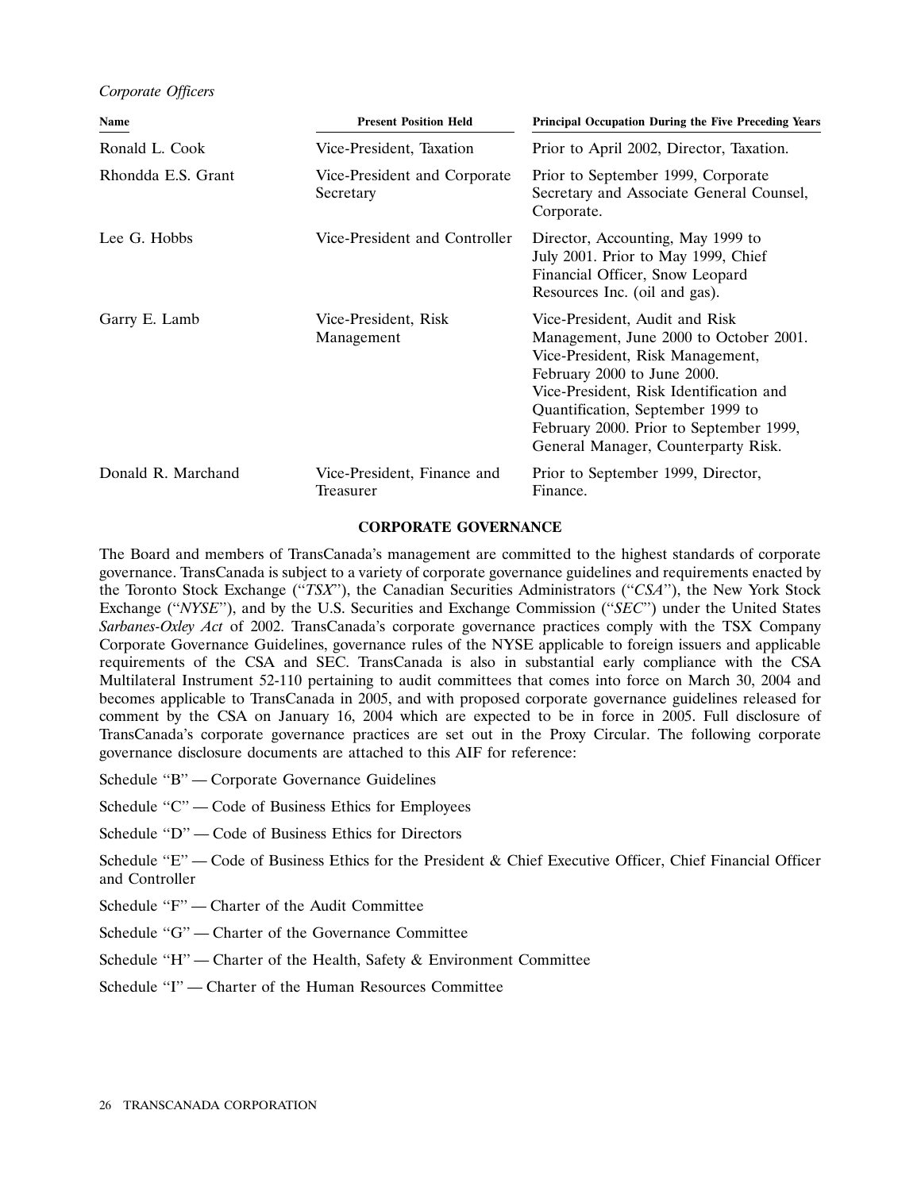*Corporate Officers*

| Name | Present Position Held | Principal Occupation During the Five Preceding Years |
|---|---|---|
| Ronald L. Cook | Vice-President, Taxation | Prior to April 2002, Director, Taxation. |
| Rhondda E.S. Grant | Vice-President and Corporate Secretary | Prior to September 1999, Corporate Secretary and Associate General Counsel, Corporate. |
| Lee G. Hobbs | Vice-President and Controller | Director, Accounting, May 1999 to July 2001. Prior to May 1999, Chief Financial Officer, Snow Leopard Resources Inc. (oil and gas). |
| Garry E. Lamb | Vice-President, Risk Management | Vice-President, Audit and Risk Management, June 2000 to October 2001. Vice-President, Risk Management, February 2000 to June 2000. Vice-President, Risk Identification and Quantification, September 1999 to February 2000. Prior to September 1999, General Manager, Counterparty Risk. |
| Donald R. Marchand | Vice-President, Finance and Treasurer | Prior to September 1999, Director, Finance. |

## CORPORATE GOVERNANCE

The Board and members of TransCanada's management are committed to the highest standards of corporate governance. TransCanada is subject to a variety of corporate governance guidelines and requirements enacted by the Toronto Stock Exchange ("*TSX*"), the Canadian Securities Administrators ("*CSA*"), the New York Stock Exchange ("*NYSE*"), and by the U.S. Securities and Exchange Commission ("*SEC*") under the United States *Sarbanes-Oxley Act* of 2002. TransCanada's corporate governance practices comply with the TSX Company Corporate Governance Guidelines, governance rules of the NYSE applicable to foreign issuers and applicable requirements of the CSA and SEC. TransCanada is also in substantial early compliance with the CSA Multilateral Instrument 52-110 pertaining to audit committees that comes into force on March 30, 2004 and becomes applicable to TransCanada in 2005, and with proposed corporate governance guidelines released for comment by the CSA on January 16, 2004 which are expected to be in force in 2005. Full disclosure of TransCanada's corporate governance practices are set out in the Proxy Circular. The following corporate governance disclosure documents are attached to this AIF for reference:

Schedule "B" — Corporate Governance Guidelines

Schedule "C" — Code of Business Ethics for Employees

Schedule "D" — Code of Business Ethics for Directors

Schedule "E" — Code of Business Ethics for the President & Chief Executive Officer, Chief Financial Officer and Controller

Schedule "F" — Charter of the Audit Committee

Schedule "G" — Charter of the Governance Committee

Schedule "H" — Charter of the Health, Safety & Environment Committee

Schedule "I" — Charter of the Human Resources Committee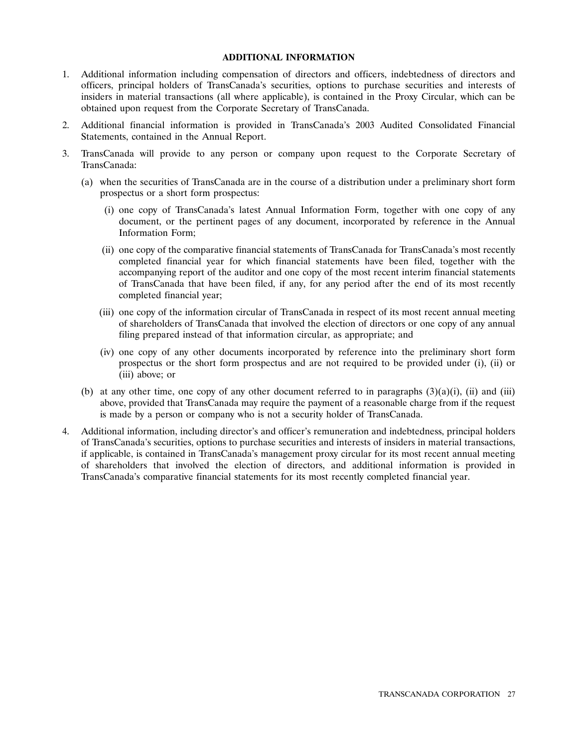## ADDITIONAL INFORMATION

1. Additional information including compensation of directors and officers, indebtedness of directors and officers, principal holders of TransCanada's securities, options to purchase securities and interests of insiders in material transactions (all where applicable), is contained in the Proxy Circular, which can be obtained upon request from the Corporate Secretary of TransCanada.

2. Additional financial information is provided in TransCanada's 2003 Audited Consolidated Financial Statements, contained in the Annual Report.

3. TransCanada will provide to any person or company upon request to the Corporate Secretary of TransCanada:

   (a) when the securities of TransCanada are in the course of a distribution under a preliminary short form prospectus or a short form prospectus:

      (i) one copy of TransCanada's latest Annual Information Form, together with one copy of any document, or the pertinent pages of any document, incorporated by reference in the Annual Information Form;

      (ii) one copy of the comparative financial statements of TransCanada for TransCanada's most recently completed financial year for which financial statements have been filed, together with the accompanying report of the auditor and one copy of the most recent interim financial statements of TransCanada that have been filed, if any, for any period after the end of its most recently completed financial year;

      (iii) one copy of the information circular of TransCanada in respect of its most recent annual meeting of shareholders of TransCanada that involved the election of directors or one copy of any annual filing prepared instead of that information circular, as appropriate; and

      (iv) one copy of any other documents incorporated by reference into the preliminary short form prospectus or the short form prospectus and are not required to be provided under (i), (ii) or (iii) above; or

   (b) at any other time, one copy of any other document referred to in paragraphs (3)(a)(i), (ii) and (iii) above, provided that TransCanada may require the payment of a reasonable charge from if the request is made by a person or company who is not a security holder of TransCanada.

4. Additional information, including director's and officer's remuneration and indebtedness, principal holders of TransCanada's securities, options to purchase securities and interests of insiders in material transactions, if applicable, is contained in TransCanada's management proxy circular for its most recent annual meeting of shareholders that involved the election of directors, and additional information is provided in TransCanada's comparative financial statements for its most recently completed financial year.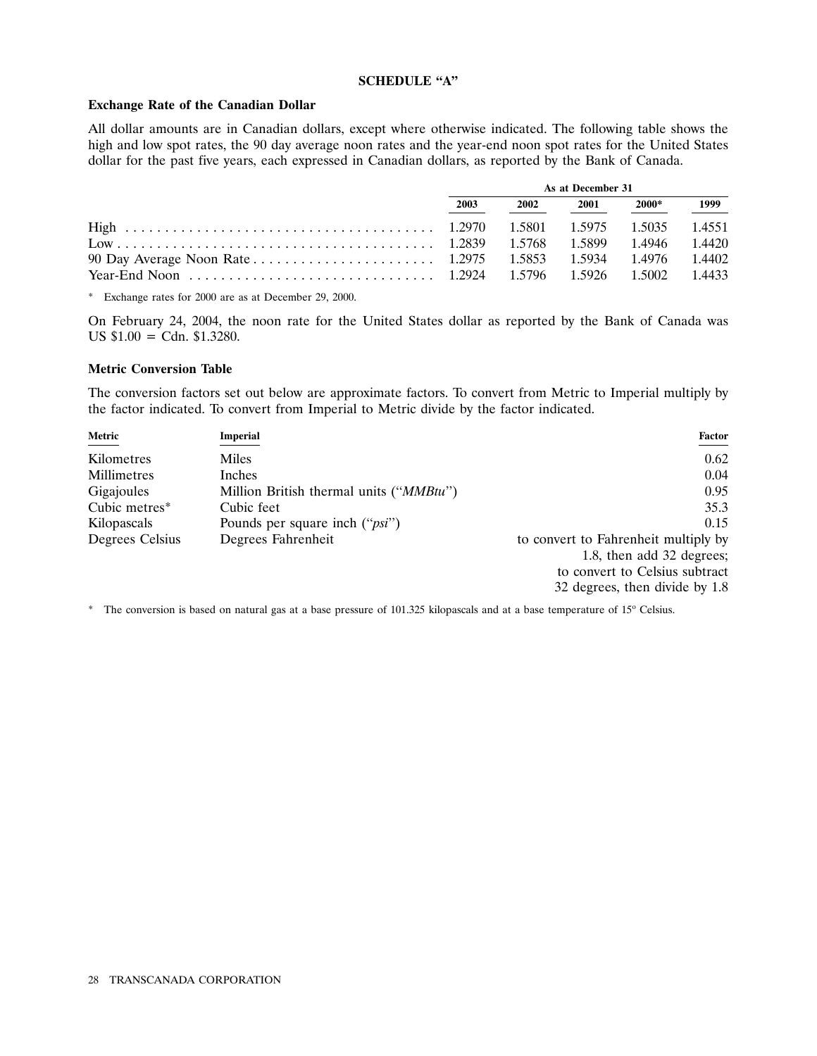**SCHEDULE "A"**

**Exchange Rate of the Canadian Dollar**

All dollar amounts are in Canadian dollars, except where otherwise indicated. The following table shows the high and low spot rates, the 90 day average noon rates and the year-end noon spot rates for the United States dollar for the past five years, each expressed in Canadian dollars, as reported by the Bank of Canada.

| | As at December 31 | | | | |
|---|---|---|---|---|---|
| | 2003 | 2002 | 2001 | 2000* | 1999 |
| High | 1.2970 | 1.5801 | 1.5975 | 1.5035 | 1.4551 |
| Low | 1.2839 | 1.5768 | 1.5899 | 1.4946 | 1.4420 |
| 90 Day Average Noon Rate | 1.2975 | 1.5853 | 1.5934 | 1.4976 | 1.4402 |
| Year-End Noon | 1.2924 | 1.5796 | 1.5926 | 1.5002 | 1.4433 |

\* Exchange rates for 2000 are as at December 29, 2000.

On February 24, 2004, the noon rate for the United States dollar as reported by the Bank of Canada was US $1.00 = Cdn. $1.3280.

**Metric Conversion Table**

The conversion factors set out below are approximate factors. To convert from Metric to Imperial multiply by the factor indicated. To convert from Imperial to Metric divide by the factor indicated.

| Metric | Imperial | Factor |
|---|---|---|
| Kilometres | Miles | 0.62 |
| Millimetres | Inches | 0.04 |
| Gigajoules | Million British thermal units ("*MMBtu*") | 0.95 |
| Cubic metres* | Cubic feet | 35.3 |
| Kilopascals | Pounds per square inch ("*psi*") | 0.15 |
| Degrees Celsius | Degrees Fahrenheit | to convert to Fahrenheit multiply by 1.8, then add 32 degrees; to convert to Celsius subtract 32 degrees, then divide by 1.8 |

\* The conversion is based on natural gas at a base pressure of 101.325 kilopascals and at a base temperature of 15º Celsius.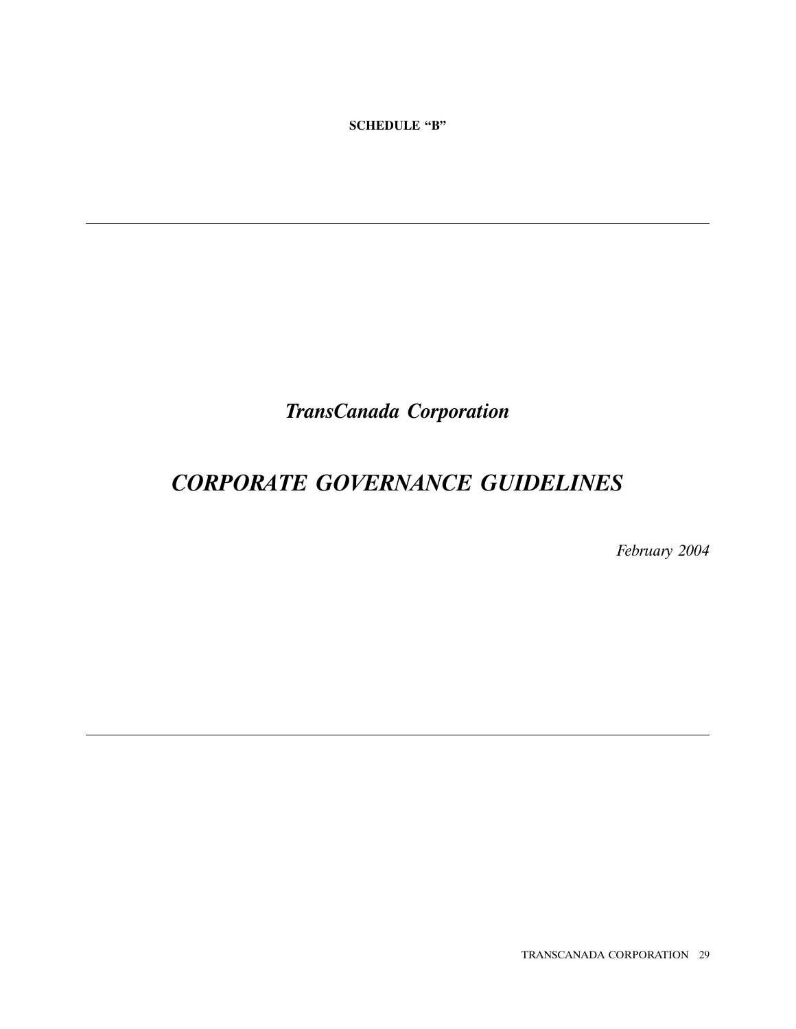**SCHEDULE "B"**

---

# *TransCanada Corporation*

# *CORPORATE GOVERNANCE GUIDELINES*

*February 2004*

---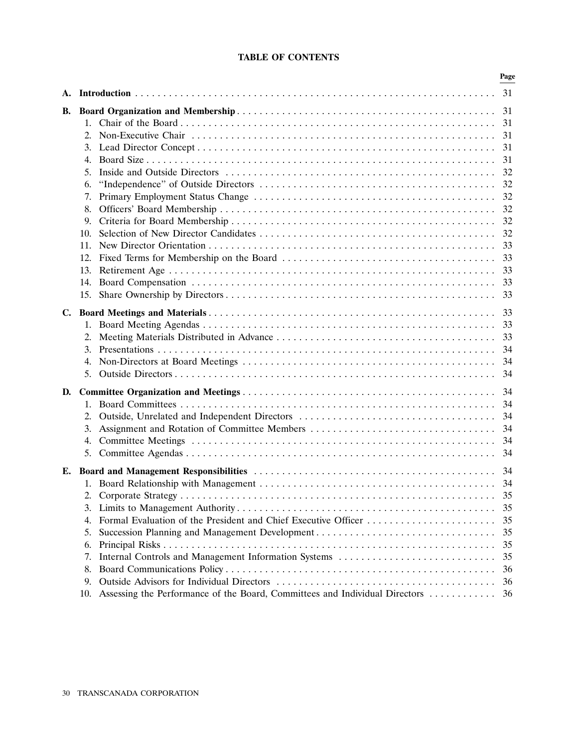## TABLE OF CONTENTS

| | | Page |
|---|---|---|
| **A.** | **Introduction** | 31 |
| **B.** | **Board Organization and Membership** | 31 |
| | 1. Chair of the Board | 31 |
| | 2. Non-Executive Chair | 31 |
| | 3. Lead Director Concept | 31 |
| | 4. Board Size | 31 |
| | 5. Inside and Outside Directors | 32 |
| | 6. “Independence” of Outside Directors | 32 |
| | 7. Primary Employment Status Change | 32 |
| | 8. Officers’ Board Membership | 32 |
| | 9. Criteria for Board Membership | 32 |
| | 10. Selection of New Director Candidates | 32 |
| | 11. New Director Orientation | 33 |
| | 12. Fixed Terms for Membership on the Board | 33 |
| | 13. Retirement Age | 33 |
| | 14. Board Compensation | 33 |
| | 15. Share Ownership by Directors | 33 |
| **C.** | **Board Meetings and Materials** | 33 |
| | 1. Board Meeting Agendas | 33 |
| | 2. Meeting Materials Distributed in Advance | 33 |
| | 3. Presentations | 34 |
| | 4. Non-Directors at Board Meetings | 34 |
| | 5. Outside Directors | 34 |
| **D.** | **Committee Organization and Meetings** | 34 |
| | 1. Board Committees | 34 |
| | 2. Outside, Unrelated and Independent Directors | 34 |
| | 3. Assignment and Rotation of Committee Members | 34 |
| | 4. Committee Meetings | 34 |
| | 5. Committee Agendas | 34 |
| **E.** | **Board and Management Responsibilities** | 34 |
| | 1. Board Relationship with Management | 34 |
| | 2. Corporate Strategy | 35 |
| | 3. Limits to Management Authority | 35 |
| | 4. Formal Evaluation of the President and Chief Executive Officer | 35 |
| | 5. Succession Planning and Management Development | 35 |
| | 6. Principal Risks | 35 |
| | 7. Internal Controls and Management Information Systems | 35 |
| | 8. Board Communications Policy | 36 |
| | 9. Outside Advisors for Individual Directors | 36 |
| | 10. Assessing the Performance of the Board, Committees and Individual Directors | 36 |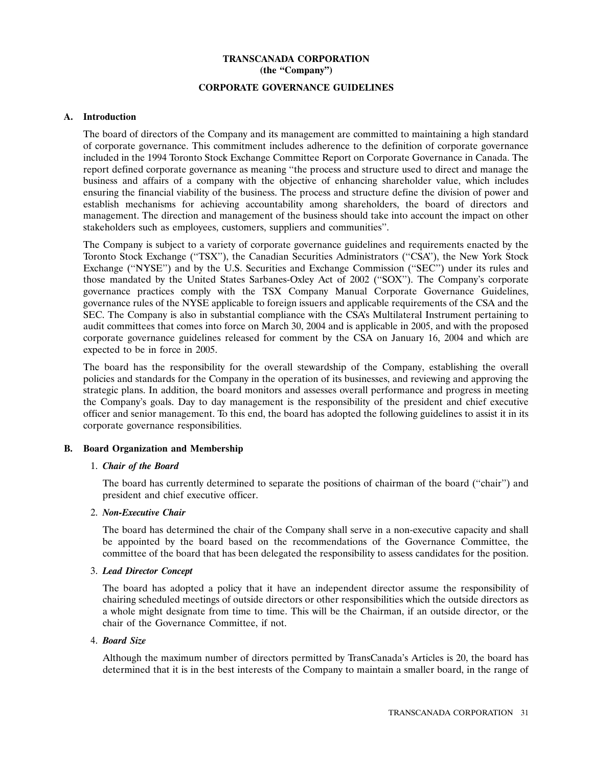**TRANSCANADA CORPORATION**
**(the "Company")**

**CORPORATE GOVERNANCE GUIDELINES**

## A. Introduction

The board of directors of the Company and its management are committed to maintaining a high standard of corporate governance. This commitment includes adherence to the definition of corporate governance included in the 1994 Toronto Stock Exchange Committee Report on Corporate Governance in Canada. The report defined corporate governance as meaning "the process and structure used to direct and manage the business and affairs of a company with the objective of enhancing shareholder value, which includes ensuring the financial viability of the business. The process and structure define the division of power and establish mechanisms for achieving accountability among shareholders, the board of directors and management. The direction and management of the business should take into account the impact on other stakeholders such as employees, customers, suppliers and communities".

The Company is subject to a variety of corporate governance guidelines and requirements enacted by the Toronto Stock Exchange ("TSX"), the Canadian Securities Administrators ("CSA"), the New York Stock Exchange ("NYSE") and by the U.S. Securities and Exchange Commission ("SEC") under its rules and those mandated by the United States Sarbanes-Oxley Act of 2002 ("SOX"). The Company's corporate governance practices comply with the TSX Company Manual Corporate Governance Guidelines, governance rules of the NYSE applicable to foreign issuers and applicable requirements of the CSA and the SEC. The Company is also in substantial compliance with the CSA's Multilateral Instrument pertaining to audit committees that comes into force on March 30, 2004 and is applicable in 2005, and with the proposed corporate governance guidelines released for comment by the CSA on January 16, 2004 and which are expected to be in force in 2005.

The board has the responsibility for the overall stewardship of the Company, establishing the overall policies and standards for the Company in the operation of its businesses, and reviewing and approving the strategic plans. In addition, the board monitors and assesses overall performance and progress in meeting the Company's goals. Day to day management is the responsibility of the president and chief executive officer and senior management. To this end, the board has adopted the following guidelines to assist it in its corporate governance responsibilities.

## B. Board Organization and Membership

1. ***Chair of the Board***

   The board has currently determined to separate the positions of chairman of the board ("chair") and president and chief executive officer.

2. ***Non-Executive Chair***

   The board has determined the chair of the Company shall serve in a non-executive capacity and shall be appointed by the board based on the recommendations of the Governance Committee, the committee of the board that has been delegated the responsibility to assess candidates for the position.

3. ***Lead Director Concept***

   The board has adopted a policy that it have an independent director assume the responsibility of chairing scheduled meetings of outside directors or other responsibilities which the outside directors as a whole might designate from time to time. This will be the Chairman, if an outside director, or the chair of the Governance Committee, if not.

4. ***Board Size***

   Although the maximum number of directors permitted by TransCanada's Articles is 20, the board has determined that it is in the best interests of the Company to maintain a smaller board, in the range of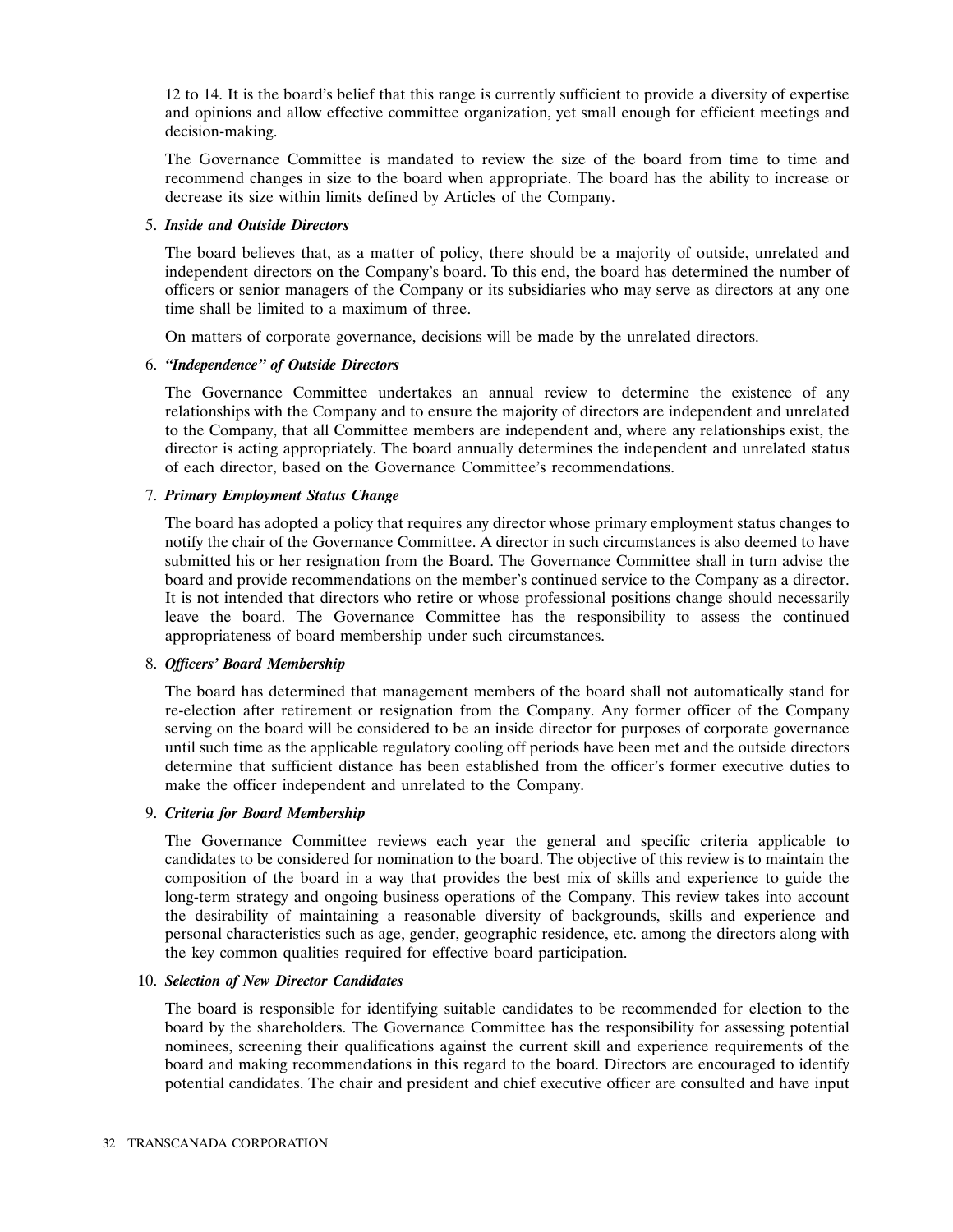12 to 14. It is the board's belief that this range is currently sufficient to provide a diversity of expertise and opinions and allow effective committee organization, yet small enough for efficient meetings and decision-making.

The Governance Committee is mandated to review the size of the board from time to time and recommend changes in size to the board when appropriate. The board has the ability to increase or decrease its size within limits defined by Articles of the Company.

5. ***Inside and Outside Directors***

The board believes that, as a matter of policy, there should be a majority of outside, unrelated and independent directors on the Company's board. To this end, the board has determined the number of officers or senior managers of the Company or its subsidiaries who may serve as directors at any one time shall be limited to a maximum of three.

On matters of corporate governance, decisions will be made by the unrelated directors.

6. ***"Independence" of Outside Directors***

The Governance Committee undertakes an annual review to determine the existence of any relationships with the Company and to ensure the majority of directors are independent and unrelated to the Company, that all Committee members are independent and, where any relationships exist, the director is acting appropriately. The board annually determines the independent and unrelated status of each director, based on the Governance Committee's recommendations.

7. ***Primary Employment Status Change***

The board has adopted a policy that requires any director whose primary employment status changes to notify the chair of the Governance Committee. A director in such circumstances is also deemed to have submitted his or her resignation from the Board. The Governance Committee shall in turn advise the board and provide recommendations on the member's continued service to the Company as a director. It is not intended that directors who retire or whose professional positions change should necessarily leave the board. The Governance Committee has the responsibility to assess the continued appropriateness of board membership under such circumstances.

8. ***Officers' Board Membership***

The board has determined that management members of the board shall not automatically stand for re-election after retirement or resignation from the Company. Any former officer of the Company serving on the board will be considered to be an inside director for purposes of corporate governance until such time as the applicable regulatory cooling off periods have been met and the outside directors determine that sufficient distance has been established from the officer's former executive duties to make the officer independent and unrelated to the Company.

9. ***Criteria for Board Membership***

The Governance Committee reviews each year the general and specific criteria applicable to candidates to be considered for nomination to the board. The objective of this review is to maintain the composition of the board in a way that provides the best mix of skills and experience to guide the long-term strategy and ongoing business operations of the Company. This review takes into account the desirability of maintaining a reasonable diversity of backgrounds, skills and experience and personal characteristics such as age, gender, geographic residence, etc. among the directors along with the key common qualities required for effective board participation.

10. ***Selection of New Director Candidates***

The board is responsible for identifying suitable candidates to be recommended for election to the board by the shareholders. The Governance Committee has the responsibility for assessing potential nominees, screening their qualifications against the current skill and experience requirements of the board and making recommendations in this regard to the board. Directors are encouraged to identify potential candidates. The chair and president and chief executive officer are consulted and have input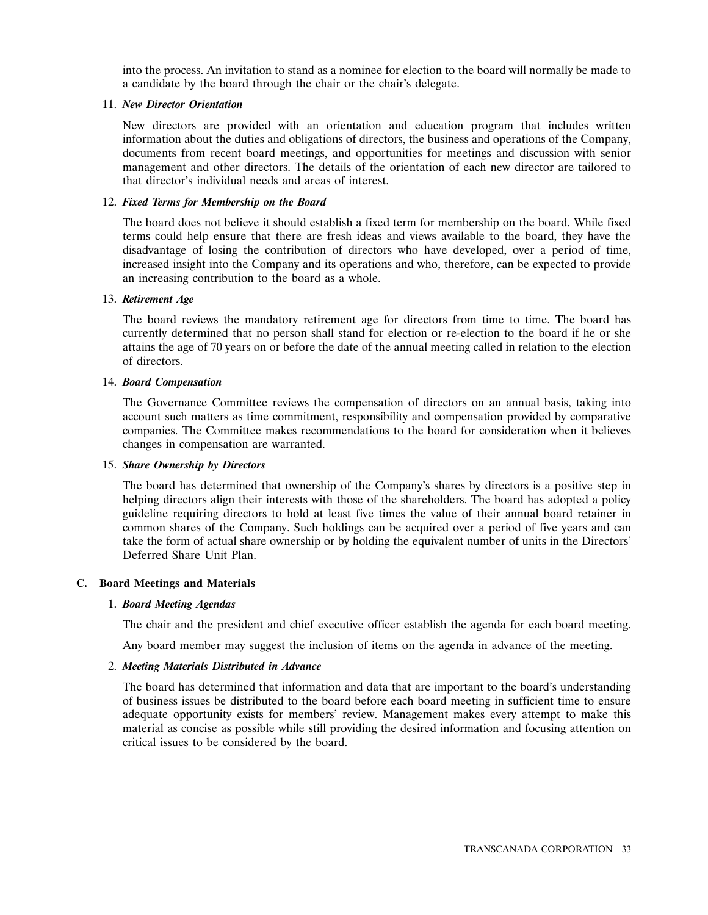into the process. An invitation to stand as a nominee for election to the board will normally be made to a candidate by the board through the chair or the chair's delegate.

11. ***New Director Orientation***

    New directors are provided with an orientation and education program that includes written information about the duties and obligations of directors, the business and operations of the Company, documents from recent board meetings, and opportunities for meetings and discussion with senior management and other directors. The details of the orientation of each new director are tailored to that director's individual needs and areas of interest.

12. ***Fixed Terms for Membership on the Board***

    The board does not believe it should establish a fixed term for membership on the board. While fixed terms could help ensure that there are fresh ideas and views available to the board, they have the disadvantage of losing the contribution of directors who have developed, over a period of time, increased insight into the Company and its operations and who, therefore, can be expected to provide an increasing contribution to the board as a whole.

13. ***Retirement Age***

    The board reviews the mandatory retirement age for directors from time to time. The board has currently determined that no person shall stand for election or re-election to the board if he or she attains the age of 70 years on or before the date of the annual meeting called in relation to the election of directors.

14. ***Board Compensation***

    The Governance Committee reviews the compensation of directors on an annual basis, taking into account such matters as time commitment, responsibility and compensation provided by comparative companies. The Committee makes recommendations to the board for consideration when it believes changes in compensation are warranted.

15. ***Share Ownership by Directors***

    The board has determined that ownership of the Company's shares by directors is a positive step in helping directors align their interests with those of the shareholders. The board has adopted a policy guideline requiring directors to hold at least five times the value of their annual board retainer in common shares of the Company. Such holdings can be acquired over a period of five years and can take the form of actual share ownership or by holding the equivalent number of units in the Directors' Deferred Share Unit Plan.

## C. Board Meetings and Materials

1. ***Board Meeting Agendas***

   The chair and the president and chief executive officer establish the agenda for each board meeting.

   Any board member may suggest the inclusion of items on the agenda in advance of the meeting.

2. ***Meeting Materials Distributed in Advance***

   The board has determined that information and data that are important to the board's understanding of business issues be distributed to the board before each board meeting in sufficient time to ensure adequate opportunity exists for members' review. Management makes every attempt to make this material as concise as possible while still providing the desired information and focusing attention on critical issues to be considered by the board.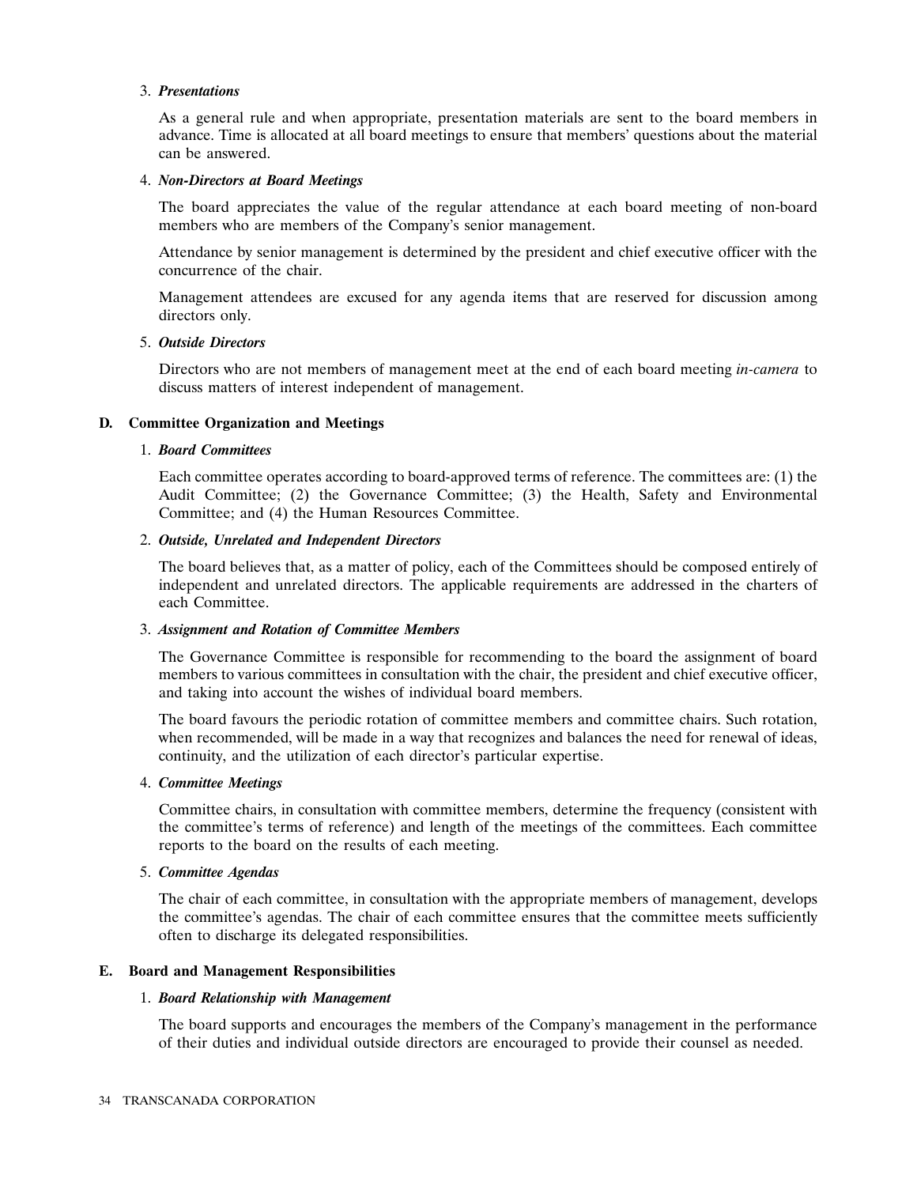3. ***Presentations***

   As a general rule and when appropriate, presentation materials are sent to the board members in advance. Time is allocated at all board meetings to ensure that members' questions about the material can be answered.

4. ***Non-Directors at Board Meetings***

   The board appreciates the value of the regular attendance at each board meeting of non-board members who are members of the Company's senior management.

   Attendance by senior management is determined by the president and chief executive officer with the concurrence of the chair.

   Management attendees are excused for any agenda items that are reserved for discussion among directors only.

5. ***Outside Directors***

   Directors who are not members of management meet at the end of each board meeting *in-camera* to discuss matters of interest independent of management.

## D. Committee Organization and Meetings

1. ***Board Committees***

   Each committee operates according to board-approved terms of reference. The committees are: (1) the Audit Committee; (2) the Governance Committee; (3) the Health, Safety and Environmental Committee; and (4) the Human Resources Committee.

2. ***Outside, Unrelated and Independent Directors***

   The board believes that, as a matter of policy, each of the Committees should be composed entirely of independent and unrelated directors. The applicable requirements are addressed in the charters of each Committee.

3. ***Assignment and Rotation of Committee Members***

   The Governance Committee is responsible for recommending to the board the assignment of board members to various committees in consultation with the chair, the president and chief executive officer, and taking into account the wishes of individual board members.

   The board favours the periodic rotation of committee members and committee chairs. Such rotation, when recommended, will be made in a way that recognizes and balances the need for renewal of ideas, continuity, and the utilization of each director's particular expertise.

4. ***Committee Meetings***

   Committee chairs, in consultation with committee members, determine the frequency (consistent with the committee's terms of reference) and length of the meetings of the committees. Each committee reports to the board on the results of each meeting.

5. ***Committee Agendas***

   The chair of each committee, in consultation with the appropriate members of management, develops the committee's agendas. The chair of each committee ensures that the committee meets sufficiently often to discharge its delegated responsibilities.

## E. Board and Management Responsibilities

1. ***Board Relationship with Management***

   The board supports and encourages the members of the Company's management in the performance of their duties and individual outside directors are encouraged to provide their counsel as needed.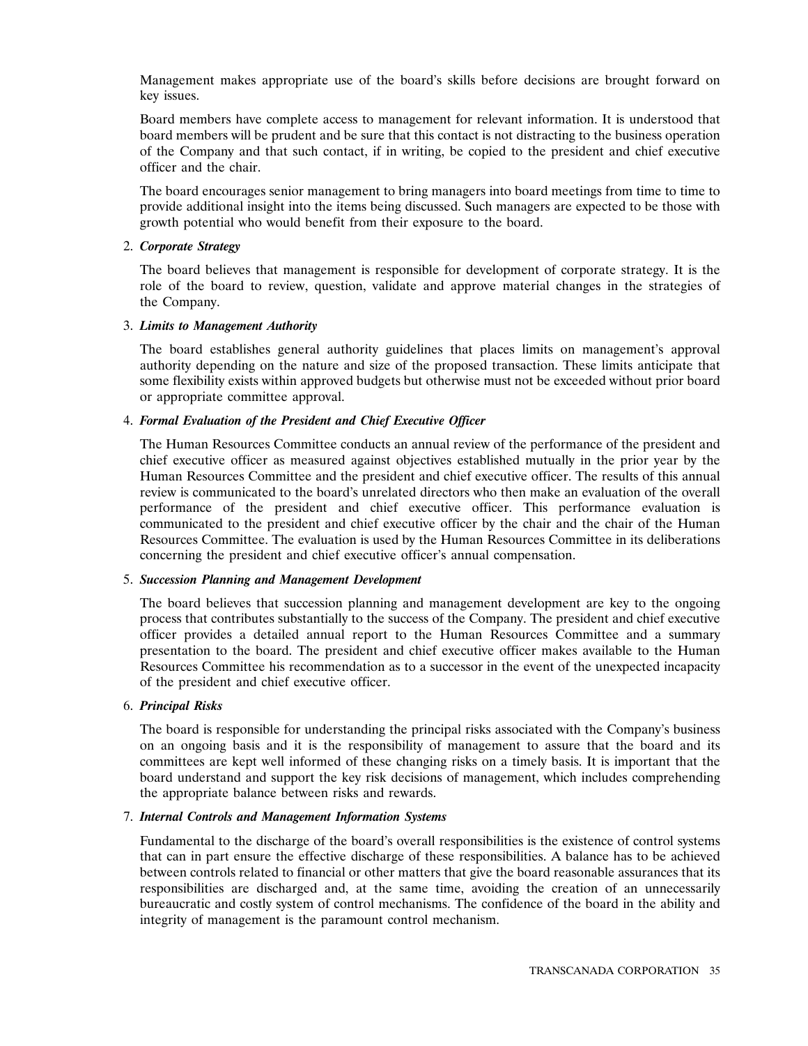Management makes appropriate use of the board's skills before decisions are brought forward on key issues.

Board members have complete access to management for relevant information. It is understood that board members will be prudent and be sure that this contact is not distracting to the business operation of the Company and that such contact, if in writing, be copied to the president and chief executive officer and the chair.

The board encourages senior management to bring managers into board meetings from time to time to provide additional insight into the items being discussed. Such managers are expected to be those with growth potential who would benefit from their exposure to the board.

2. ***Corporate Strategy***

   The board believes that management is responsible for development of corporate strategy. It is the role of the board to review, question, validate and approve material changes in the strategies of the Company.

3. ***Limits to Management Authority***

   The board establishes general authority guidelines that places limits on management's approval authority depending on the nature and size of the proposed transaction. These limits anticipate that some flexibility exists within approved budgets but otherwise must not be exceeded without prior board or appropriate committee approval.

4. ***Formal Evaluation of the President and Chief Executive Officer***

   The Human Resources Committee conducts an annual review of the performance of the president and chief executive officer as measured against objectives established mutually in the prior year by the Human Resources Committee and the president and chief executive officer. The results of this annual review is communicated to the board's unrelated directors who then make an evaluation of the overall performance of the president and chief executive officer. This performance evaluation is communicated to the president and chief executive officer by the chair and the chair of the Human Resources Committee. The evaluation is used by the Human Resources Committee in its deliberations concerning the president and chief executive officer's annual compensation.

5. ***Succession Planning and Management Development***

   The board believes that succession planning and management development are key to the ongoing process that contributes substantially to the success of the Company. The president and chief executive officer provides a detailed annual report to the Human Resources Committee and a summary presentation to the board. The president and chief executive officer makes available to the Human Resources Committee his recommendation as to a successor in the event of the unexpected incapacity of the president and chief executive officer.

6. ***Principal Risks***

   The board is responsible for understanding the principal risks associated with the Company's business on an ongoing basis and it is the responsibility of management to assure that the board and its committees are kept well informed of these changing risks on a timely basis. It is important that the board understand and support the key risk decisions of management, which includes comprehending the appropriate balance between risks and rewards.

7. ***Internal Controls and Management Information Systems***

   Fundamental to the discharge of the board's overall responsibilities is the existence of control systems that can in part ensure the effective discharge of these responsibilities. A balance has to be achieved between controls related to financial or other matters that give the board reasonable assurances that its responsibilities are discharged and, at the same time, avoiding the creation of an unnecessarily bureaucratic and costly system of control mechanisms. The confidence of the board in the ability and integrity of management is the paramount control mechanism.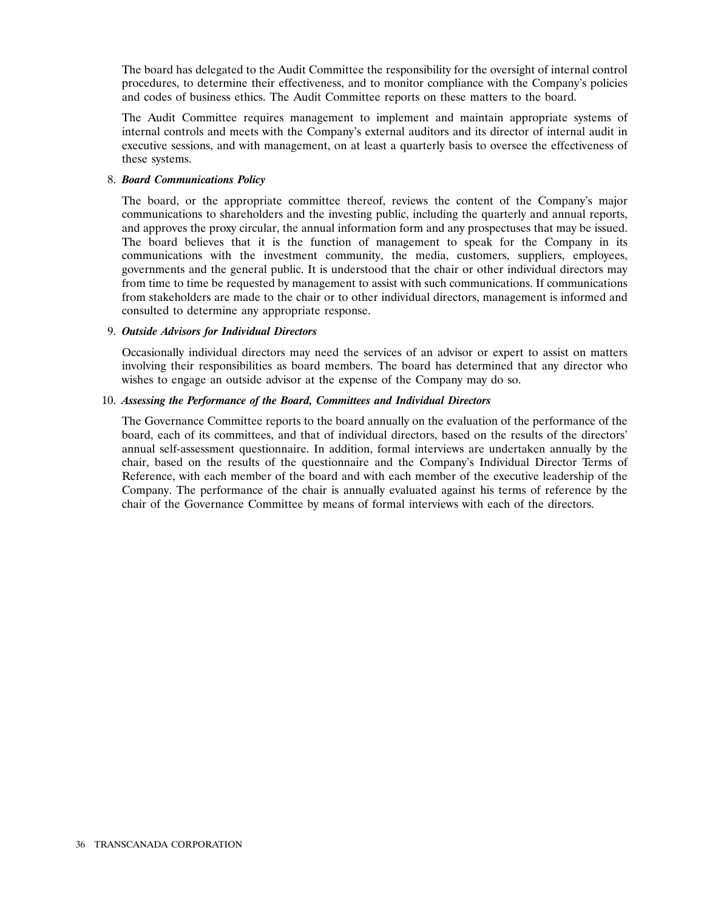The board has delegated to the Audit Committee the responsibility for the oversight of internal control procedures, to determine their effectiveness, and to monitor compliance with the Company's policies and codes of business ethics. The Audit Committee reports on these matters to the board.

The Audit Committee requires management to implement and maintain appropriate systems of internal controls and meets with the Company's external auditors and its director of internal audit in executive sessions, and with management, on at least a quarterly basis to oversee the effectiveness of these systems.

8. ***Board Communications Policy***

   The board, or the appropriate committee thereof, reviews the content of the Company's major communications to shareholders and the investing public, including the quarterly and annual reports, and approves the proxy circular, the annual information form and any prospectuses that may be issued. The board believes that it is the function of management to speak for the Company in its communications with the investment community, the media, customers, suppliers, employees, governments and the general public. It is understood that the chair or other individual directors may from time to time be requested by management to assist with such communications. If communications from stakeholders are made to the chair or to other individual directors, management is informed and consulted to determine any appropriate response.

9. ***Outside Advisors for Individual Directors***

   Occasionally individual directors may need the services of an advisor or expert to assist on matters involving their responsibilities as board members. The board has determined that any director who wishes to engage an outside advisor at the expense of the Company may do so.

10. ***Assessing the Performance of the Board, Committees and Individual Directors***

    The Governance Committee reports to the board annually on the evaluation of the performance of the board, each of its committees, and that of individual directors, based on the results of the directors' annual self-assessment questionnaire. In addition, formal interviews are undertaken annually by the chair, based on the results of the questionnaire and the Company's Individual Director Terms of Reference, with each member of the board and with each member of the executive leadership of the Company. The performance of the chair is annually evaluated against his terms of reference by the chair of the Governance Committee by means of formal interviews with each of the directors.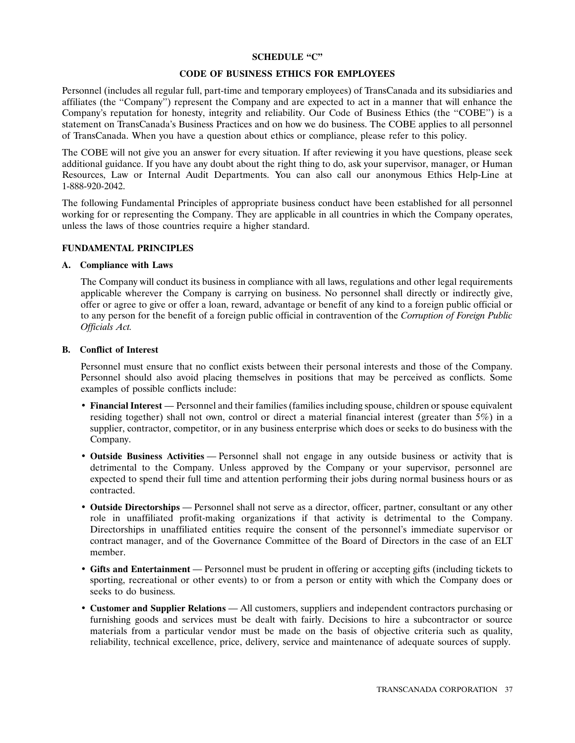## SCHEDULE "C"

## CODE OF BUSINESS ETHICS FOR EMPLOYEES

Personnel (includes all regular full, part-time and temporary employees) of TransCanada and its subsidiaries and affiliates (the "Company") represent the Company and are expected to act in a manner that will enhance the Company's reputation for honesty, integrity and reliability. Our Code of Business Ethics (the "COBE") is a statement on TransCanada's Business Practices and on how we do business. The COBE applies to all personnel of TransCanada. When you have a question about ethics or compliance, please refer to this policy.

The COBE will not give you an answer for every situation. If after reviewing it you have questions, please seek additional guidance. If you have any doubt about the right thing to do, ask your supervisor, manager, or Human Resources, Law or Internal Audit Departments. You can also call our anonymous Ethics Help-Line at 1-888-920-2042.

The following Fundamental Principles of appropriate business conduct have been established for all personnel working for or representing the Company. They are applicable in all countries in which the Company operates, unless the laws of those countries require a higher standard.

### FUNDAMENTAL PRINCIPLES

#### A. Compliance with Laws

The Company will conduct its business in compliance with all laws, regulations and other legal requirements applicable wherever the Company is carrying on business. No personnel shall directly or indirectly give, offer or agree to give or offer a loan, reward, advantage or benefit of any kind to a foreign public official or to any person for the benefit of a foreign public official in contravention of the *Corruption of Foreign Public Officials Act.*

#### B. Conflict of Interest

Personnel must ensure that no conflict exists between their personal interests and those of the Company. Personnel should also avoid placing themselves in positions that may be perceived as conflicts. Some examples of possible conflicts include:

- **Financial Interest** — Personnel and their families (families including spouse, children or spouse equivalent residing together) shall not own, control or direct a material financial interest (greater than 5%) in a supplier, contractor, competitor, or in any business enterprise which does or seeks to do business with the Company.
- **Outside Business Activities** — Personnel shall not engage in any outside business or activity that is detrimental to the Company. Unless approved by the Company or your supervisor, personnel are expected to spend their full time and attention performing their jobs during normal business hours or as contracted.
- **Outside Directorships** — Personnel shall not serve as a director, officer, partner, consultant or any other role in unaffiliated profit-making organizations if that activity is detrimental to the Company. Directorships in unaffiliated entities require the consent of the personnel's immediate supervisor or contract manager, and of the Governance Committee of the Board of Directors in the case of an ELT member.
- **Gifts and Entertainment** — Personnel must be prudent in offering or accepting gifts (including tickets to sporting, recreational or other events) to or from a person or entity with which the Company does or seeks to do business.
- **Customer and Supplier Relations** — All customers, suppliers and independent contractors purchasing or furnishing goods and services must be dealt with fairly. Decisions to hire a subcontractor or source materials from a particular vendor must be made on the basis of objective criteria such as quality, reliability, technical excellence, price, delivery, service and maintenance of adequate sources of supply.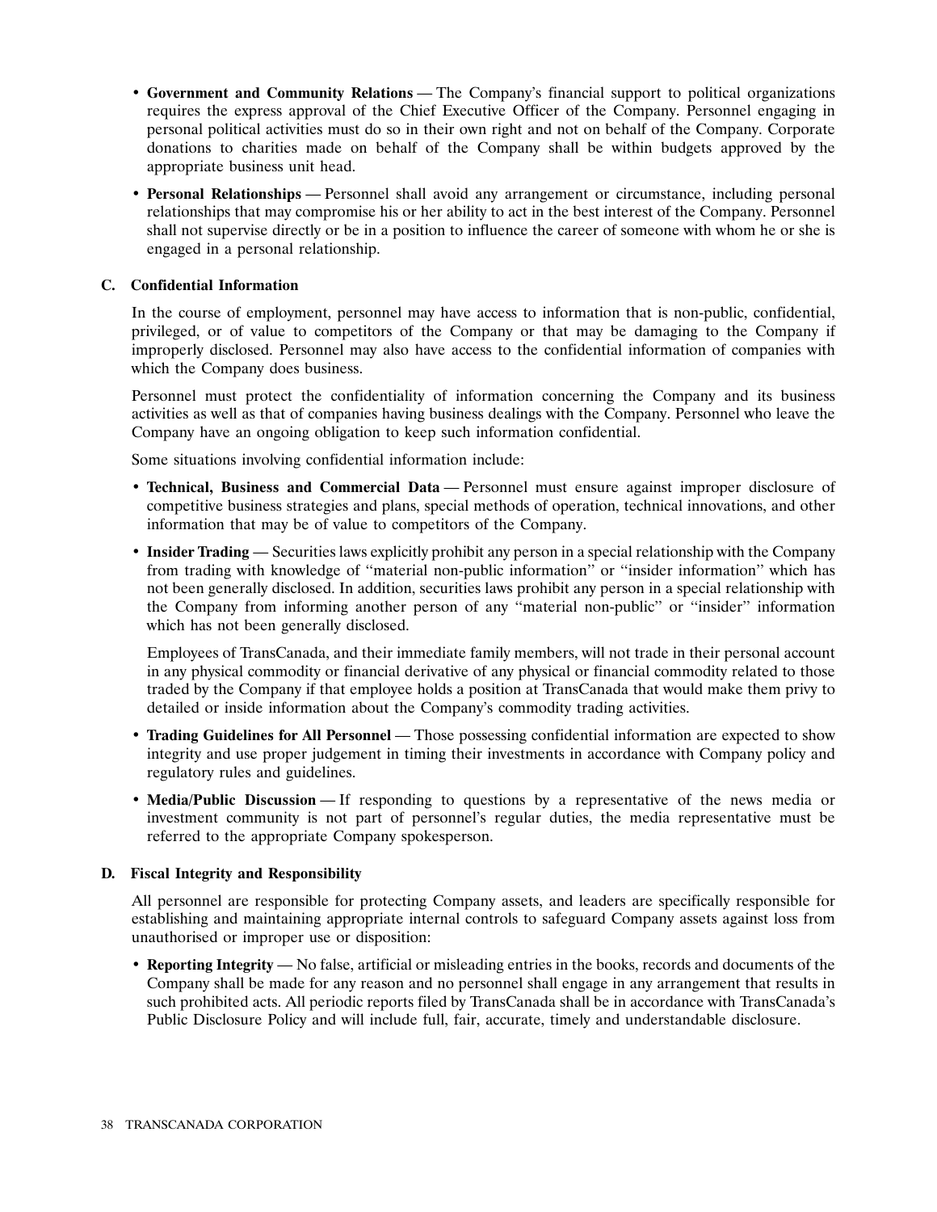- **Government and Community Relations** — The Company's financial support to political organizations requires the express approval of the Chief Executive Officer of the Company. Personnel engaging in personal political activities must do so in their own right and not on behalf of the Company. Corporate donations to charities made on behalf of the Company shall be within budgets approved by the appropriate business unit head.

- **Personal Relationships** — Personnel shall avoid any arrangement or circumstance, including personal relationships that may compromise his or her ability to act in the best interest of the Company. Personnel shall not supervise directly or be in a position to influence the career of someone with whom he or she is engaged in a personal relationship.

### C. Confidential Information

In the course of employment, personnel may have access to information that is non-public, confidential, privileged, or of value to competitors of the Company or that may be damaging to the Company if improperly disclosed. Personnel may also have access to the confidential information of companies with which the Company does business.

Personnel must protect the confidentiality of information concerning the Company and its business activities as well as that of companies having business dealings with the Company. Personnel who leave the Company have an ongoing obligation to keep such information confidential.

Some situations involving confidential information include:

- **Technical, Business and Commercial Data** — Personnel must ensure against improper disclosure of competitive business strategies and plans, special methods of operation, technical innovations, and other information that may be of value to competitors of the Company.

- **Insider Trading** — Securities laws explicitly prohibit any person in a special relationship with the Company from trading with knowledge of "material non-public information" or "insider information" which has not been generally disclosed. In addition, securities laws prohibit any person in a special relationship with the Company from informing another person of any "material non-public" or "insider" information which has not been generally disclosed.

  Employees of TransCanada, and their immediate family members, will not trade in their personal account in any physical commodity or financial derivative of any physical or financial commodity related to those traded by the Company if that employee holds a position at TransCanada that would make them privy to detailed or inside information about the Company's commodity trading activities.

- **Trading Guidelines for All Personnel** — Those possessing confidential information are expected to show integrity and use proper judgement in timing their investments in accordance with Company policy and regulatory rules and guidelines.

- **Media/Public Discussion** — If responding to questions by a representative of the news media or investment community is not part of personnel's regular duties, the media representative must be referred to the appropriate Company spokesperson.

### D. Fiscal Integrity and Responsibility

All personnel are responsible for protecting Company assets, and leaders are specifically responsible for establishing and maintaining appropriate internal controls to safeguard Company assets against loss from unauthorised or improper use or disposition:

- **Reporting Integrity** — No false, artificial or misleading entries in the books, records and documents of the Company shall be made for any reason and no personnel shall engage in any arrangement that results in such prohibited acts. All periodic reports filed by TransCanada shall be in accordance with TransCanada's Public Disclosure Policy and will include full, fair, accurate, timely and understandable disclosure.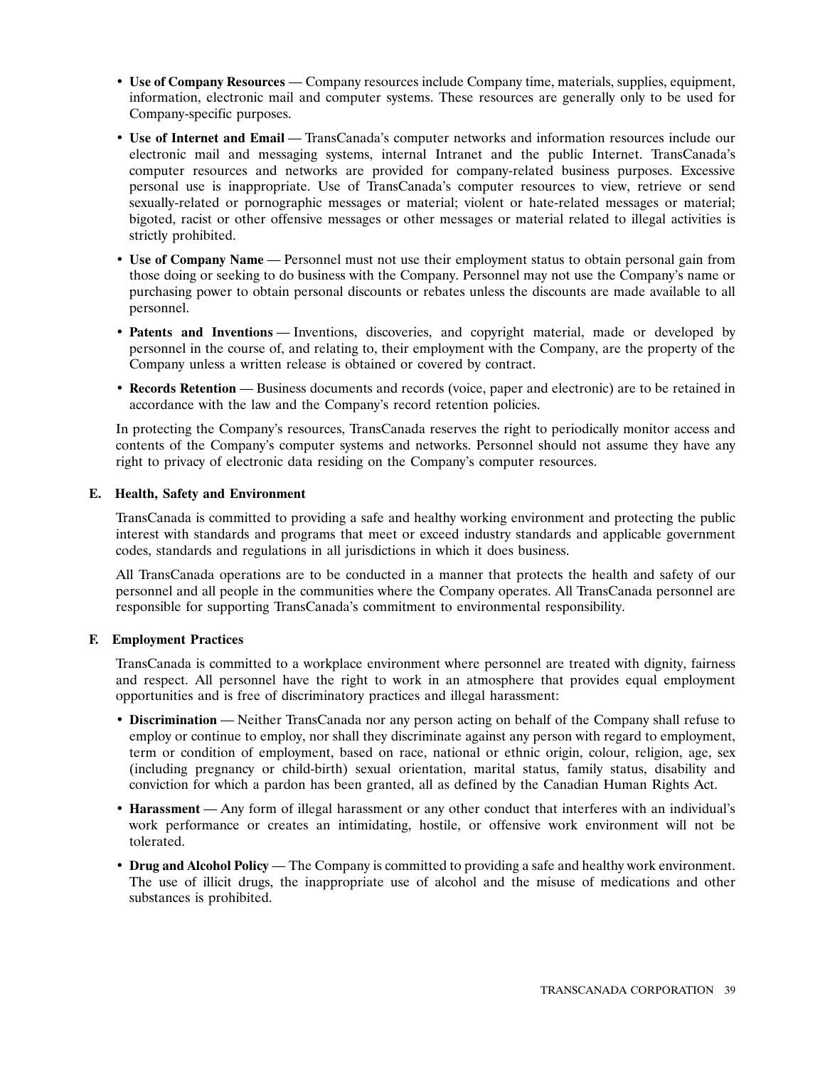- **Use of Company Resources** — Company resources include Company time, materials, supplies, equipment, information, electronic mail and computer systems. These resources are generally only to be used for Company-specific purposes.
- **Use of Internet and Email** — TransCanada's computer networks and information resources include our electronic mail and messaging systems, internal Intranet and the public Internet. TransCanada's computer resources and networks are provided for company-related business purposes. Excessive personal use is inappropriate. Use of TransCanada's computer resources to view, retrieve or send sexually-related or pornographic messages or material; violent or hate-related messages or material; bigoted, racist or other offensive messages or other messages or material related to illegal activities is strictly prohibited.
- **Use of Company Name** — Personnel must not use their employment status to obtain personal gain from those doing or seeking to do business with the Company. Personnel may not use the Company's name or purchasing power to obtain personal discounts or rebates unless the discounts are made available to all personnel.
- **Patents and Inventions** — Inventions, discoveries, and copyright material, made or developed by personnel in the course of, and relating to, their employment with the Company, are the property of the Company unless a written release is obtained or covered by contract.
- **Records Retention** — Business documents and records (voice, paper and electronic) are to be retained in accordance with the law and the Company's record retention policies.

In protecting the Company's resources, TransCanada reserves the right to periodically monitor access and contents of the Company's computer systems and networks. Personnel should not assume they have any right to privacy of electronic data residing on the Company's computer resources.

**E. Health, Safety and Environment**

TransCanada is committed to providing a safe and healthy working environment and protecting the public interest with standards and programs that meet or exceed industry standards and applicable government codes, standards and regulations in all jurisdictions in which it does business.

All TransCanada operations are to be conducted in a manner that protects the health and safety of our personnel and all people in the communities where the Company operates. All TransCanada personnel are responsible for supporting TransCanada's commitment to environmental responsibility.

**F. Employment Practices**

TransCanada is committed to a workplace environment where personnel are treated with dignity, fairness and respect. All personnel have the right to work in an atmosphere that provides equal employment opportunities and is free of discriminatory practices and illegal harassment:

- **Discrimination** — Neither TransCanada nor any person acting on behalf of the Company shall refuse to employ or continue to employ, nor shall they discriminate against any person with regard to employment, term or condition of employment, based on race, national or ethnic origin, colour, religion, age, sex (including pregnancy or child-birth) sexual orientation, marital status, family status, disability and conviction for which a pardon has been granted, all as defined by the Canadian Human Rights Act.
- **Harassment** — Any form of illegal harassment or any other conduct that interferes with an individual's work performance or creates an intimidating, hostile, or offensive work environment will not be tolerated.
- **Drug and Alcohol Policy** — The Company is committed to providing a safe and healthy work environment. The use of illicit drugs, the inappropriate use of alcohol and the misuse of medications and other substances is prohibited.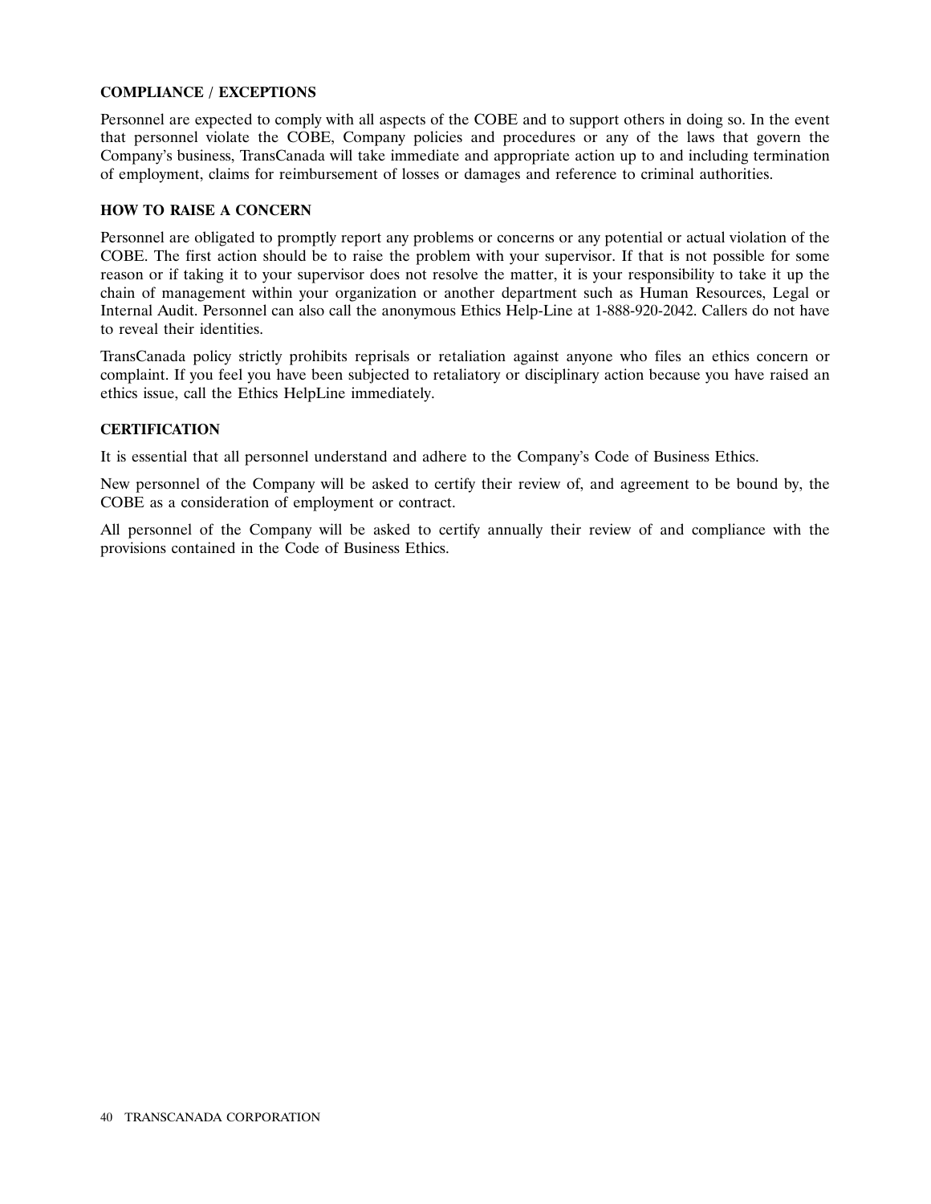**COMPLIANCE / EXCEPTIONS**

Personnel are expected to comply with all aspects of the COBE and to support others in doing so. In the event that personnel violate the COBE, Company policies and procedures or any of the laws that govern the Company's business, TransCanada will take immediate and appropriate action up to and including termination of employment, claims for reimbursement of losses or damages and reference to criminal authorities.

**HOW TO RAISE A CONCERN**

Personnel are obligated to promptly report any problems or concerns or any potential or actual violation of the COBE. The first action should be to raise the problem with your supervisor. If that is not possible for some reason or if taking it to your supervisor does not resolve the matter, it is your responsibility to take it up the chain of management within your organization or another department such as Human Resources, Legal or Internal Audit. Personnel can also call the anonymous Ethics Help-Line at 1-888-920-2042. Callers do not have to reveal their identities.

TransCanada policy strictly prohibits reprisals or retaliation against anyone who files an ethics concern or complaint. If you feel you have been subjected to retaliatory or disciplinary action because you have raised an ethics issue, call the Ethics HelpLine immediately.

**CERTIFICATION**

It is essential that all personnel understand and adhere to the Company's Code of Business Ethics.

New personnel of the Company will be asked to certify their review of, and agreement to be bound by, the COBE as a consideration of employment or contract.

All personnel of the Company will be asked to certify annually their review of and compliance with the provisions contained in the Code of Business Ethics.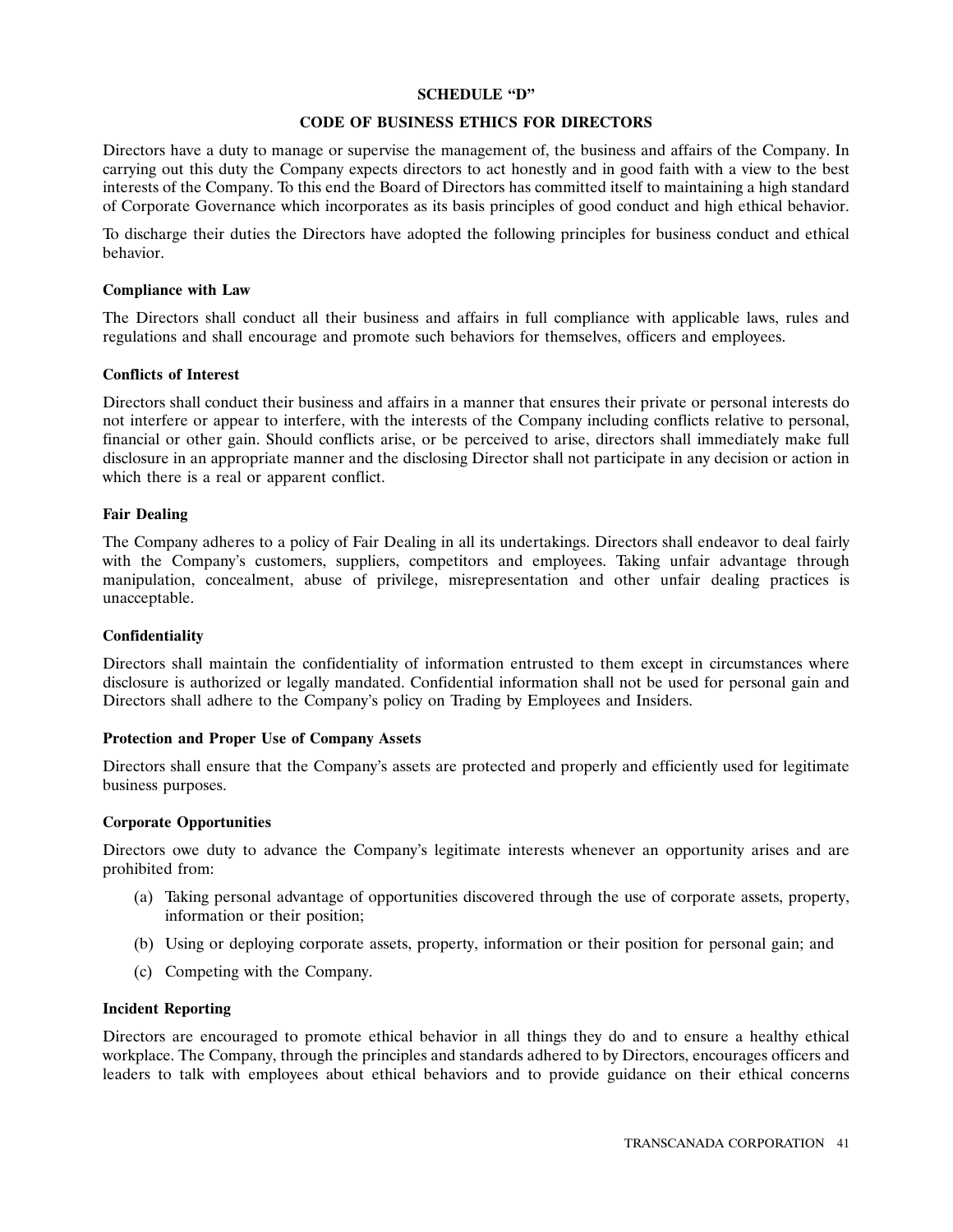## SCHEDULE "D"

## CODE OF BUSINESS ETHICS FOR DIRECTORS

Directors have a duty to manage or supervise the management of, the business and affairs of the Company. In carrying out this duty the Company expects directors to act honestly and in good faith with a view to the best interests of the Company. To this end the Board of Directors has committed itself to maintaining a high standard of Corporate Governance which incorporates as its basis principles of good conduct and high ethical behavior.

To discharge their duties the Directors have adopted the following principles for business conduct and ethical behavior.

**Compliance with Law**

The Directors shall conduct all their business and affairs in full compliance with applicable laws, rules and regulations and shall encourage and promote such behaviors for themselves, officers and employees.

**Conflicts of Interest**

Directors shall conduct their business and affairs in a manner that ensures their private or personal interests do not interfere or appear to interfere, with the interests of the Company including conflicts relative to personal, financial or other gain. Should conflicts arise, or be perceived to arise, directors shall immediately make full disclosure in an appropriate manner and the disclosing Director shall not participate in any decision or action in which there is a real or apparent conflict.

**Fair Dealing**

The Company adheres to a policy of Fair Dealing in all its undertakings. Directors shall endeavor to deal fairly with the Company's customers, suppliers, competitors and employees. Taking unfair advantage through manipulation, concealment, abuse of privilege, misrepresentation and other unfair dealing practices is unacceptable.

**Confidentiality**

Directors shall maintain the confidentiality of information entrusted to them except in circumstances where disclosure is authorized or legally mandated. Confidential information shall not be used for personal gain and Directors shall adhere to the Company's policy on Trading by Employees and Insiders.

**Protection and Proper Use of Company Assets**

Directors shall ensure that the Company's assets are protected and properly and efficiently used for legitimate business purposes.

**Corporate Opportunities**

Directors owe duty to advance the Company's legitimate interests whenever an opportunity arises and are prohibited from:

(a) Taking personal advantage of opportunities discovered through the use of corporate assets, property, information or their position;

(b) Using or deploying corporate assets, property, information or their position for personal gain; and

(c) Competing with the Company.

**Incident Reporting**

Directors are encouraged to promote ethical behavior in all things they do and to ensure a healthy ethical workplace. The Company, through the principles and standards adhered to by Directors, encourages officers and leaders to talk with employees about ethical behaviors and to provide guidance on their ethical concerns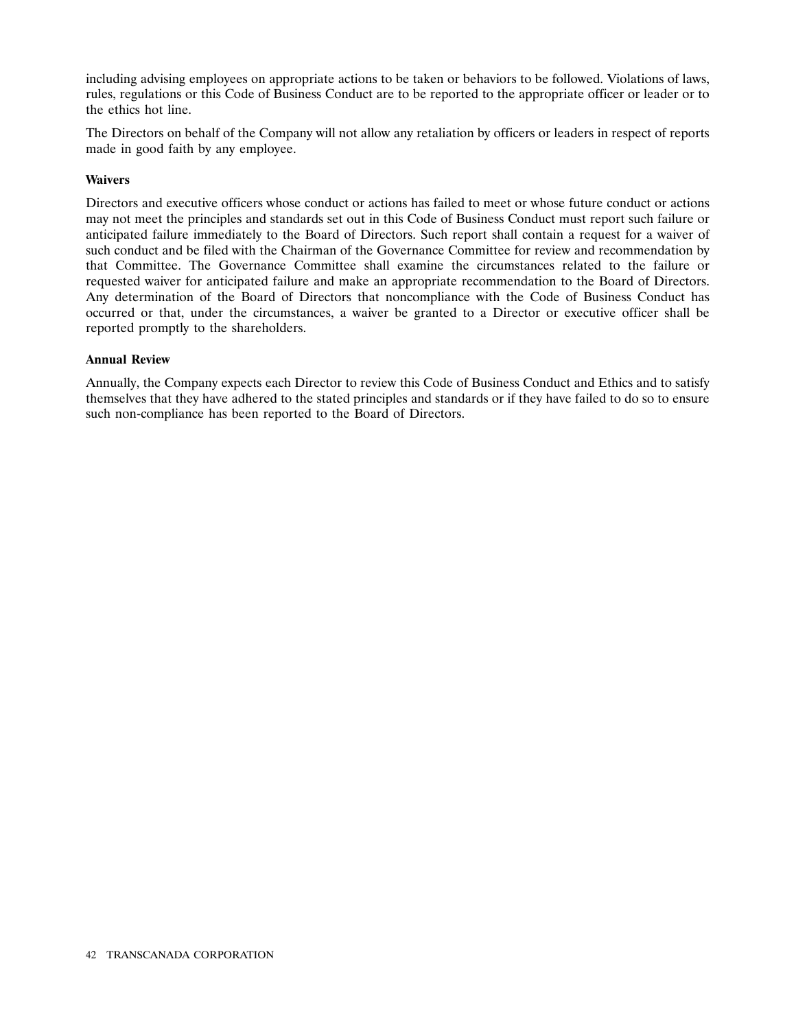including advising employees on appropriate actions to be taken or behaviors to be followed. Violations of laws, rules, regulations or this Code of Business Conduct are to be reported to the appropriate officer or leader or to the ethics hot line.

The Directors on behalf of the Company will not allow any retaliation by officers or leaders in respect of reports made in good faith by any employee.

**Waivers**

Directors and executive officers whose conduct or actions has failed to meet or whose future conduct or actions may not meet the principles and standards set out in this Code of Business Conduct must report such failure or anticipated failure immediately to the Board of Directors. Such report shall contain a request for a waiver of such conduct and be filed with the Chairman of the Governance Committee for review and recommendation by that Committee. The Governance Committee shall examine the circumstances related to the failure or requested waiver for anticipated failure and make an appropriate recommendation to the Board of Directors. Any determination of the Board of Directors that noncompliance with the Code of Business Conduct has occurred or that, under the circumstances, a waiver be granted to a Director or executive officer shall be reported promptly to the shareholders.

**Annual Review**

Annually, the Company expects each Director to review this Code of Business Conduct and Ethics and to satisfy themselves that they have adhered to the stated principles and standards or if they have failed to do so to ensure such non-compliance has been reported to the Board of Directors.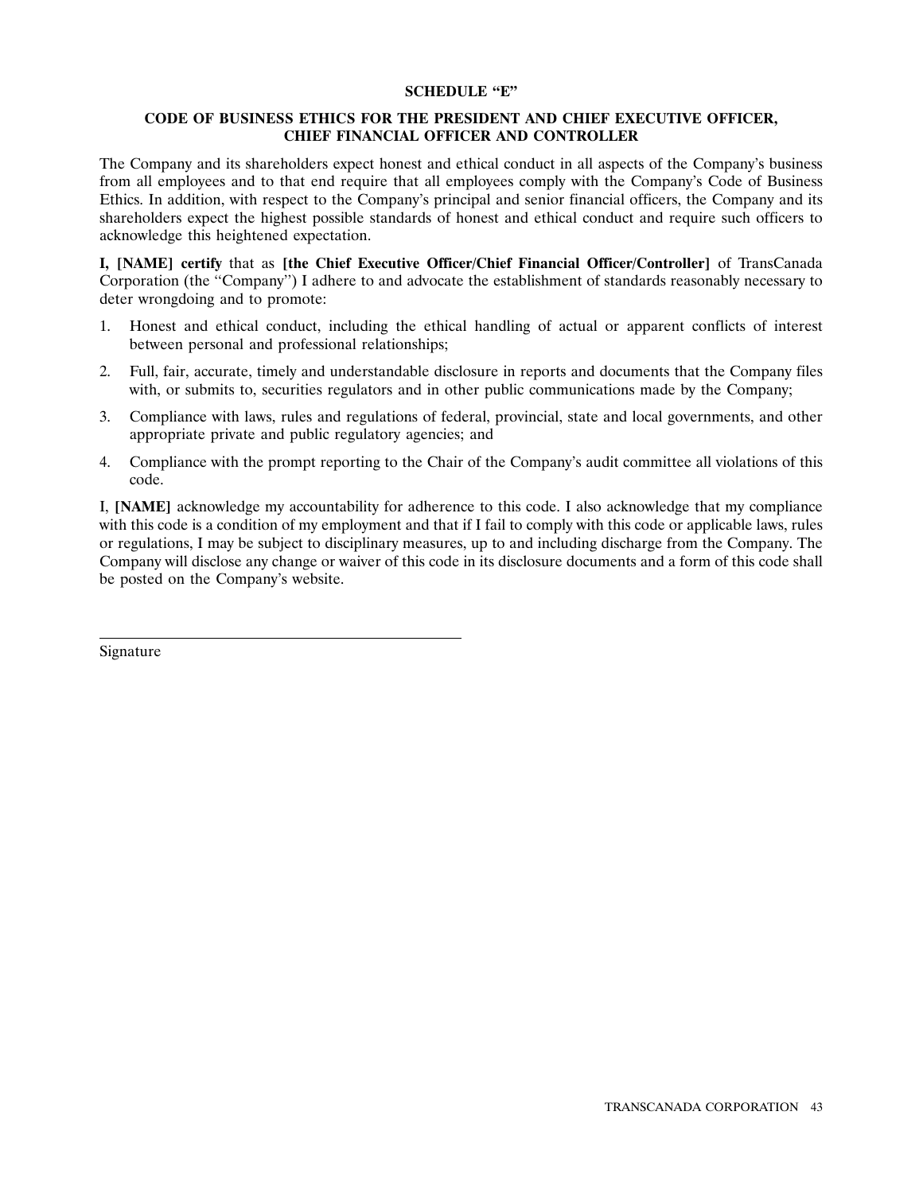## SCHEDULE "E"

### CODE OF BUSINESS ETHICS FOR THE PRESIDENT AND CHIEF EXECUTIVE OFFICER, CHIEF FINANCIAL OFFICER AND CONTROLLER

The Company and its shareholders expect honest and ethical conduct in all aspects of the Company's business from all employees and to that end require that all employees comply with the Company's Code of Business Ethics. In addition, with respect to the Company's principal and senior financial officers, the Company and its shareholders expect the highest possible standards of honest and ethical conduct and require such officers to acknowledge this heightened expectation.

**I, [NAME] certify** that as **[the Chief Executive Officer/Chief Financial Officer/Controller]** of TransCanada Corporation (the "Company") I adhere to and advocate the establishment of standards reasonably necessary to deter wrongdoing and to promote:

1. Honest and ethical conduct, including the ethical handling of actual or apparent conflicts of interest between personal and professional relationships;
2. Full, fair, accurate, timely and understandable disclosure in reports and documents that the Company files with, or submits to, securities regulators and in other public communications made by the Company;
3. Compliance with laws, rules and regulations of federal, provincial, state and local governments, and other appropriate private and public regulatory agencies; and
4. Compliance with the prompt reporting to the Chair of the Company's audit committee all violations of this code.

I, **[NAME]** acknowledge my accountability for adherence to this code. I also acknowledge that my compliance with this code is a condition of my employment and that if I fail to comply with this code or applicable laws, rules or regulations, I may be subject to disciplinary measures, up to and including discharge from the Company. The Company will disclose any change or waiver of this code in its disclosure documents and a form of this code shall be posted on the Company's website.

\_\_\_\_\_\_\_\_\_\_\_\_\_\_\_\_\_\_\_\_\_\_\_\_\_\_\_\_\_\_\_\_\_\_\_\_\_\_\_\_

Signature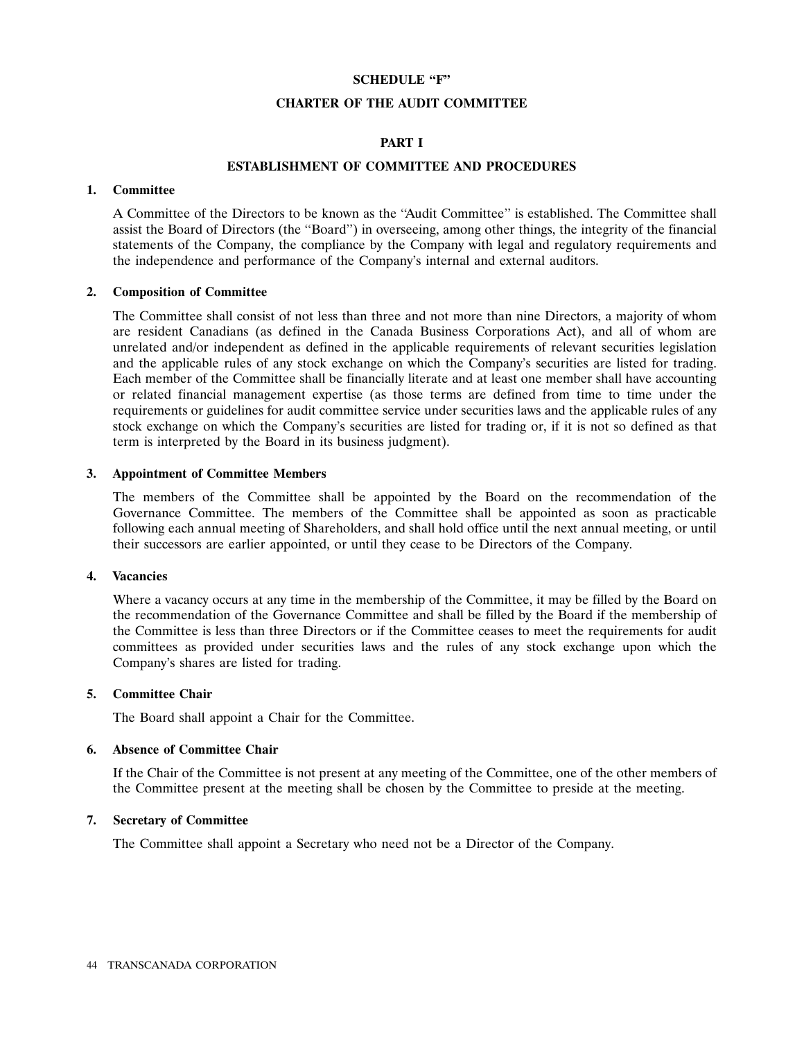# SCHEDULE "F"

# CHARTER OF THE AUDIT COMMITTEE

## PART I

## ESTABLISHMENT OF COMMITTEE AND PROCEDURES

### 1. Committee

A Committee of the Directors to be known as the "Audit Committee" is established. The Committee shall assist the Board of Directors (the "Board") in overseeing, among other things, the integrity of the financial statements of the Company, the compliance by the Company with legal and regulatory requirements and the independence and performance of the Company's internal and external auditors.

### 2. Composition of Committee

The Committee shall consist of not less than three and not more than nine Directors, a majority of whom are resident Canadians (as defined in the Canada Business Corporations Act), and all of whom are unrelated and/or independent as defined in the applicable requirements of relevant securities legislation and the applicable rules of any stock exchange on which the Company's securities are listed for trading. Each member of the Committee shall be financially literate and at least one member shall have accounting or related financial management expertise (as those terms are defined from time to time under the requirements or guidelines for audit committee service under securities laws and the applicable rules of any stock exchange on which the Company's securities are listed for trading or, if it is not so defined as that term is interpreted by the Board in its business judgment).

### 3. Appointment of Committee Members

The members of the Committee shall be appointed by the Board on the recommendation of the Governance Committee. The members of the Committee shall be appointed as soon as practicable following each annual meeting of Shareholders, and shall hold office until the next annual meeting, or until their successors are earlier appointed, or until they cease to be Directors of the Company.

### 4. Vacancies

Where a vacancy occurs at any time in the membership of the Committee, it may be filled by the Board on the recommendation of the Governance Committee and shall be filled by the Board if the membership of the Committee is less than three Directors or if the Committee ceases to meet the requirements for audit committees as provided under securities laws and the rules of any stock exchange upon which the Company's shares are listed for trading.

### 5. Committee Chair

The Board shall appoint a Chair for the Committee.

### 6. Absence of Committee Chair

If the Chair of the Committee is not present at any meeting of the Committee, one of the other members of the Committee present at the meeting shall be chosen by the Committee to preside at the meeting.

### 7. Secretary of Committee

The Committee shall appoint a Secretary who need not be a Director of the Company.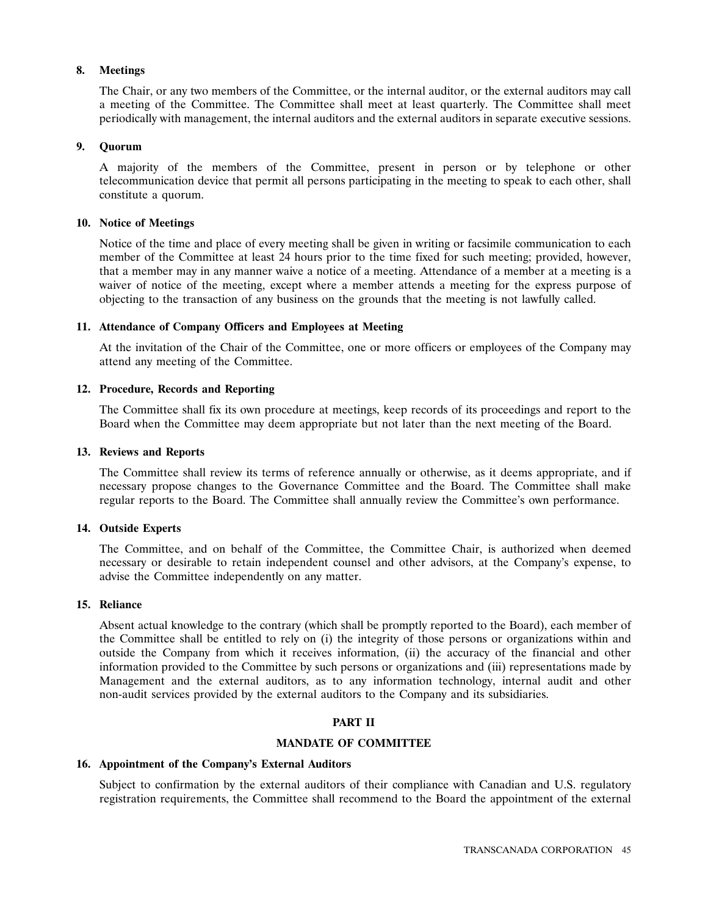### 8. Meetings

The Chair, or any two members of the Committee, or the internal auditor, or the external auditors may call a meeting of the Committee. The Committee shall meet at least quarterly. The Committee shall meet periodically with management, the internal auditors and the external auditors in separate executive sessions.

### 9. Quorum

A majority of the members of the Committee, present in person or by telephone or other telecommunication device that permit all persons participating in the meeting to speak to each other, shall constitute a quorum.

### 10. Notice of Meetings

Notice of the time and place of every meeting shall be given in writing or facsimile communication to each member of the Committee at least 24 hours prior to the time fixed for such meeting; provided, however, that a member may in any manner waive a notice of a meeting. Attendance of a member at a meeting is a waiver of notice of the meeting, except where a member attends a meeting for the express purpose of objecting to the transaction of any business on the grounds that the meeting is not lawfully called.

### 11. Attendance of Company Officers and Employees at Meeting

At the invitation of the Chair of the Committee, one or more officers or employees of the Company may attend any meeting of the Committee.

### 12. Procedure, Records and Reporting

The Committee shall fix its own procedure at meetings, keep records of its proceedings and report to the Board when the Committee may deem appropriate but not later than the next meeting of the Board.

### 13. Reviews and Reports

The Committee shall review its terms of reference annually or otherwise, as it deems appropriate, and if necessary propose changes to the Governance Committee and the Board. The Committee shall make regular reports to the Board. The Committee shall annually review the Committee's own performance.

### 14. Outside Experts

The Committee, and on behalf of the Committee, the Committee Chair, is authorized when deemed necessary or desirable to retain independent counsel and other advisors, at the Company's expense, to advise the Committee independently on any matter.

### 15. Reliance

Absent actual knowledge to the contrary (which shall be promptly reported to the Board), each member of the Committee shall be entitled to rely on (i) the integrity of those persons or organizations within and outside the Company from which it receives information, (ii) the accuracy of the financial and other information provided to the Committee by such persons or organizations and (iii) representations made by Management and the external auditors, as to any information technology, internal audit and other non-audit services provided by the external auditors to the Company and its subsidiaries.

## PART II

## MANDATE OF COMMITTEE

### 16. Appointment of the Company's External Auditors

Subject to confirmation by the external auditors of their compliance with Canadian and U.S. regulatory registration requirements, the Committee shall recommend to the Board the appointment of the external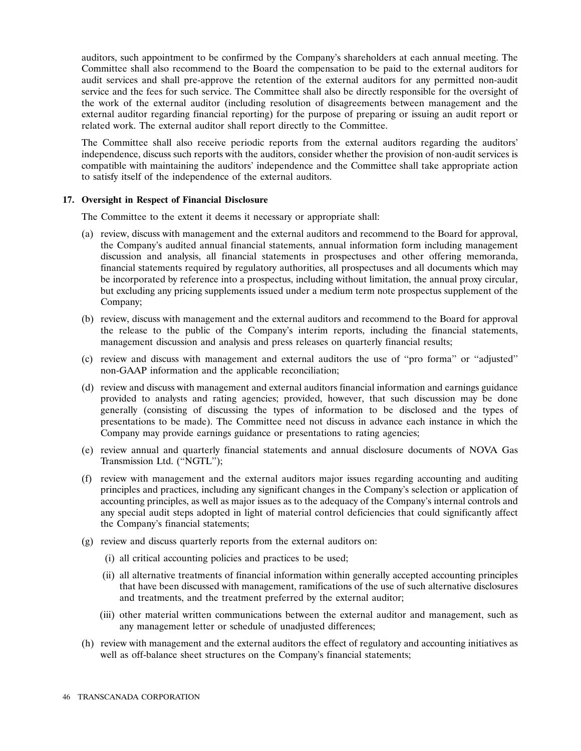auditors, such appointment to be confirmed by the Company's shareholders at each annual meeting. The Committee shall also recommend to the Board the compensation to be paid to the external auditors for audit services and shall pre-approve the retention of the external auditors for any permitted non-audit service and the fees for such service. The Committee shall also be directly responsible for the oversight of the work of the external auditor (including resolution of disagreements between management and the external auditor regarding financial reporting) for the purpose of preparing or issuing an audit report or related work. The external auditor shall report directly to the Committee.

The Committee shall also receive periodic reports from the external auditors regarding the auditors' independence, discuss such reports with the auditors, consider whether the provision of non-audit services is compatible with maintaining the auditors' independence and the Committee shall take appropriate action to satisfy itself of the independence of the external auditors.

**17. Oversight in Respect of Financial Disclosure**

The Committee to the extent it deems it necessary or appropriate shall:

(a) review, discuss with management and the external auditors and recommend to the Board for approval, the Company's audited annual financial statements, annual information form including management discussion and analysis, all financial statements in prospectuses and other offering memoranda, financial statements required by regulatory authorities, all prospectuses and all documents which may be incorporated by reference into a prospectus, including without limitation, the annual proxy circular, but excluding any pricing supplements issued under a medium term note prospectus supplement of the Company;

(b) review, discuss with management and the external auditors and recommend to the Board for approval the release to the public of the Company's interim reports, including the financial statements, management discussion and analysis and press releases on quarterly financial results;

(c) review and discuss with management and external auditors the use of "pro forma" or "adjusted" non-GAAP information and the applicable reconciliation;

(d) review and discuss with management and external auditors financial information and earnings guidance provided to analysts and rating agencies; provided, however, that such discussion may be done generally (consisting of discussing the types of information to be disclosed and the types of presentations to be made). The Committee need not discuss in advance each instance in which the Company may provide earnings guidance or presentations to rating agencies;

(e) review annual and quarterly financial statements and annual disclosure documents of NOVA Gas Transmission Ltd. ("NGTL");

(f) review with management and the external auditors major issues regarding accounting and auditing principles and practices, including any significant changes in the Company's selection or application of accounting principles, as well as major issues as to the adequacy of the Company's internal controls and any special audit steps adopted in light of material control deficiencies that could significantly affect the Company's financial statements;

(g) review and discuss quarterly reports from the external auditors on:

  (i) all critical accounting policies and practices to be used;

  (ii) all alternative treatments of financial information within generally accepted accounting principles that have been discussed with management, ramifications of the use of such alternative disclosures and treatments, and the treatment preferred by the external auditor;

  (iii) other material written communications between the external auditor and management, such as any management letter or schedule of unadjusted differences;

(h) review with management and the external auditors the effect of regulatory and accounting initiatives as well as off-balance sheet structures on the Company's financial statements;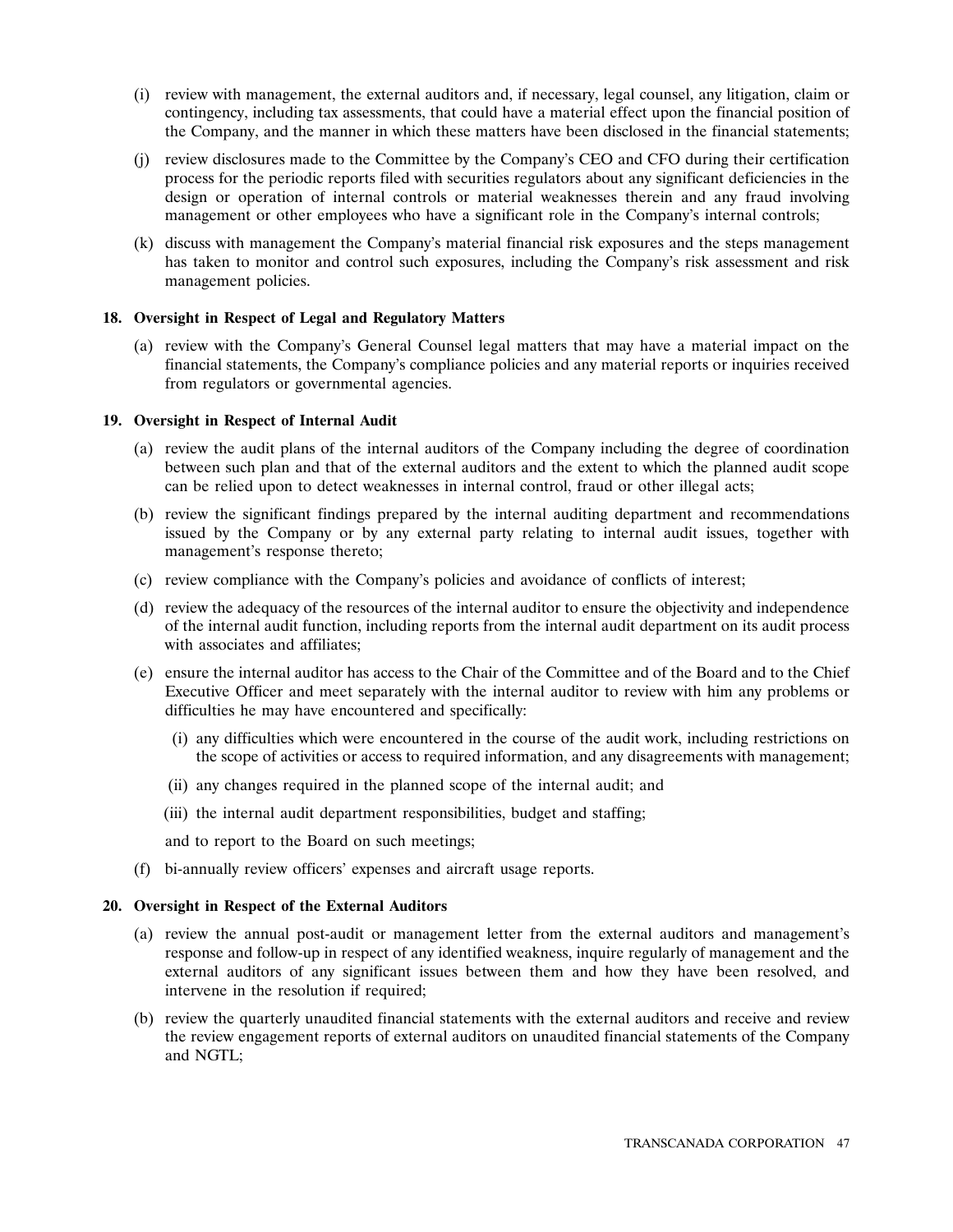(i) review with management, the external auditors and, if necessary, legal counsel, any litigation, claim or contingency, including tax assessments, that could have a material effect upon the financial position of the Company, and the manner in which these matters have been disclosed in the financial statements;

(j) review disclosures made to the Committee by the Company's CEO and CFO during their certification process for the periodic reports filed with securities regulators about any significant deficiencies in the design or operation of internal controls or material weaknesses therein and any fraud involving management or other employees who have a significant role in the Company's internal controls;

(k) discuss with management the Company's material financial risk exposures and the steps management has taken to monitor and control such exposures, including the Company's risk assessment and risk management policies.

**18. Oversight in Respect of Legal and Regulatory Matters**

(a) review with the Company's General Counsel legal matters that may have a material impact on the financial statements, the Company's compliance policies and any material reports or inquiries received from regulators or governmental agencies.

**19. Oversight in Respect of Internal Audit**

(a) review the audit plans of the internal auditors of the Company including the degree of coordination between such plan and that of the external auditors and the extent to which the planned audit scope can be relied upon to detect weaknesses in internal control, fraud or other illegal acts;

(b) review the significant findings prepared by the internal auditing department and recommendations issued by the Company or by any external party relating to internal audit issues, together with management's response thereto;

(c) review compliance with the Company's policies and avoidance of conflicts of interest;

(d) review the adequacy of the resources of the internal auditor to ensure the objectivity and independence of the internal audit function, including reports from the internal audit department on its audit process with associates and affiliates;

(e) ensure the internal auditor has access to the Chair of the Committee and of the Board and to the Chief Executive Officer and meet separately with the internal auditor to review with him any problems or difficulties he may have encountered and specifically:

  (i) any difficulties which were encountered in the course of the audit work, including restrictions on the scope of activities or access to required information, and any disagreements with management;

  (ii) any changes required in the planned scope of the internal audit; and

  (iii) the internal audit department responsibilities, budget and staffing;

  and to report to the Board on such meetings;

(f) bi-annually review officers' expenses and aircraft usage reports.

**20. Oversight in Respect of the External Auditors**

(a) review the annual post-audit or management letter from the external auditors and management's response and follow-up in respect of any identified weakness, inquire regularly of management and the external auditors of any significant issues between them and how they have been resolved, and intervene in the resolution if required;

(b) review the quarterly unaudited financial statements with the external auditors and receive and review the review engagement reports of external auditors on unaudited financial statements of the Company and NGTL;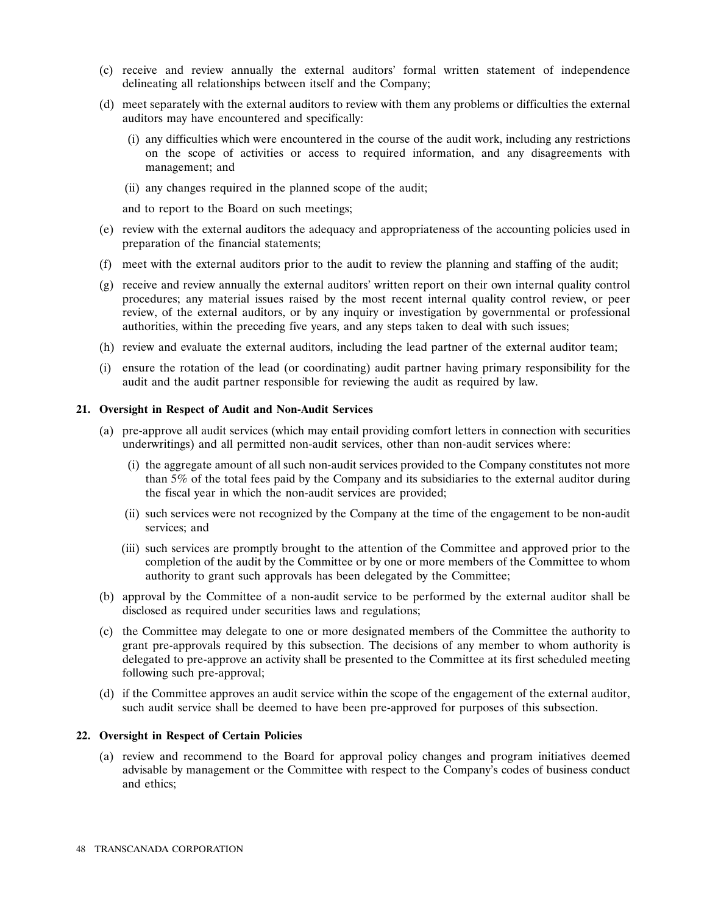(c) receive and review annually the external auditors' formal written statement of independence delineating all relationships between itself and the Company;

(d) meet separately with the external auditors to review with them any problems or difficulties the external auditors may have encountered and specifically:

  (i) any difficulties which were encountered in the course of the audit work, including any restrictions on the scope of activities or access to required information, and any disagreements with management; and

  (ii) any changes required in the planned scope of the audit;

  and to report to the Board on such meetings;

(e) review with the external auditors the adequacy and appropriateness of the accounting policies used in preparation of the financial statements;

(f) meet with the external auditors prior to the audit to review the planning and staffing of the audit;

(g) receive and review annually the external auditors' written report on their own internal quality control procedures; any material issues raised by the most recent internal quality control review, or peer review, of the external auditors, or by any inquiry or investigation by governmental or professional authorities, within the preceding five years, and any steps taken to deal with such issues;

(h) review and evaluate the external auditors, including the lead partner of the external auditor team;

(i) ensure the rotation of the lead (or coordinating) audit partner having primary responsibility for the audit and the audit partner responsible for reviewing the audit as required by law.

**21. Oversight in Respect of Audit and Non-Audit Services**

(a) pre-approve all audit services (which may entail providing comfort letters in connection with securities underwritings) and all permitted non-audit services, other than non-audit services where:

  (i) the aggregate amount of all such non-audit services provided to the Company constitutes not more than 5% of the total fees paid by the Company and its subsidiaries to the external auditor during the fiscal year in which the non-audit services are provided;

  (ii) such services were not recognized by the Company at the time of the engagement to be non-audit services; and

  (iii) such services are promptly brought to the attention of the Committee and approved prior to the completion of the audit by the Committee or by one or more members of the Committee to whom authority to grant such approvals has been delegated by the Committee;

(b) approval by the Committee of a non-audit service to be performed by the external auditor shall be disclosed as required under securities laws and regulations;

(c) the Committee may delegate to one or more designated members of the Committee the authority to grant pre-approvals required by this subsection. The decisions of any member to whom authority is delegated to pre-approve an activity shall be presented to the Committee at its first scheduled meeting following such pre-approval;

(d) if the Committee approves an audit service within the scope of the engagement of the external auditor, such audit service shall be deemed to have been pre-approved for purposes of this subsection.

**22. Oversight in Respect of Certain Policies**

(a) review and recommend to the Board for approval policy changes and program initiatives deemed advisable by management or the Committee with respect to the Company's codes of business conduct and ethics;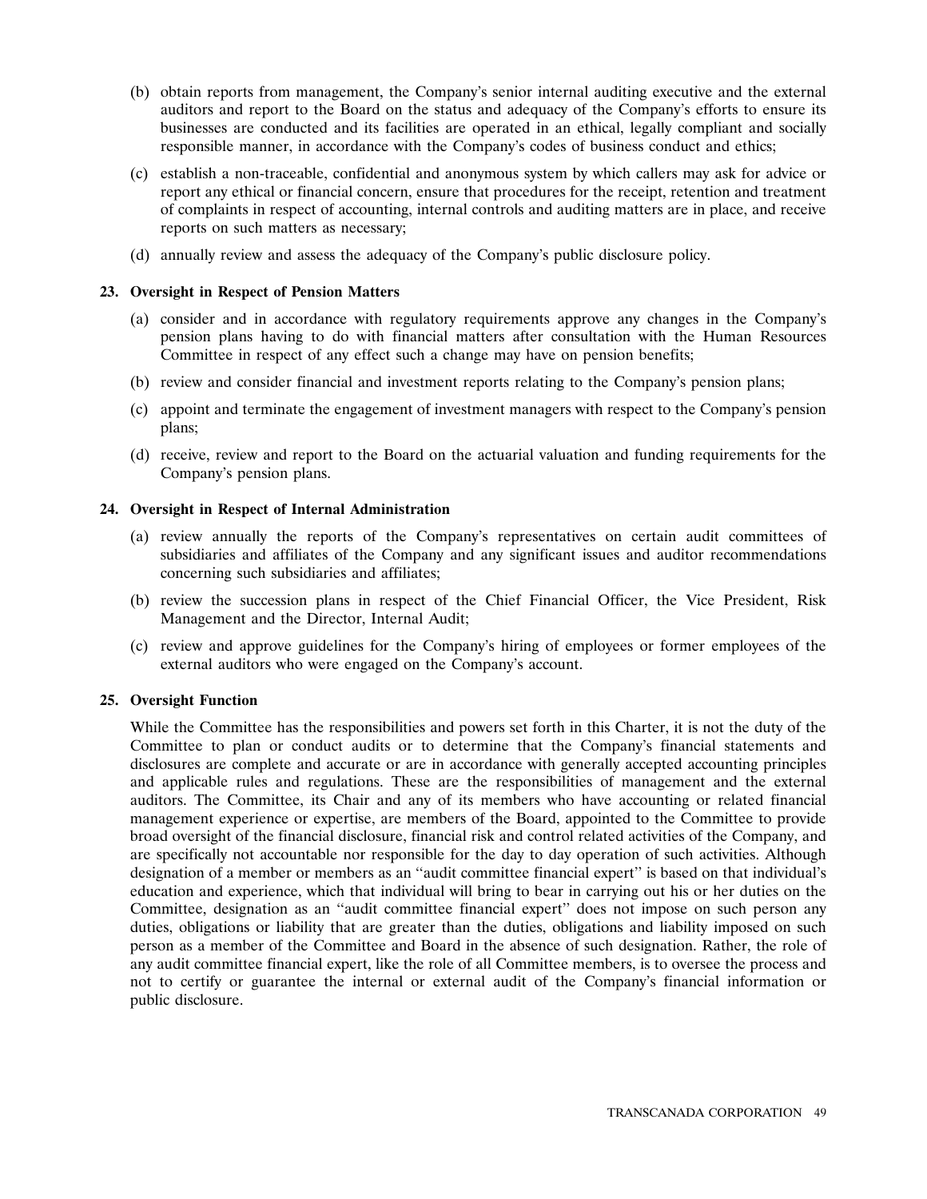(b) obtain reports from management, the Company's senior internal auditing executive and the external auditors and report to the Board on the status and adequacy of the Company's efforts to ensure its businesses are conducted and its facilities are operated in an ethical, legally compliant and socially responsible manner, in accordance with the Company's codes of business conduct and ethics;

(c) establish a non-traceable, confidential and anonymous system by which callers may ask for advice or report any ethical or financial concern, ensure that procedures for the receipt, retention and treatment of complaints in respect of accounting, internal controls and auditing matters are in place, and receive reports on such matters as necessary;

(d) annually review and assess the adequacy of the Company's public disclosure policy.

**23. Oversight in Respect of Pension Matters**

(a) consider and in accordance with regulatory requirements approve any changes in the Company's pension plans having to do with financial matters after consultation with the Human Resources Committee in respect of any effect such a change may have on pension benefits;

(b) review and consider financial and investment reports relating to the Company's pension plans;

(c) appoint and terminate the engagement of investment managers with respect to the Company's pension plans;

(d) receive, review and report to the Board on the actuarial valuation and funding requirements for the Company's pension plans.

**24. Oversight in Respect of Internal Administration**

(a) review annually the reports of the Company's representatives on certain audit committees of subsidiaries and affiliates of the Company and any significant issues and auditor recommendations concerning such subsidiaries and affiliates;

(b) review the succession plans in respect of the Chief Financial Officer, the Vice President, Risk Management and the Director, Internal Audit;

(c) review and approve guidelines for the Company's hiring of employees or former employees of the external auditors who were engaged on the Company's account.

**25. Oversight Function**

While the Committee has the responsibilities and powers set forth in this Charter, it is not the duty of the Committee to plan or conduct audits or to determine that the Company's financial statements and disclosures are complete and accurate or are in accordance with generally accepted accounting principles and applicable rules and regulations. These are the responsibilities of management and the external auditors. The Committee, its Chair and any of its members who have accounting or related financial management experience or expertise, are members of the Board, appointed to the Committee to provide broad oversight of the financial disclosure, financial risk and control related activities of the Company, and are specifically not accountable nor responsible for the day to day operation of such activities. Although designation of a member or members as an "audit committee financial expert" is based on that individual's education and experience, which that individual will bring to bear in carrying out his or her duties on the Committee, designation as an "audit committee financial expert" does not impose on such person any duties, obligations or liability that are greater than the duties, obligations and liability imposed on such person as a member of the Committee and Board in the absence of such designation. Rather, the role of any audit committee financial expert, like the role of all Committee members, is to oversee the process and not to certify or guarantee the internal or external audit of the Company's financial information or public disclosure.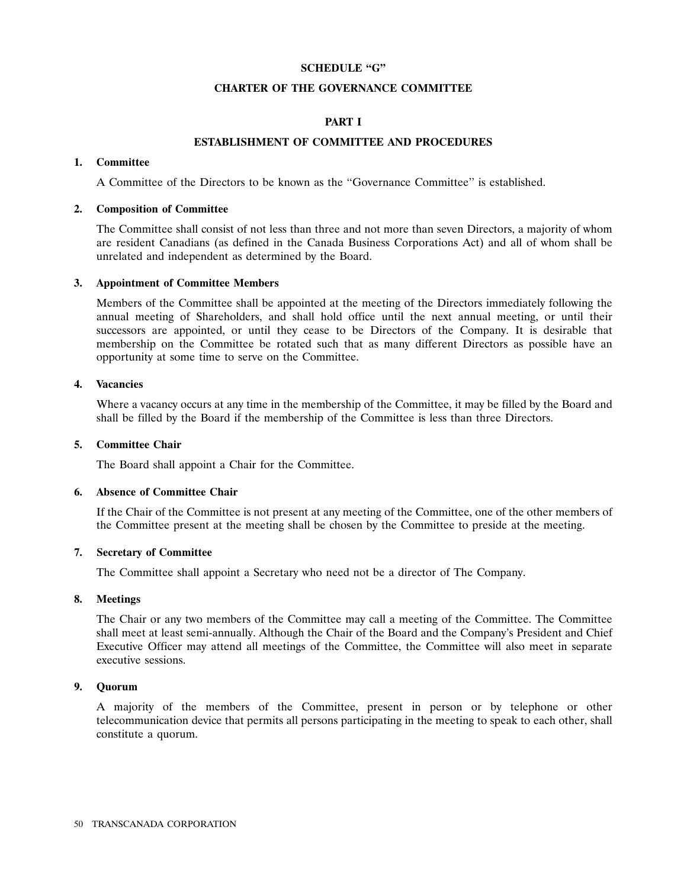# SCHEDULE "G"

# CHARTER OF THE GOVERNANCE COMMITTEE

## PART I

## ESTABLISHMENT OF COMMITTEE AND PROCEDURES

### 1. Committee

A Committee of the Directors to be known as the "Governance Committee" is established.

### 2. Composition of Committee

The Committee shall consist of not less than three and not more than seven Directors, a majority of whom are resident Canadians (as defined in the Canada Business Corporations Act) and all of whom shall be unrelated and independent as determined by the Board.

### 3. Appointment of Committee Members

Members of the Committee shall be appointed at the meeting of the Directors immediately following the annual meeting of Shareholders, and shall hold office until the next annual meeting, or until their successors are appointed, or until they cease to be Directors of the Company. It is desirable that membership on the Committee be rotated such that as many different Directors as possible have an opportunity at some time to serve on the Committee.

### 4. Vacancies

Where a vacancy occurs at any time in the membership of the Committee, it may be filled by the Board and shall be filled by the Board if the membership of the Committee is less than three Directors.

### 5. Committee Chair

The Board shall appoint a Chair for the Committee.

### 6. Absence of Committee Chair

If the Chair of the Committee is not present at any meeting of the Committee, one of the other members of the Committee present at the meeting shall be chosen by the Committee to preside at the meeting.

### 7. Secretary of Committee

The Committee shall appoint a Secretary who need not be a director of The Company.

### 8. Meetings

The Chair or any two members of the Committee may call a meeting of the Committee. The Committee shall meet at least semi-annually. Although the Chair of the Board and the Company's President and Chief Executive Officer may attend all meetings of the Committee, the Committee will also meet in separate executive sessions.

### 9. Quorum

A majority of the members of the Committee, present in person or by telephone or other telecommunication device that permits all persons participating in the meeting to speak to each other, shall constitute a quorum.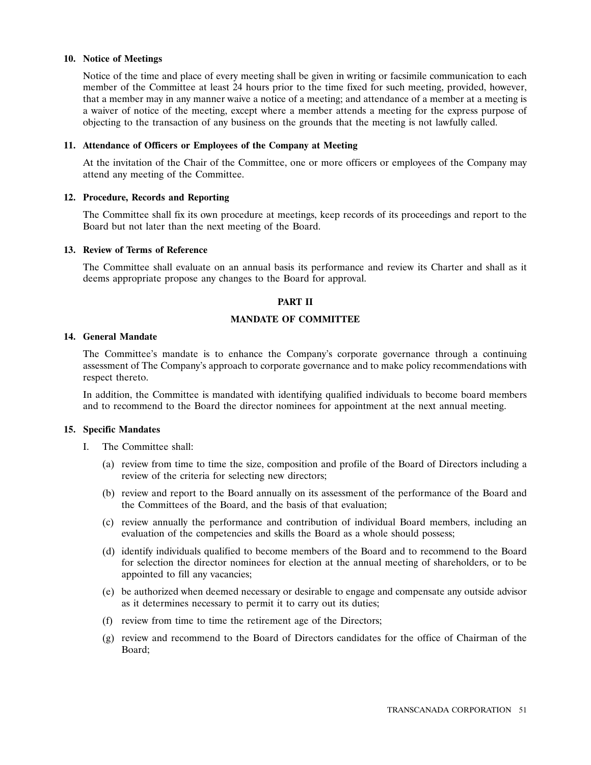**10. Notice of Meetings**

Notice of the time and place of every meeting shall be given in writing or facsimile communication to each member of the Committee at least 24 hours prior to the time fixed for such meeting, provided, however, that a member may in any manner waive a notice of a meeting; and attendance of a member at a meeting is a waiver of notice of the meeting, except where a member attends a meeting for the express purpose of objecting to the transaction of any business on the grounds that the meeting is not lawfully called.

**11. Attendance of Officers or Employees of the Company at Meeting**

At the invitation of the Chair of the Committee, one or more officers or employees of the Company may attend any meeting of the Committee.

**12. Procedure, Records and Reporting**

The Committee shall fix its own procedure at meetings, keep records of its proceedings and report to the Board but not later than the next meeting of the Board.

**13. Review of Terms of Reference**

The Committee shall evaluate on an annual basis its performance and review its Charter and shall as it deems appropriate propose any changes to the Board for approval.

## PART II

## MANDATE OF COMMITTEE

**14. General Mandate**

The Committee's mandate is to enhance the Company's corporate governance through a continuing assessment of The Company's approach to corporate governance and to make policy recommendations with respect thereto.

In addition, the Committee is mandated with identifying qualified individuals to become board members and to recommend to the Board the director nominees for appointment at the next annual meeting.

**15. Specific Mandates**

I. The Committee shall:

(a) review from time to time the size, composition and profile of the Board of Directors including a review of the criteria for selecting new directors;

(b) review and report to the Board annually on its assessment of the performance of the Board and the Committees of the Board, and the basis of that evaluation;

(c) review annually the performance and contribution of individual Board members, including an evaluation of the competencies and skills the Board as a whole should possess;

(d) identify individuals qualified to become members of the Board and to recommend to the Board for selection the director nominees for election at the annual meeting of shareholders, or to be appointed to fill any vacancies;

(e) be authorized when deemed necessary or desirable to engage and compensate any outside advisor as it determines necessary to permit it to carry out its duties;

(f) review from time to time the retirement age of the Directors;

(g) review and recommend to the Board of Directors candidates for the office of Chairman of the Board;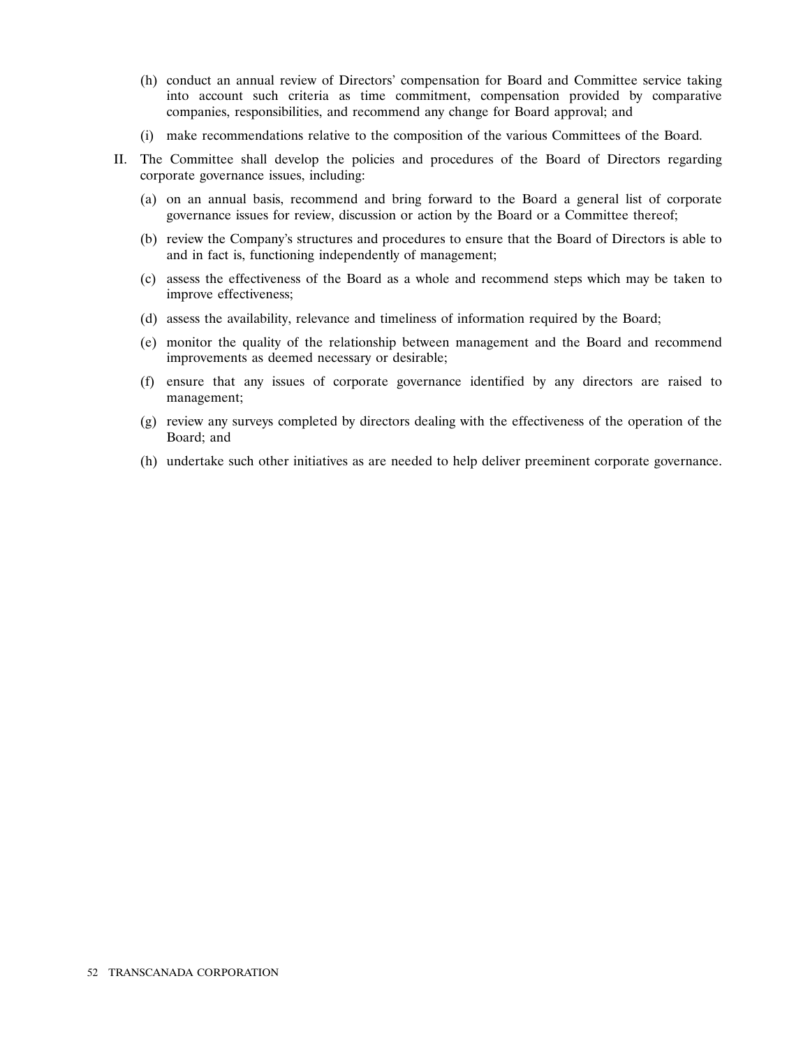(h) conduct an annual review of Directors' compensation for Board and Committee service taking into account such criteria as time commitment, compensation provided by comparative companies, responsibilities, and recommend any change for Board approval; and

(i) make recommendations relative to the composition of the various Committees of the Board.

II. The Committee shall develop the policies and procedures of the Board of Directors regarding corporate governance issues, including:

(a) on an annual basis, recommend and bring forward to the Board a general list of corporate governance issues for review, discussion or action by the Board or a Committee thereof;

(b) review the Company's structures and procedures to ensure that the Board of Directors is able to and in fact is, functioning independently of management;

(c) assess the effectiveness of the Board as a whole and recommend steps which may be taken to improve effectiveness;

(d) assess the availability, relevance and timeliness of information required by the Board;

(e) monitor the quality of the relationship between management and the Board and recommend improvements as deemed necessary or desirable;

(f) ensure that any issues of corporate governance identified by any directors are raised to management;

(g) review any surveys completed by directors dealing with the effectiveness of the operation of the Board; and

(h) undertake such other initiatives as are needed to help deliver preeminent corporate governance.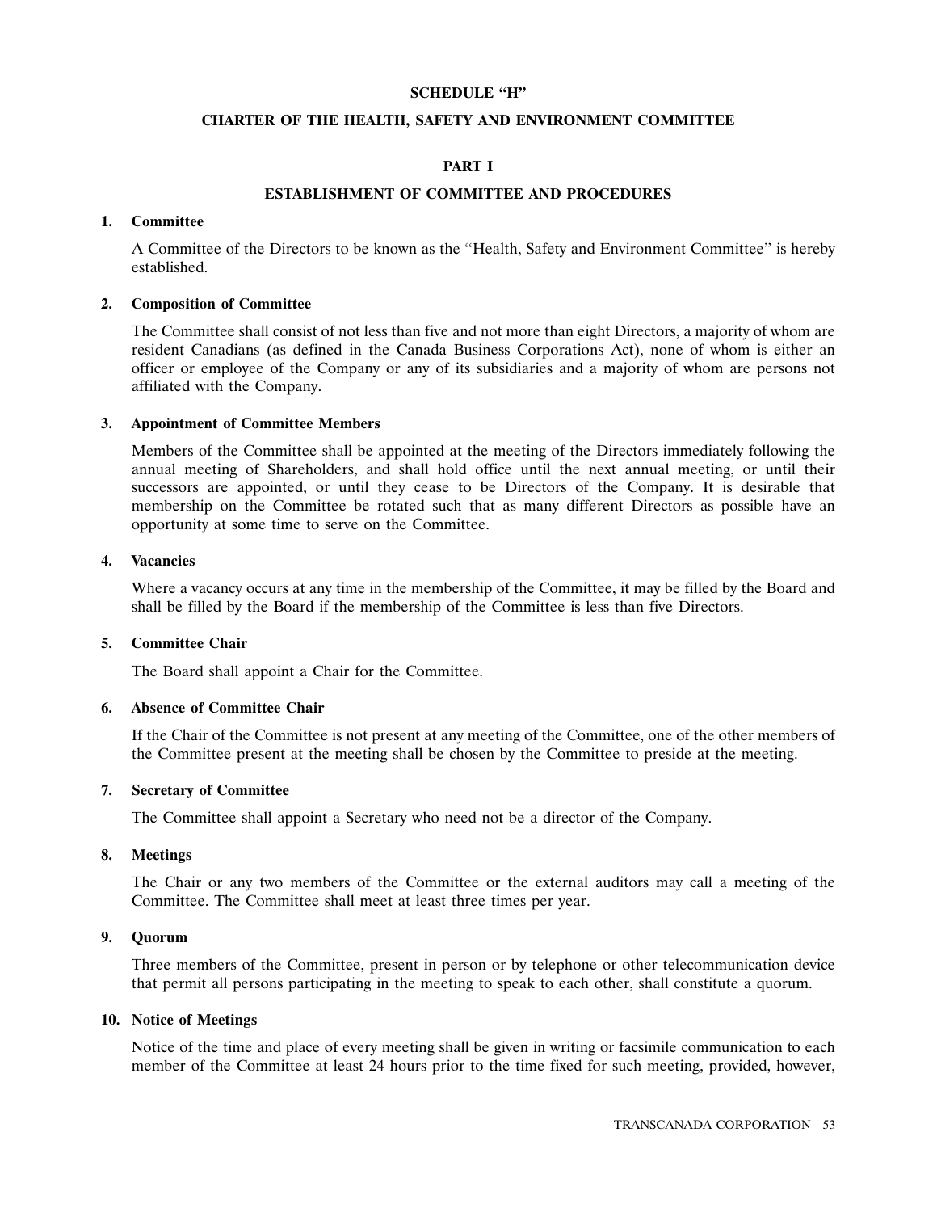# SCHEDULE "H"

# CHARTER OF THE HEALTH, SAFETY AND ENVIRONMENT COMMITTEE

## PART I

## ESTABLISHMENT OF COMMITTEE AND PROCEDURES

### 1. Committee

A Committee of the Directors to be known as the "Health, Safety and Environment Committee" is hereby established.

### 2. Composition of Committee

The Committee shall consist of not less than five and not more than eight Directors, a majority of whom are resident Canadians (as defined in the Canada Business Corporations Act), none of whom is either an officer or employee of the Company or any of its subsidiaries and a majority of whom are persons not affiliated with the Company.

### 3. Appointment of Committee Members

Members of the Committee shall be appointed at the meeting of the Directors immediately following the annual meeting of Shareholders, and shall hold office until the next annual meeting, or until their successors are appointed, or until they cease to be Directors of the Company. It is desirable that membership on the Committee be rotated such that as many different Directors as possible have an opportunity at some time to serve on the Committee.

### 4. Vacancies

Where a vacancy occurs at any time in the membership of the Committee, it may be filled by the Board and shall be filled by the Board if the membership of the Committee is less than five Directors.

### 5. Committee Chair

The Board shall appoint a Chair for the Committee.

### 6. Absence of Committee Chair

If the Chair of the Committee is not present at any meeting of the Committee, one of the other members of the Committee present at the meeting shall be chosen by the Committee to preside at the meeting.

### 7. Secretary of Committee

The Committee shall appoint a Secretary who need not be a director of the Company.

### 8. Meetings

The Chair or any two members of the Committee or the external auditors may call a meeting of the Committee. The Committee shall meet at least three times per year.

### 9. Quorum

Three members of the Committee, present in person or by telephone or other telecommunication device that permit all persons participating in the meeting to speak to each other, shall constitute a quorum.

### 10. Notice of Meetings

Notice of the time and place of every meeting shall be given in writing or facsimile communication to each member of the Committee at least 24 hours prior to the time fixed for such meeting, provided, however,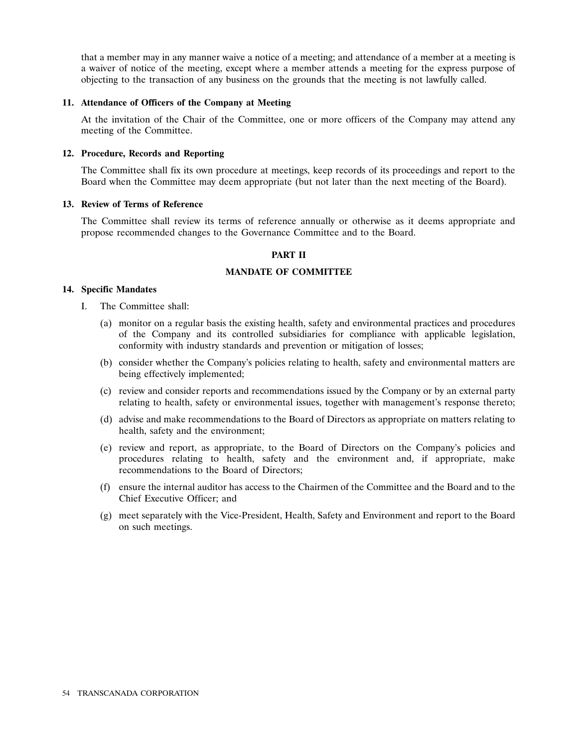that a member may in any manner waive a notice of a meeting; and attendance of a member at a meeting is a waiver of notice of the meeting, except where a member attends a meeting for the express purpose of objecting to the transaction of any business on the grounds that the meeting is not lawfully called.

### 11. Attendance of Officers of the Company at Meeting

At the invitation of the Chair of the Committee, one or more officers of the Company may attend any meeting of the Committee.

### 12. Procedure, Records and Reporting

The Committee shall fix its own procedure at meetings, keep records of its proceedings and report to the Board when the Committee may deem appropriate (but not later than the next meeting of the Board).

### 13. Review of Terms of Reference

The Committee shall review its terms of reference annually or otherwise as it deems appropriate and propose recommended changes to the Governance Committee and to the Board.

## PART II

## MANDATE OF COMMITTEE

### 14. Specific Mandates

I. The Committee shall:

(a) monitor on a regular basis the existing health, safety and environmental practices and procedures of the Company and its controlled subsidiaries for compliance with applicable legislation, conformity with industry standards and prevention or mitigation of losses;

(b) consider whether the Company's policies relating to health, safety and environmental matters are being effectively implemented;

(c) review and consider reports and recommendations issued by the Company or by an external party relating to health, safety or environmental issues, together with management's response thereto;

(d) advise and make recommendations to the Board of Directors as appropriate on matters relating to health, safety and the environment;

(e) review and report, as appropriate, to the Board of Directors on the Company's policies and procedures relating to health, safety and the environment and, if appropriate, make recommendations to the Board of Directors;

(f) ensure the internal auditor has access to the Chairmen of the Committee and the Board and to the Chief Executive Officer; and

(g) meet separately with the Vice-President, Health, Safety and Environment and report to the Board on such meetings.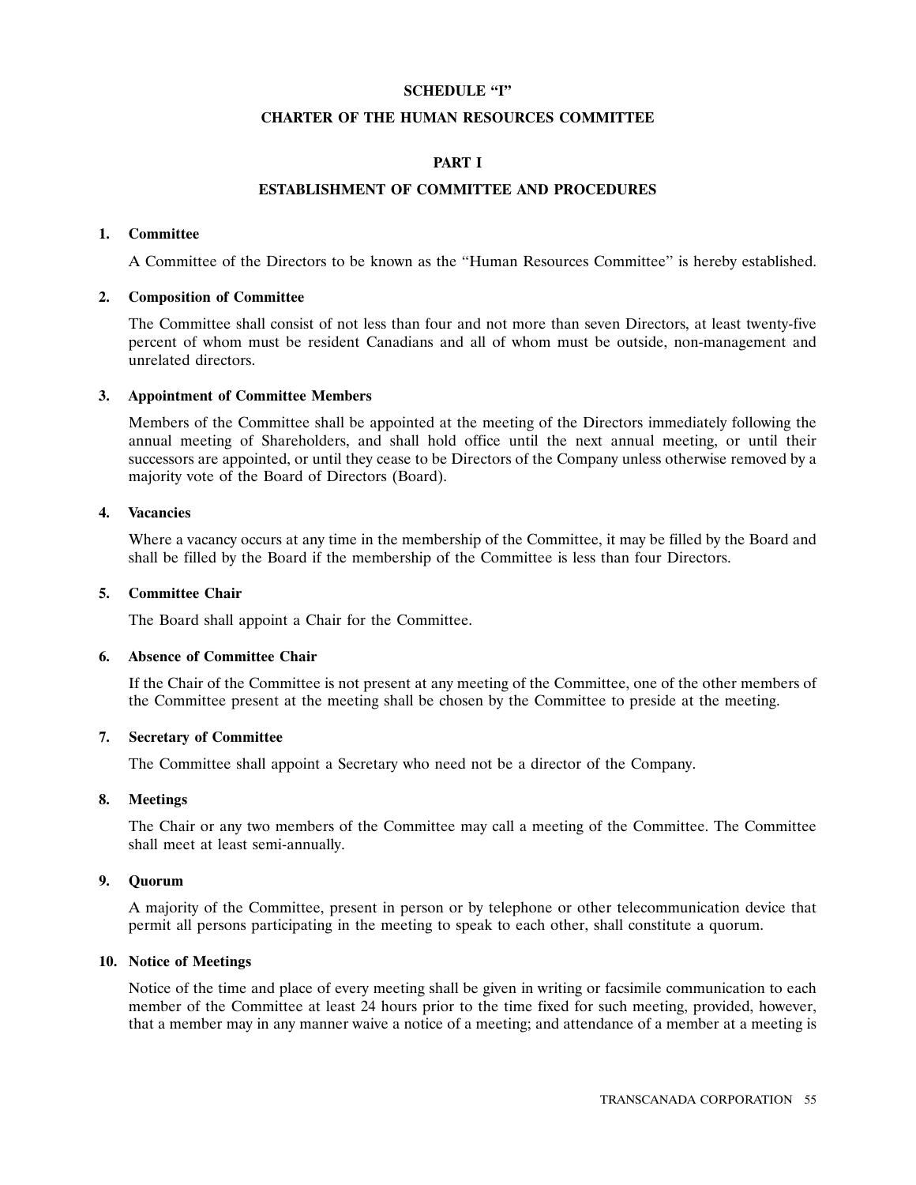# SCHEDULE "I"

# CHARTER OF THE HUMAN RESOURCES COMMITTEE

## PART I

## ESTABLISHMENT OF COMMITTEE AND PROCEDURES

**1. Committee**

A Committee of the Directors to be known as the "Human Resources Committee" is hereby established.

**2. Composition of Committee**

The Committee shall consist of not less than four and not more than seven Directors, at least twenty-five percent of whom must be resident Canadians and all of whom must be outside, non-management and unrelated directors.

**3. Appointment of Committee Members**

Members of the Committee shall be appointed at the meeting of the Directors immediately following the annual meeting of Shareholders, and shall hold office until the next annual meeting, or until their successors are appointed, or until they cease to be Directors of the Company unless otherwise removed by a majority vote of the Board of Directors (Board).

**4. Vacancies**

Where a vacancy occurs at any time in the membership of the Committee, it may be filled by the Board and shall be filled by the Board if the membership of the Committee is less than four Directors.

**5. Committee Chair**

The Board shall appoint a Chair for the Committee.

**6. Absence of Committee Chair**

If the Chair of the Committee is not present at any meeting of the Committee, one of the other members of the Committee present at the meeting shall be chosen by the Committee to preside at the meeting.

**7. Secretary of Committee**

The Committee shall appoint a Secretary who need not be a director of the Company.

**8. Meetings**

The Chair or any two members of the Committee may call a meeting of the Committee. The Committee shall meet at least semi-annually.

**9. Quorum**

A majority of the Committee, present in person or by telephone or other telecommunication device that permit all persons participating in the meeting to speak to each other, shall constitute a quorum.

**10. Notice of Meetings**

Notice of the time and place of every meeting shall be given in writing or facsimile communication to each member of the Committee at least 24 hours prior to the time fixed for such meeting, provided, however, that a member may in any manner waive a notice of a meeting; and attendance of a member at a meeting is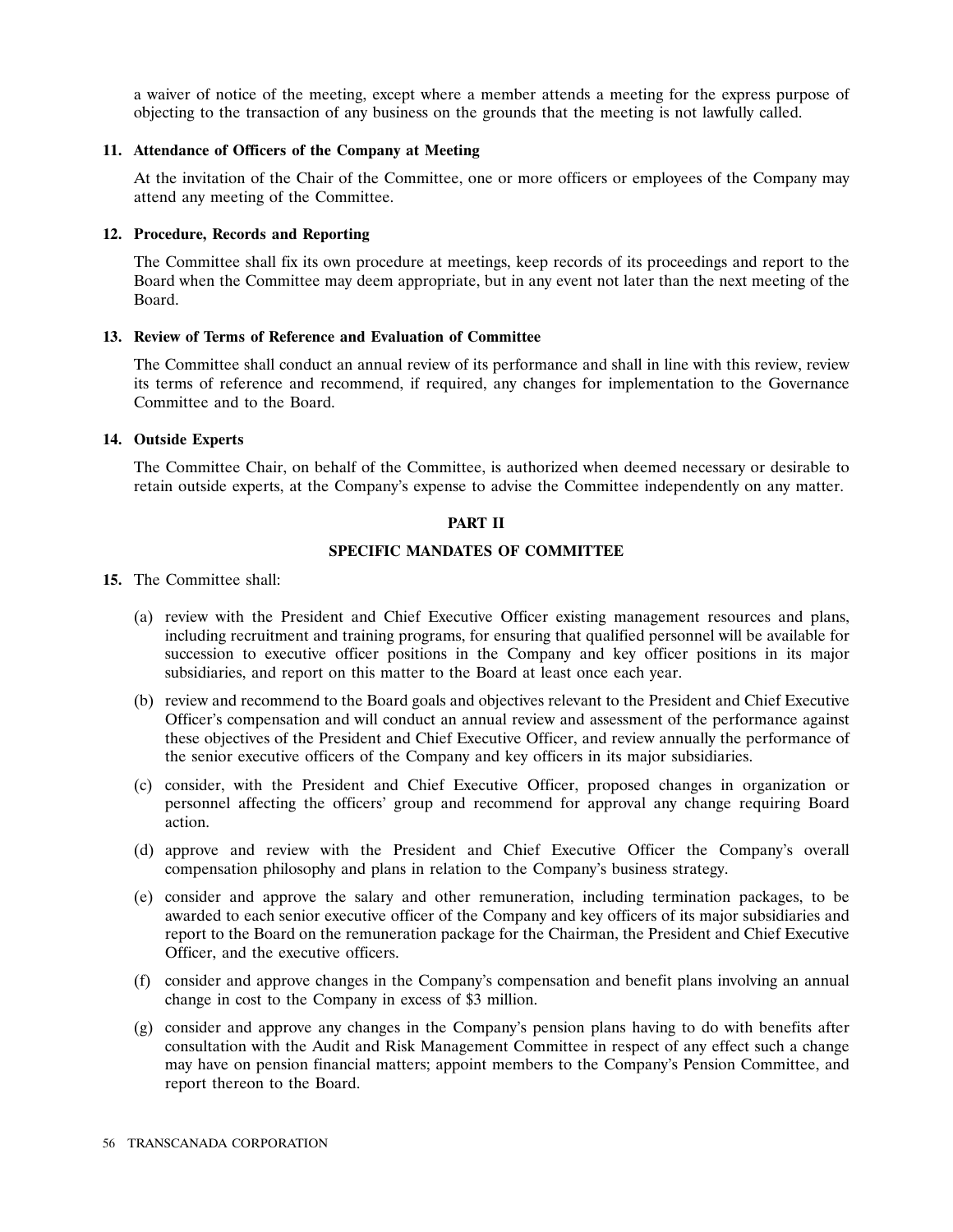a waiver of notice of the meeting, except where a member attends a meeting for the express purpose of objecting to the transaction of any business on the grounds that the meeting is not lawfully called.

**11. Attendance of Officers of the Company at Meeting**

At the invitation of the Chair of the Committee, one or more officers or employees of the Company may attend any meeting of the Committee.

**12. Procedure, Records and Reporting**

The Committee shall fix its own procedure at meetings, keep records of its proceedings and report to the Board when the Committee may deem appropriate, but in any event not later than the next meeting of the Board.

**13. Review of Terms of Reference and Evaluation of Committee**

The Committee shall conduct an annual review of its performance and shall in line with this review, review its terms of reference and recommend, if required, any changes for implementation to the Governance Committee and to the Board.

**14. Outside Experts**

The Committee Chair, on behalf of the Committee, is authorized when deemed necessary or desirable to retain outside experts, at the Company's expense to advise the Committee independently on any matter.

## PART II

## SPECIFIC MANDATES OF COMMITTEE

**15.** The Committee shall:

(a) review with the President and Chief Executive Officer existing management resources and plans, including recruitment and training programs, for ensuring that qualified personnel will be available for succession to executive officer positions in the Company and key officer positions in its major subsidiaries, and report on this matter to the Board at least once each year.

(b) review and recommend to the Board goals and objectives relevant to the President and Chief Executive Officer's compensation and will conduct an annual review and assessment of the performance against these objectives of the President and Chief Executive Officer, and review annually the performance of the senior executive officers of the Company and key officers in its major subsidiaries.

(c) consider, with the President and Chief Executive Officer, proposed changes in organization or personnel affecting the officers' group and recommend for approval any change requiring Board action.

(d) approve and review with the President and Chief Executive Officer the Company's overall compensation philosophy and plans in relation to the Company's business strategy.

(e) consider and approve the salary and other remuneration, including termination packages, to be awarded to each senior executive officer of the Company and key officers of its major subsidiaries and report to the Board on the remuneration package for the Chairman, the President and Chief Executive Officer, and the executive officers.

(f) consider and approve changes in the Company's compensation and benefit plans involving an annual change in cost to the Company in excess of $3 million.

(g) consider and approve any changes in the Company's pension plans having to do with benefits after consultation with the Audit and Risk Management Committee in respect of any effect such a change may have on pension financial matters; appoint members to the Company's Pension Committee, and report thereon to the Board.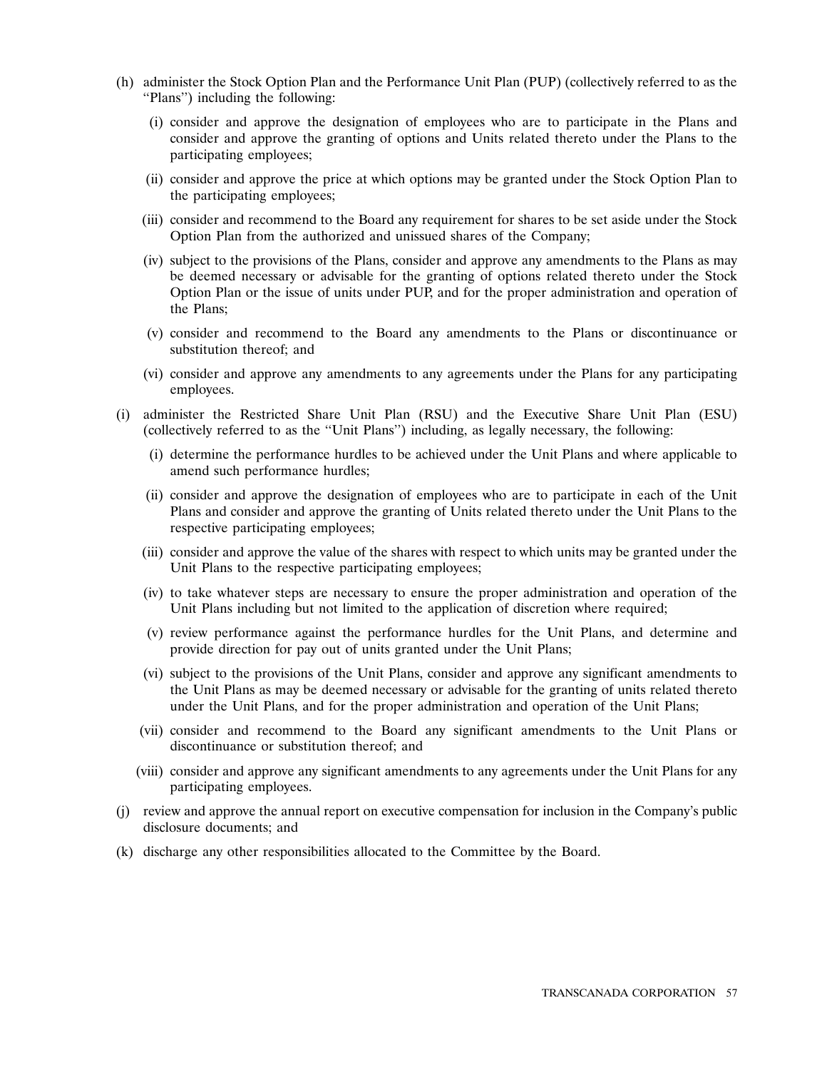(h) administer the Stock Option Plan and the Performance Unit Plan (PUP) (collectively referred to as the "Plans") including the following:

  (i) consider and approve the designation of employees who are to participate in the Plans and consider and approve the granting of options and Units related thereto under the Plans to the participating employees;

  (ii) consider and approve the price at which options may be granted under the Stock Option Plan to the participating employees;

  (iii) consider and recommend to the Board any requirement for shares to be set aside under the Stock Option Plan from the authorized and unissued shares of the Company;

  (iv) subject to the provisions of the Plans, consider and approve any amendments to the Plans as may be deemed necessary or advisable for the granting of options related thereto under the Stock Option Plan or the issue of units under PUP, and for the proper administration and operation of the Plans;

  (v) consider and recommend to the Board any amendments to the Plans or discontinuance or substitution thereof; and

  (vi) consider and approve any amendments to any agreements under the Plans for any participating employees.

(i) administer the Restricted Share Unit Plan (RSU) and the Executive Share Unit Plan (ESU) (collectively referred to as the "Unit Plans") including, as legally necessary, the following:

  (i) determine the performance hurdles to be achieved under the Unit Plans and where applicable to amend such performance hurdles;

  (ii) consider and approve the designation of employees who are to participate in each of the Unit Plans and consider and approve the granting of Units related thereto under the Unit Plans to the respective participating employees;

  (iii) consider and approve the value of the shares with respect to which units may be granted under the Unit Plans to the respective participating employees;

  (iv) to take whatever steps are necessary to ensure the proper administration and operation of the Unit Plans including but not limited to the application of discretion where required;

  (v) review performance against the performance hurdles for the Unit Plans, and determine and provide direction for pay out of units granted under the Unit Plans;

  (vi) subject to the provisions of the Unit Plans, consider and approve any significant amendments to the Unit Plans as may be deemed necessary or advisable for the granting of units related thereto under the Unit Plans, and for the proper administration and operation of the Unit Plans;

  (vii) consider and recommend to the Board any significant amendments to the Unit Plans or discontinuance or substitution thereof; and

  (viii) consider and approve any significant amendments to any agreements under the Unit Plans for any participating employees.

(j) review and approve the annual report on executive compensation for inclusion in the Company's public disclosure documents; and

(k) discharge any other responsibilities allocated to the Committee by the Board.